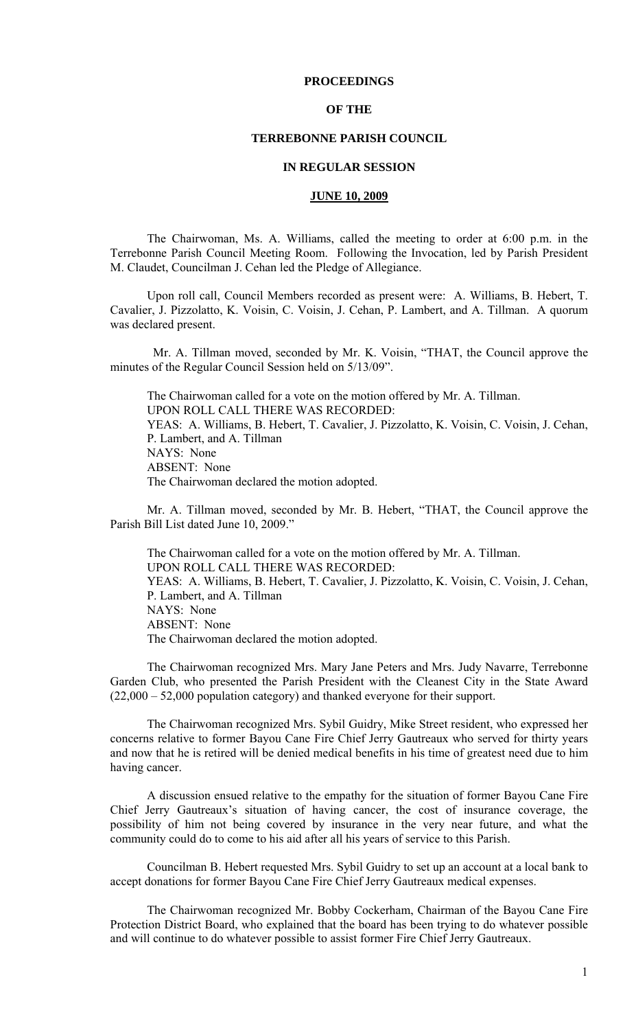**PROCEEDINGS**

**OF THE**

**TERREBONNE PARISH COUNCIL**

**IN REGULAR SESSION**

**JUNE 10, 2009**

The Chairwoman, Ms. A. Williams, called the meeting to order at 6:00 p.m. in the Terrebonne Parish Council Meeting Room. Following the Invocation, led by Parish President M. Claudet, Councilman J. Cehan led the Pledge of Allegiance.

Upon roll call, Council Members recorded as present were: A. Williams, B. Hebert, T. Cavalier, J. Pizzolatto, K. Voisin, C. Voisin, J. Cehan, P. Lambert, and A. Tillman. A quorum was declared present.

Mr. A. Tillman moved, seconded by Mr. K. Voisin, "THAT, the Council approve the minutes of the Regular Council Session held on 5/13/09".

The Chairwoman called for a vote on the motion offered by Mr. A. Tillman.
UPON ROLL CALL THERE WAS RECORDED:
YEAS: A. Williams, B. Hebert, T. Cavalier, J. Pizzolatto, K. Voisin, C. Voisin, J. Cehan, P. Lambert, and A. Tillman
NAYS: None
ABSENT: None
The Chairwoman declared the motion adopted.

Mr. A. Tillman moved, seconded by Mr. B. Hebert, "THAT, the Council approve the Parish Bill List dated June 10, 2009."

The Chairwoman called for a vote on the motion offered by Mr. A. Tillman.
UPON ROLL CALL THERE WAS RECORDED:
YEAS: A. Williams, B. Hebert, T. Cavalier, J. Pizzolatto, K. Voisin, C. Voisin, J. Cehan, P. Lambert, and A. Tillman
NAYS: None
ABSENT: None
The Chairwoman declared the motion adopted.

The Chairwoman recognized Mrs. Mary Jane Peters and Mrs. Judy Navarre, Terrebonne Garden Club, who presented the Parish President with the Cleanest City in the State Award (22,000 – 52,000 population category) and thanked everyone for their support.

The Chairwoman recognized Mrs. Sybil Guidry, Mike Street resident, who expressed her concerns relative to former Bayou Cane Fire Chief Jerry Gautreaux who served for thirty years and now that he is retired will be denied medical benefits in his time of greatest need due to him having cancer.

A discussion ensued relative to the empathy for the situation of former Bayou Cane Fire Chief Jerry Gautreaux's situation of having cancer, the cost of insurance coverage, the possibility of him not being covered by insurance in the very near future, and what the community could do to come to his aid after all his years of service to this Parish.

Councilman B. Hebert requested Mrs. Sybil Guidry to set up an account at a local bank to accept donations for former Bayou Cane Fire Chief Jerry Gautreaux medical expenses.

The Chairwoman recognized Mr. Bobby Cockerham, Chairman of the Bayou Cane Fire Protection District Board, who explained that the board has been trying to do whatever possible and will continue to do whatever possible to assist former Fire Chief Jerry Gautreaux.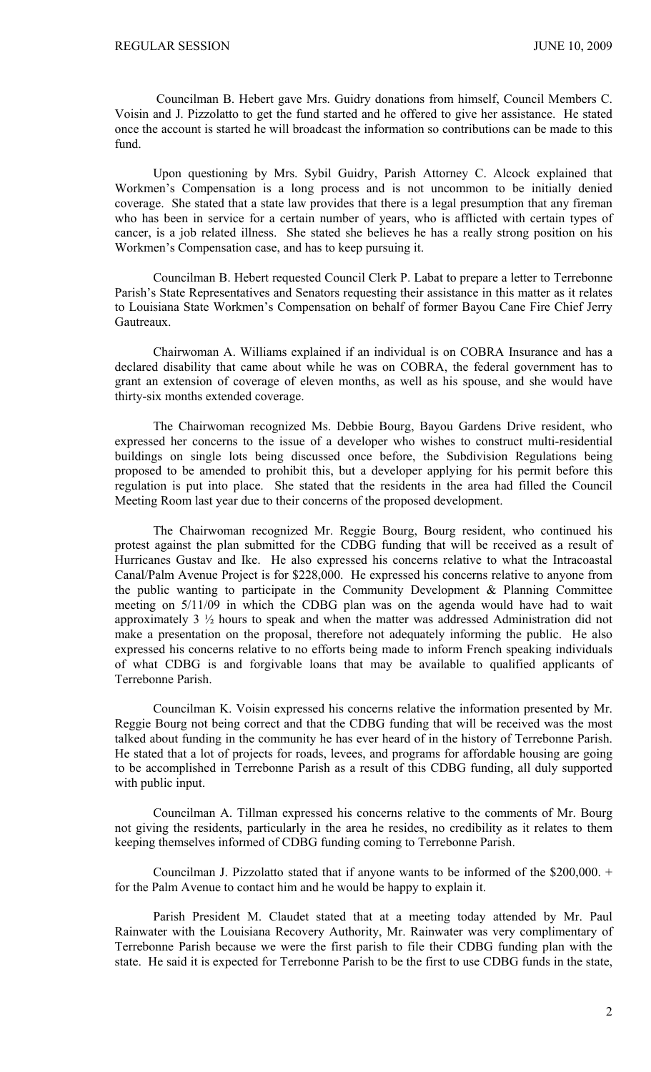Councilman B. Hebert gave Mrs. Guidry donations from himself, Council Members C. Voisin and J. Pizzolatto to get the fund started and he offered to give her assistance. He stated once the account is started he will broadcast the information so contributions can be made to this fund.

Upon questioning by Mrs. Sybil Guidry, Parish Attorney C. Alcock explained that Workmen's Compensation is a long process and is not uncommon to be initially denied coverage. She stated that a state law provides that there is a legal presumption that any fireman who has been in service for a certain number of years, who is afflicted with certain types of cancer, is a job related illness. She stated she believes he has a really strong position on his Workmen's Compensation case, and has to keep pursuing it.

Councilman B. Hebert requested Council Clerk P. Labat to prepare a letter to Terrebonne Parish's State Representatives and Senators requesting their assistance in this matter as it relates to Louisiana State Workmen's Compensation on behalf of former Bayou Cane Fire Chief Jerry Gautreaux.

Chairwoman A. Williams explained if an individual is on COBRA Insurance and has a declared disability that came about while he was on COBRA, the federal government has to grant an extension of coverage of eleven months, as well as his spouse, and she would have thirty-six months extended coverage.

The Chairwoman recognized Ms. Debbie Bourg, Bayou Gardens Drive resident, who expressed her concerns to the issue of a developer who wishes to construct multi-residential buildings on single lots being discussed once before, the Subdivision Regulations being proposed to be amended to prohibit this, but a developer applying for his permit before this regulation is put into place. She stated that the residents in the area had filled the Council Meeting Room last year due to their concerns of the proposed development.

The Chairwoman recognized Mr. Reggie Bourg, Bourg resident, who continued his protest against the plan submitted for the CDBG funding that will be received as a result of Hurricanes Gustav and Ike. He also expressed his concerns relative to what the Intracoastal Canal/Palm Avenue Project is for $228,000. He expressed his concerns relative to anyone from the public wanting to participate in the Community Development & Planning Committee meeting on 5/11/09 in which the CDBG plan was on the agenda would have had to wait approximately 3 ½ hours to speak and when the matter was addressed Administration did not make a presentation on the proposal, therefore not adequately informing the public. He also expressed his concerns relative to no efforts being made to inform French speaking individuals of what CDBG is and forgivable loans that may be available to qualified applicants of Terrebonne Parish.

Councilman K. Voisin expressed his concerns relative the information presented by Mr. Reggie Bourg not being correct and that the CDBG funding that will be received was the most talked about funding in the community he has ever heard of in the history of Terrebonne Parish. He stated that a lot of projects for roads, levees, and programs for affordable housing are going to be accomplished in Terrebonne Parish as a result of this CDBG funding, all duly supported with public input.

Councilman A. Tillman expressed his concerns relative to the comments of Mr. Bourg not giving the residents, particularly in the area he resides, no credibility as it relates to them keeping themselves informed of CDBG funding coming to Terrebonne Parish.

Councilman J. Pizzolatto stated that if anyone wants to be informed of the $200,000. + for the Palm Avenue to contact him and he would be happy to explain it.

Parish President M. Claudet stated that at a meeting today attended by Mr. Paul Rainwater with the Louisiana Recovery Authority, Mr. Rainwater was very complimentary of Terrebonne Parish because we were the first parish to file their CDBG funding plan with the state. He said it is expected for Terrebonne Parish to be the first to use CDBG funds in the state,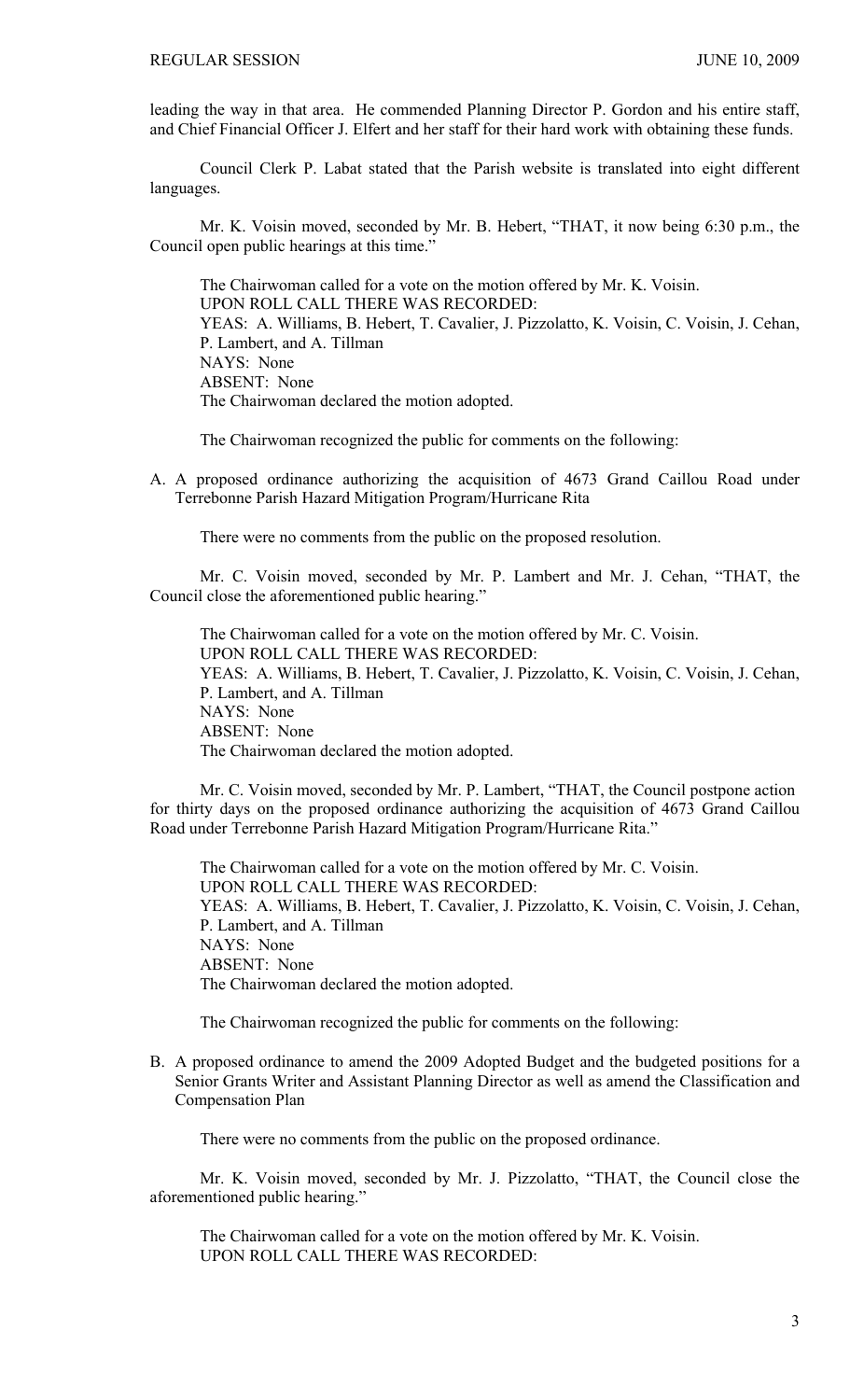leading the way in that area. He commended Planning Director P. Gordon and his entire staff, and Chief Financial Officer J. Elfert and her staff for their hard work with obtaining these funds.

Council Clerk P. Labat stated that the Parish website is translated into eight different languages.

Mr. K. Voisin moved, seconded by Mr. B. Hebert, "THAT, it now being 6:30 p.m., the Council open public hearings at this time."

The Chairwoman called for a vote on the motion offered by Mr. K. Voisin.
UPON ROLL CALL THERE WAS RECORDED:
YEAS: A. Williams, B. Hebert, T. Cavalier, J. Pizzolatto, K. Voisin, C. Voisin, J. Cehan, P. Lambert, and A. Tillman
NAYS: None
ABSENT: None
The Chairwoman declared the motion adopted.

The Chairwoman recognized the public for comments on the following:

A. A proposed ordinance authorizing the acquisition of 4673 Grand Caillou Road under Terrebonne Parish Hazard Mitigation Program/Hurricane Rita

There were no comments from the public on the proposed resolution.

Mr. C. Voisin moved, seconded by Mr. P. Lambert and Mr. J. Cehan, "THAT, the Council close the aforementioned public hearing."

The Chairwoman called for a vote on the motion offered by Mr. C. Voisin.
UPON ROLL CALL THERE WAS RECORDED:
YEAS: A. Williams, B. Hebert, T. Cavalier, J. Pizzolatto, K. Voisin, C. Voisin, J. Cehan, P. Lambert, and A. Tillman
NAYS: None
ABSENT: None
The Chairwoman declared the motion adopted.

Mr. C. Voisin moved, seconded by Mr. P. Lambert, "THAT, the Council postpone action for thirty days on the proposed ordinance authorizing the acquisition of 4673 Grand Caillou Road under Terrebonne Parish Hazard Mitigation Program/Hurricane Rita."

The Chairwoman called for a vote on the motion offered by Mr. C. Voisin.
UPON ROLL CALL THERE WAS RECORDED:
YEAS: A. Williams, B. Hebert, T. Cavalier, J. Pizzolatto, K. Voisin, C. Voisin, J. Cehan, P. Lambert, and A. Tillman
NAYS: None
ABSENT: None
The Chairwoman declared the motion adopted.

The Chairwoman recognized the public for comments on the following:

B. A proposed ordinance to amend the 2009 Adopted Budget and the budgeted positions for a Senior Grants Writer and Assistant Planning Director as well as amend the Classification and Compensation Plan

There were no comments from the public on the proposed ordinance.

Mr. K. Voisin moved, seconded by Mr. J. Pizzolatto, "THAT, the Council close the aforementioned public hearing."

The Chairwoman called for a vote on the motion offered by Mr. K. Voisin.
UPON ROLL CALL THERE WAS RECORDED: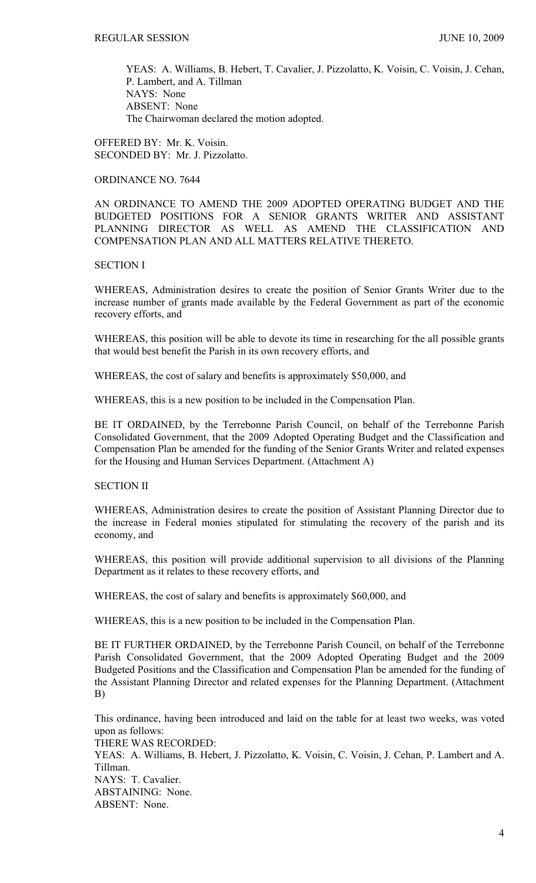YEAS: A. Williams, B. Hebert, T. Cavalier, J. Pizzolatto, K. Voisin, C. Voisin, J. Cehan, P. Lambert, and A. Tillman
NAYS: None
ABSENT: None
The Chairwoman declared the motion adopted.

OFFERED BY: Mr. K. Voisin.
SECONDED BY: Mr. J. Pizzolatto.

ORDINANCE NO. 7644

AN ORDINANCE TO AMEND THE 2009 ADOPTED OPERATING BUDGET AND THE BUDGETED POSITIONS FOR A SENIOR GRANTS WRITER AND ASSISTANT PLANNING DIRECTOR AS WELL AS AMEND THE CLASSIFICATION AND COMPENSATION PLAN AND ALL MATTERS RELATIVE THERETO.

SECTION I

WHEREAS, Administration desires to create the position of Senior Grants Writer due to the increase number of grants made available by the Federal Government as part of the economic recovery efforts, and

WHEREAS, this position will be able to devote its time in researching for the all possible grants that would best benefit the Parish in its own recovery efforts, and

WHEREAS, the cost of salary and benefits is approximately $50,000, and

WHEREAS, this is a new position to be included in the Compensation Plan.

BE IT ORDAINED, by the Terrebonne Parish Council, on behalf of the Terrebonne Parish Consolidated Government, that the 2009 Adopted Operating Budget and the Classification and Compensation Plan be amended for the funding of the Senior Grants Writer and related expenses for the Housing and Human Services Department. (Attachment A)

SECTION II

WHEREAS, Administration desires to create the position of Assistant Planning Director due to the increase in Federal monies stipulated for stimulating the recovery of the parish and its economy, and

WHEREAS, this position will provide additional supervision to all divisions of the Planning Department as it relates to these recovery efforts, and

WHEREAS, the cost of salary and benefits is approximately $60,000, and

WHEREAS, this is a new position to be included in the Compensation Plan.

BE IT FURTHER ORDAINED, by the Terrebonne Parish Council, on behalf of the Terrebonne Parish Consolidated Government, that the 2009 Adopted Operating Budget and the 2009 Budgeted Positions and the Classification and Compensation Plan be amended for the funding of the Assistant Planning Director and related expenses for the Planning Department. (Attachment B)

This ordinance, having been introduced and laid on the table for at least two weeks, was voted upon as follows:
THERE WAS RECORDED:
YEAS: A. Williams, B. Hebert, J. Pizzolatto, K. Voisin, C. Voisin, J. Cehan, P. Lambert and A. Tillman.
NAYS: T. Cavalier.
ABSTAINING: None.
ABSENT: None.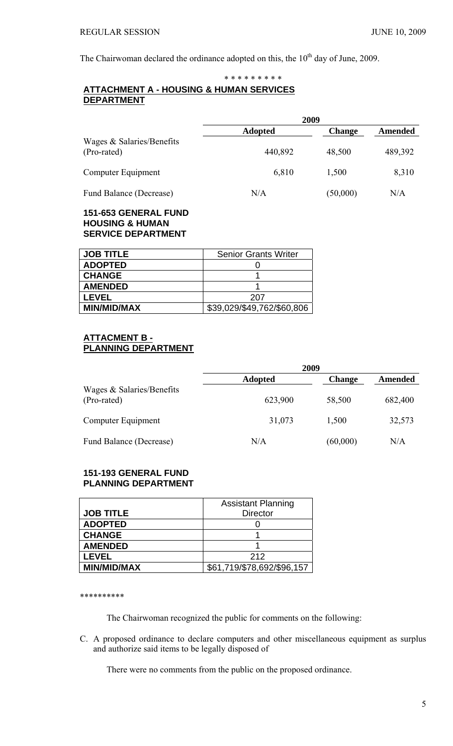The Chairwoman declared the ordinance adopted on this, the 10th day of June, 2009.

\* \* \* \* \* \* \* \* \*

**ATTACHMENT A - HOUSING & HUMAN SERVICES DEPARTMENT**

| | 2009 | | |
|---|---|---|---|
| | **Adopted** | **Change** | **Amended** |
| Wages & Salaries/Benefits (Pro-rated) | 440,892 | 48,500 | 489,392 |
| Computer Equipment | 6,810 | 1,500 | 8,310 |
| Fund Balance (Decrease) | N/A | (50,000) | N/A |

**151-653 GENERAL FUND HOUSING & HUMAN SERVICE DEPARTMENT**

| **JOB TITLE** | Senior Grants Writer |
|---|---|
| **ADOPTED** | 0 |
| **CHANGE** | 1 |
| **AMENDED** | 1 |
| **LEVEL** | 207 |
| **MIN/MID/MAX** | $39,029/$49,762/$60,806 |

**ATTACMENT B - PLANNING DEPARTMENT**

| | 2009 | | |
|---|---|---|---|
| | **Adopted** | **Change** | **Amended** |
| Wages & Salaries/Benefits (Pro-rated) | 623,900 | 58,500 | 682,400 |
| Computer Equipment | 31,073 | 1,500 | 32,573 |
| Fund Balance (Decrease) | N/A | (60,000) | N/A |

**151-193 GENERAL FUND PLANNING DEPARTMENT**

| **JOB TITLE** | Assistant Planning Director |
|---|---|
| **ADOPTED** | 0 |
| **CHANGE** | 1 |
| **AMENDED** | 1 |
| **LEVEL** | 212 |
| **MIN/MID/MAX** | $61,719/$78,692/$96,157 |

\*\*\*\*\*\*\*\*\*\*

The Chairwoman recognized the public for comments on the following:

C. A proposed ordinance to declare computers and other miscellaneous equipment as surplus and authorize said items to be legally disposed of

There were no comments from the public on the proposed ordinance.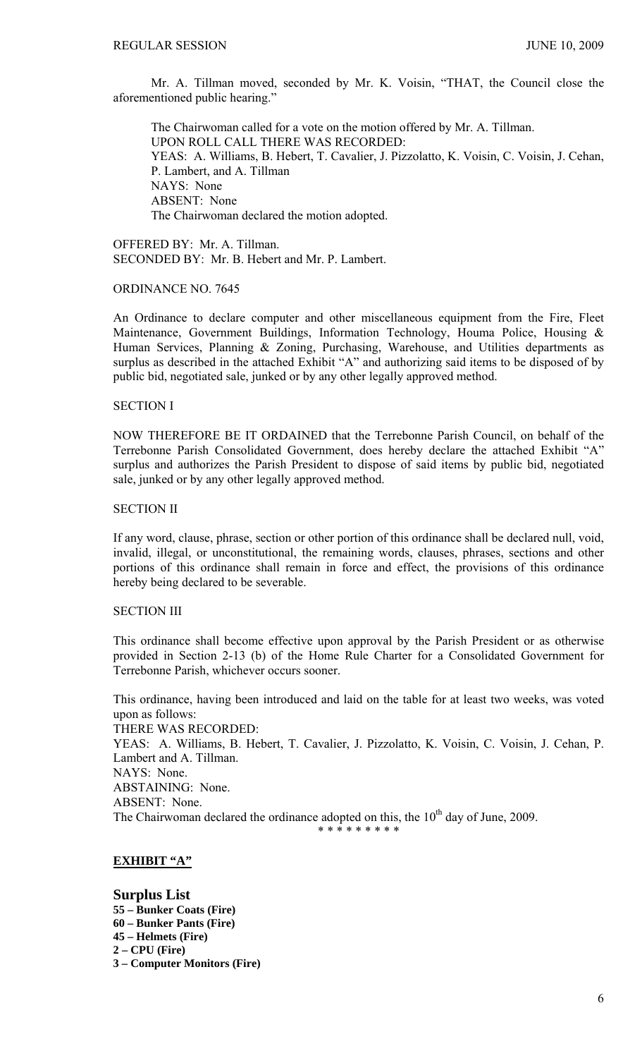Mr. A. Tillman moved, seconded by Mr. K. Voisin, "THAT, the Council close the aforementioned public hearing."

The Chairwoman called for a vote on the motion offered by Mr. A. Tillman.
UPON ROLL CALL THERE WAS RECORDED:
YEAS: A. Williams, B. Hebert, T. Cavalier, J. Pizzolatto, K. Voisin, C. Voisin, J. Cehan, P. Lambert, and A. Tillman
NAYS: None
ABSENT: None
The Chairwoman declared the motion adopted.

OFFERED BY: Mr. A. Tillman.
SECONDED BY: Mr. B. Hebert and Mr. P. Lambert.

ORDINANCE NO. 7645

An Ordinance to declare computer and other miscellaneous equipment from the Fire, Fleet Maintenance, Government Buildings, Information Technology, Houma Police, Housing & Human Services, Planning & Zoning, Purchasing, Warehouse, and Utilities departments as surplus as described in the attached Exhibit "A" and authorizing said items to be disposed of by public bid, negotiated sale, junked or by any other legally approved method.

SECTION I

NOW THEREFORE BE IT ORDAINED that the Terrebonne Parish Council, on behalf of the Terrebonne Parish Consolidated Government, does hereby declare the attached Exhibit "A" surplus and authorizes the Parish President to dispose of said items by public bid, negotiated sale, junked or by any other legally approved method.

SECTION II

If any word, clause, phrase, section or other portion of this ordinance shall be declared null, void, invalid, illegal, or unconstitutional, the remaining words, clauses, phrases, sections and other portions of this ordinance shall remain in force and effect, the provisions of this ordinance hereby being declared to be severable.

SECTION III

This ordinance shall become effective upon approval by the Parish President or as otherwise provided in Section 2-13 (b) of the Home Rule Charter for a Consolidated Government for Terrebonne Parish, whichever occurs sooner.

This ordinance, having been introduced and laid on the table for at least two weeks, was voted upon as follows:
THERE WAS RECORDED:
YEAS: A. Williams, B. Hebert, T. Cavalier, J. Pizzolatto, K. Voisin, C. Voisin, J. Cehan, P. Lambert and A. Tillman.
NAYS: None.
ABSTAINING: None.
ABSENT: None.
The Chairwoman declared the ordinance adopted on this, the 10th day of June, 2009.

\* \* \* \* \* \* \* \* \*

**EXHIBIT "A"**

**Surplus List**
**55 – Bunker Coats (Fire)**
**60 – Bunker Pants (Fire)**
**45 – Helmets (Fire)**
**2 – CPU (Fire)**
**3 – Computer Monitors (Fire)**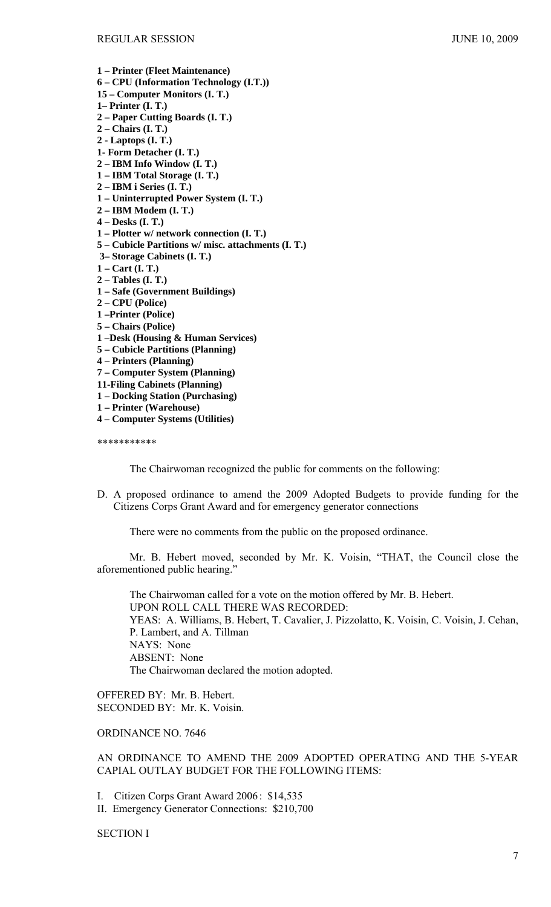**1 – Printer (Fleet Maintenance)**
**6 – CPU (Information Technology (I.T.))**
**15 – Computer Monitors (I. T.)**
**1– Printer (I. T.)**
**2 – Paper Cutting Boards (I. T.)**
**2 – Chairs (I. T.)**
**2 - Laptops (I. T.)**
**1- Form Detacher (I. T.)**
**2 – IBM Info Window (I. T.)**
**1 – IBM Total Storage (I. T.)**
**2 – IBM i Series (I. T.)**
**1 – Uninterrupted Power System (I. T.)**
**2 – IBM Modem (I. T.)**
**4 – Desks (I. T.)**
**1 – Plotter w/ network connection (I. T.)**
**5 – Cubicle Partitions w/ misc. attachments (I. T.)**
**3– Storage Cabinets (I. T.)**
**1 – Cart (I. T.)**
**2 – Tables (I. T.)**
**1 – Safe (Government Buildings)**
**2 – CPU (Police)**
**1 –Printer (Police)**
**5 – Chairs (Police)**
**1 –Desk (Housing & Human Services)**
**5 – Cubicle Partitions (Planning)**
**4 – Printers (Planning)**
**7 – Computer System (Planning)**
**11-Filing Cabinets (Planning)**
**1 – Docking Station (Purchasing)**
**1 – Printer (Warehouse)**
**4 – Computer Systems (Utilities)**

***********

The Chairwoman recognized the public for comments on the following:

D. A proposed ordinance to amend the 2009 Adopted Budgets to provide funding for the Citizens Corps Grant Award and for emergency generator connections

There were no comments from the public on the proposed ordinance.

Mr. B. Hebert moved, seconded by Mr. K. Voisin, "THAT, the Council close the aforementioned public hearing."

The Chairwoman called for a vote on the motion offered by Mr. B. Hebert.
UPON ROLL CALL THERE WAS RECORDED:
YEAS: A. Williams, B. Hebert, T. Cavalier, J. Pizzolatto, K. Voisin, C. Voisin, J. Cehan, P. Lambert, and A. Tillman
NAYS: None
ABSENT: None
The Chairwoman declared the motion adopted.

OFFERED BY: Mr. B. Hebert.
SECONDED BY: Mr. K. Voisin.

ORDINANCE NO. 7646

AN ORDINANCE TO AMEND THE 2009 ADOPTED OPERATING AND THE 5-YEAR CAPIAL OUTLAY BUDGET FOR THE FOLLOWING ITEMS:

I. Citizen Corps Grant Award 2006 : $14,535
II. Emergency Generator Connections: $210,700

SECTION I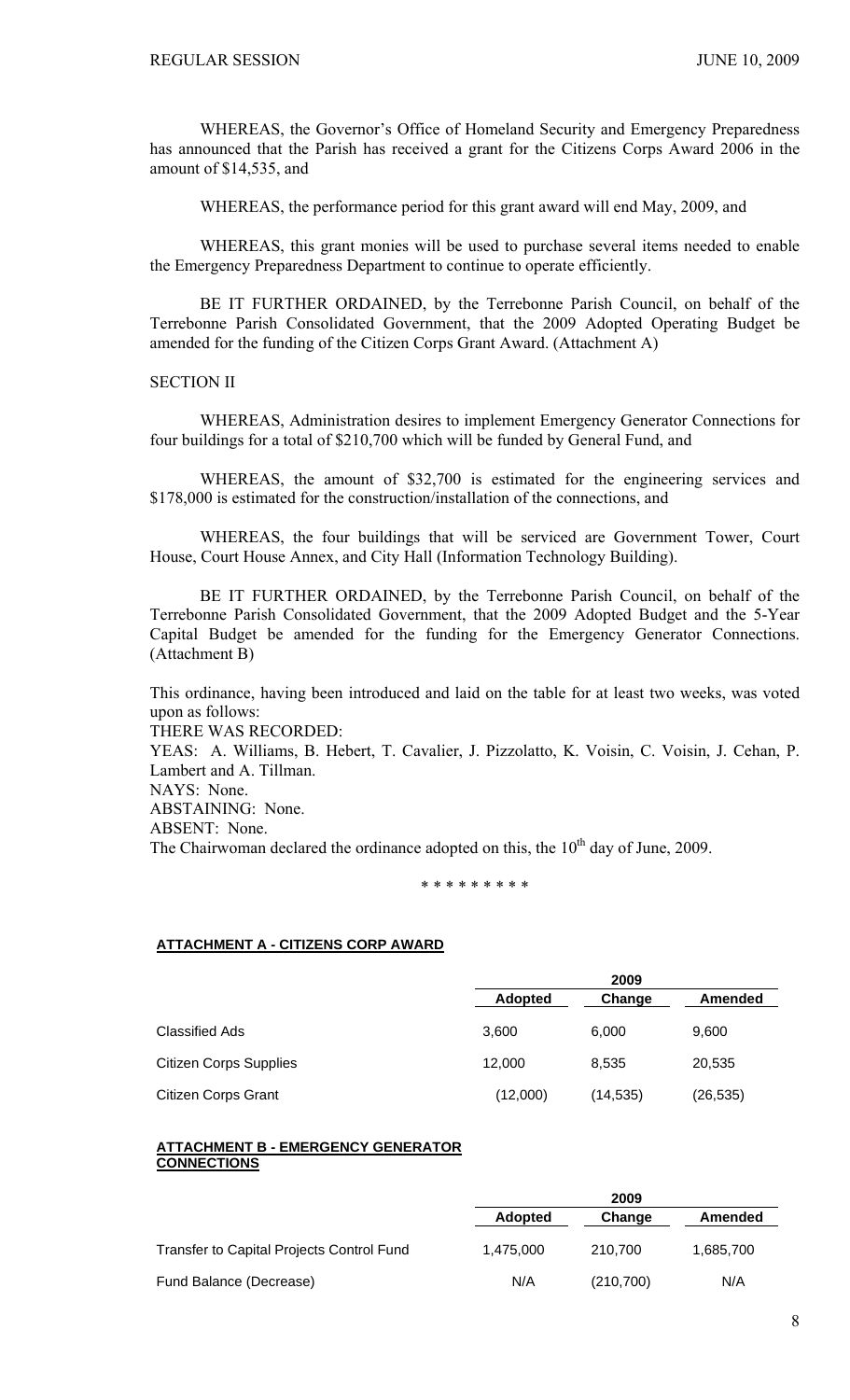WHEREAS, the Governor's Office of Homeland Security and Emergency Preparedness has announced that the Parish has received a grant for the Citizens Corps Award 2006 in the amount of $14,535, and

WHEREAS, the performance period for this grant award will end May, 2009, and

WHEREAS, this grant monies will be used to purchase several items needed to enable the Emergency Preparedness Department to continue to operate efficiently.

BE IT FURTHER ORDAINED, by the Terrebonne Parish Council, on behalf of the Terrebonne Parish Consolidated Government, that the 2009 Adopted Operating Budget be amended for the funding of the Citizen Corps Grant Award. (Attachment A)

SECTION II

WHEREAS, Administration desires to implement Emergency Generator Connections for four buildings for a total of $210,700 which will be funded by General Fund, and

WHEREAS, the amount of $32,700 is estimated for the engineering services and $178,000 is estimated for the construction/installation of the connections, and

WHEREAS, the four buildings that will be serviced are Government Tower, Court House, Court House Annex, and City Hall (Information Technology Building).

BE IT FURTHER ORDAINED, by the Terrebonne Parish Council, on behalf of the Terrebonne Parish Consolidated Government, that the 2009 Adopted Budget and the 5-Year Capital Budget be amended for the funding for the Emergency Generator Connections. (Attachment B)

This ordinance, having been introduced and laid on the table for at least two weeks, was voted upon as follows:
THERE WAS RECORDED:
YEAS: A. Williams, B. Hebert, T. Cavalier, J. Pizzolatto, K. Voisin, C. Voisin, J. Cehan, P. Lambert and A. Tillman.
NAYS: None.
ABSTAINING: None.
ABSENT: None.
The Chairwoman declared the ordinance adopted on this, the 10th day of June, 2009.

\* \* \* \* \* \* \* \* \*

**ATTACHMENT A - CITIZENS CORP AWARD**

| | 2009 | | |
|---|---|---|---|
| | **Adopted** | **Change** | **Amended** |
| Classified Ads | 3,600 | 6,000 | 9,600 |
| Citizen Corps Supplies | 12,000 | 8,535 | 20,535 |
| Citizen Corps Grant | (12,000) | (14,535) | (26,535) |

**ATTACHMENT B - EMERGENCY GENERATOR CONNECTIONS**

| | 2009 | | |
|---|---|---|---|
| | **Adopted** | **Change** | **Amended** |
| Transfer to Capital Projects Control Fund | 1,475,000 | 210,700 | 1,685,700 |
| Fund Balance (Decrease) | N/A | (210,700) | N/A |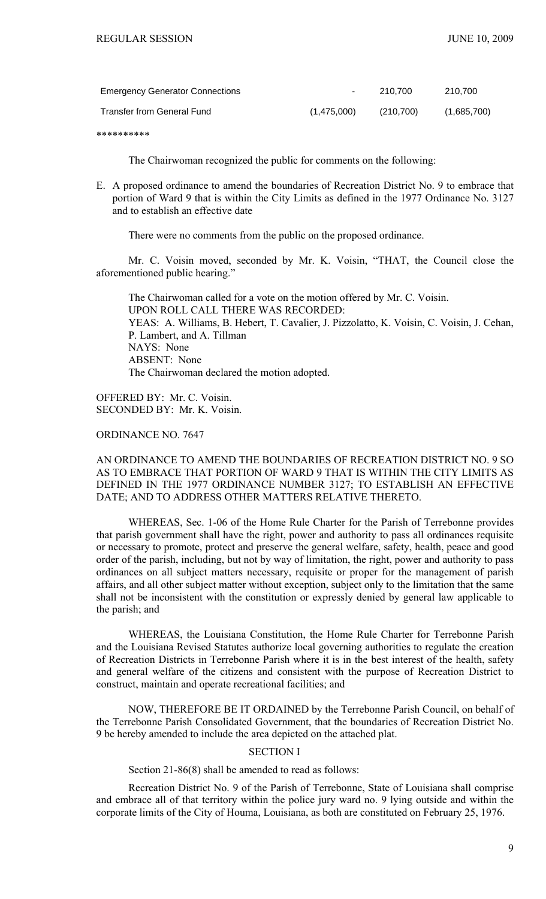| | | | |
|---|---|---|---|
| Emergency Generator Connections | - | 210,700 | 210,700 |
| Transfer from General Fund | (1,475,000) | (210,700) | (1,685,700) |

\*\*\*\*\*\*\*\*\*\*

The Chairwoman recognized the public for comments on the following:

E. A proposed ordinance to amend the boundaries of Recreation District No. 9 to embrace that portion of Ward 9 that is within the City Limits as defined in the 1977 Ordinance No. 3127 and to establish an effective date

There were no comments from the public on the proposed ordinance.

Mr. C. Voisin moved, seconded by Mr. K. Voisin, "THAT, the Council close the aforementioned public hearing."

The Chairwoman called for a vote on the motion offered by Mr. C. Voisin.
UPON ROLL CALL THERE WAS RECORDED:
YEAS: A. Williams, B. Hebert, T. Cavalier, J. Pizzolatto, K. Voisin, C. Voisin, J. Cehan, P. Lambert, and A. Tillman
NAYS: None
ABSENT: None
The Chairwoman declared the motion adopted.

OFFERED BY: Mr. C. Voisin.
SECONDED BY: Mr. K. Voisin.

ORDINANCE NO. 7647

AN ORDINANCE TO AMEND THE BOUNDARIES OF RECREATION DISTRICT NO. 9 SO AS TO EMBRACE THAT PORTION OF WARD 9 THAT IS WITHIN THE CITY LIMITS AS DEFINED IN THE 1977 ORDINANCE NUMBER 3127; TO ESTABLISH AN EFFECTIVE DATE; AND TO ADDRESS OTHER MATTERS RELATIVE THERETO.

WHEREAS, Sec. 1-06 of the Home Rule Charter for the Parish of Terrebonne provides that parish government shall have the right, power and authority to pass all ordinances requisite or necessary to promote, protect and preserve the general welfare, safety, health, peace and good order of the parish, including, but not by way of limitation, the right, power and authority to pass ordinances on all subject matters necessary, requisite or proper for the management of parish affairs, and all other subject matter without exception, subject only to the limitation that the same shall not be inconsistent with the constitution or expressly denied by general law applicable to the parish; and

WHEREAS, the Louisiana Constitution, the Home Rule Charter for Terrebonne Parish and the Louisiana Revised Statutes authorize local governing authorities to regulate the creation of Recreation Districts in Terrebonne Parish where it is in the best interest of the health, safety and general welfare of the citizens and consistent with the purpose of Recreation District to construct, maintain and operate recreational facilities; and

NOW, THEREFORE BE IT ORDAINED by the Terrebonne Parish Council, on behalf of the Terrebonne Parish Consolidated Government, that the boundaries of Recreation District No. 9 be hereby amended to include the area depicted on the attached plat.

SECTION I

Section 21-86(8) shall be amended to read as follows:

Recreation District No. 9 of the Parish of Terrebonne, State of Louisiana shall comprise and embrace all of that territory within the police jury ward no. 9 lying outside and within the corporate limits of the City of Houma, Louisiana, as both are constituted on February 25, 1976.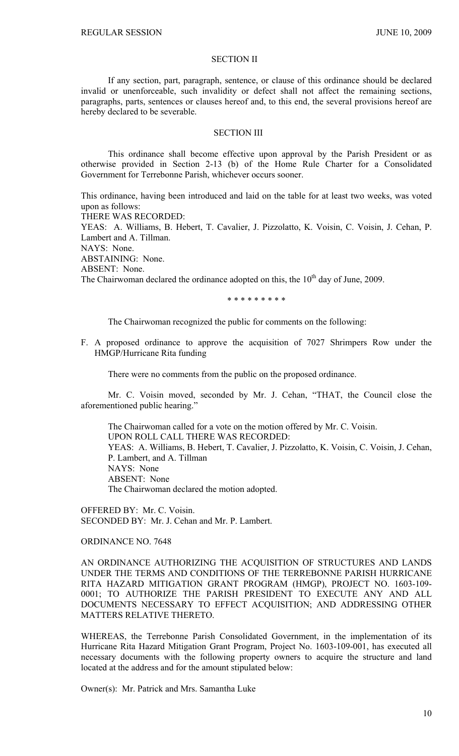SECTION II

If any section, part, paragraph, sentence, or clause of this ordinance should be declared invalid or unenforceable, such invalidity or defect shall not affect the remaining sections, paragraphs, parts, sentences or clauses hereof and, to this end, the several provisions hereof are hereby declared to be severable.

SECTION III

This ordinance shall become effective upon approval by the Parish President or as otherwise provided in Section 2-13 (b) of the Home Rule Charter for a Consolidated Government for Terrebonne Parish, whichever occurs sooner.

This ordinance, having been introduced and laid on the table for at least two weeks, was voted upon as follows:
THERE WAS RECORDED:
YEAS: A. Williams, B. Hebert, T. Cavalier, J. Pizzolatto, K. Voisin, C. Voisin, J. Cehan, P. Lambert and A. Tillman.
NAYS: None.
ABSTAINING: None.
ABSENT: None.
The Chairwoman declared the ordinance adopted on this, the 10th day of June, 2009.

\* \* \* \* \* \* \* \* \*

The Chairwoman recognized the public for comments on the following:

F. A proposed ordinance to approve the acquisition of 7027 Shrimpers Row under the HMGP/Hurricane Rita funding

There were no comments from the public on the proposed ordinance.

Mr. C. Voisin moved, seconded by Mr. J. Cehan, "THAT, the Council close the aforementioned public hearing."

The Chairwoman called for a vote on the motion offered by Mr. C. Voisin.
UPON ROLL CALL THERE WAS RECORDED:
YEAS: A. Williams, B. Hebert, T. Cavalier, J. Pizzolatto, K. Voisin, C. Voisin, J. Cehan, P. Lambert, and A. Tillman
NAYS: None
ABSENT: None
The Chairwoman declared the motion adopted.

OFFERED BY: Mr. C. Voisin.
SECONDED BY: Mr. J. Cehan and Mr. P. Lambert.

ORDINANCE NO. 7648

AN ORDINANCE AUTHORIZING THE ACQUISITION OF STRUCTURES AND LANDS UNDER THE TERMS AND CONDITIONS OF THE TERREBONNE PARISH HURRICANE RITA HAZARD MITIGATION GRANT PROGRAM (HMGP), PROJECT NO. 1603-109-0001; TO AUTHORIZE THE PARISH PRESIDENT TO EXECUTE ANY AND ALL DOCUMENTS NECESSARY TO EFFECT ACQUISITION; AND ADDRESSING OTHER MATTERS RELATIVE THERETO.

WHEREAS, the Terrebonne Parish Consolidated Government, in the implementation of its Hurricane Rita Hazard Mitigation Grant Program, Project No. 1603-109-001, has executed all necessary documents with the following property owners to acquire the structure and land located at the address and for the amount stipulated below:

Owner(s): Mr. Patrick and Mrs. Samantha Luke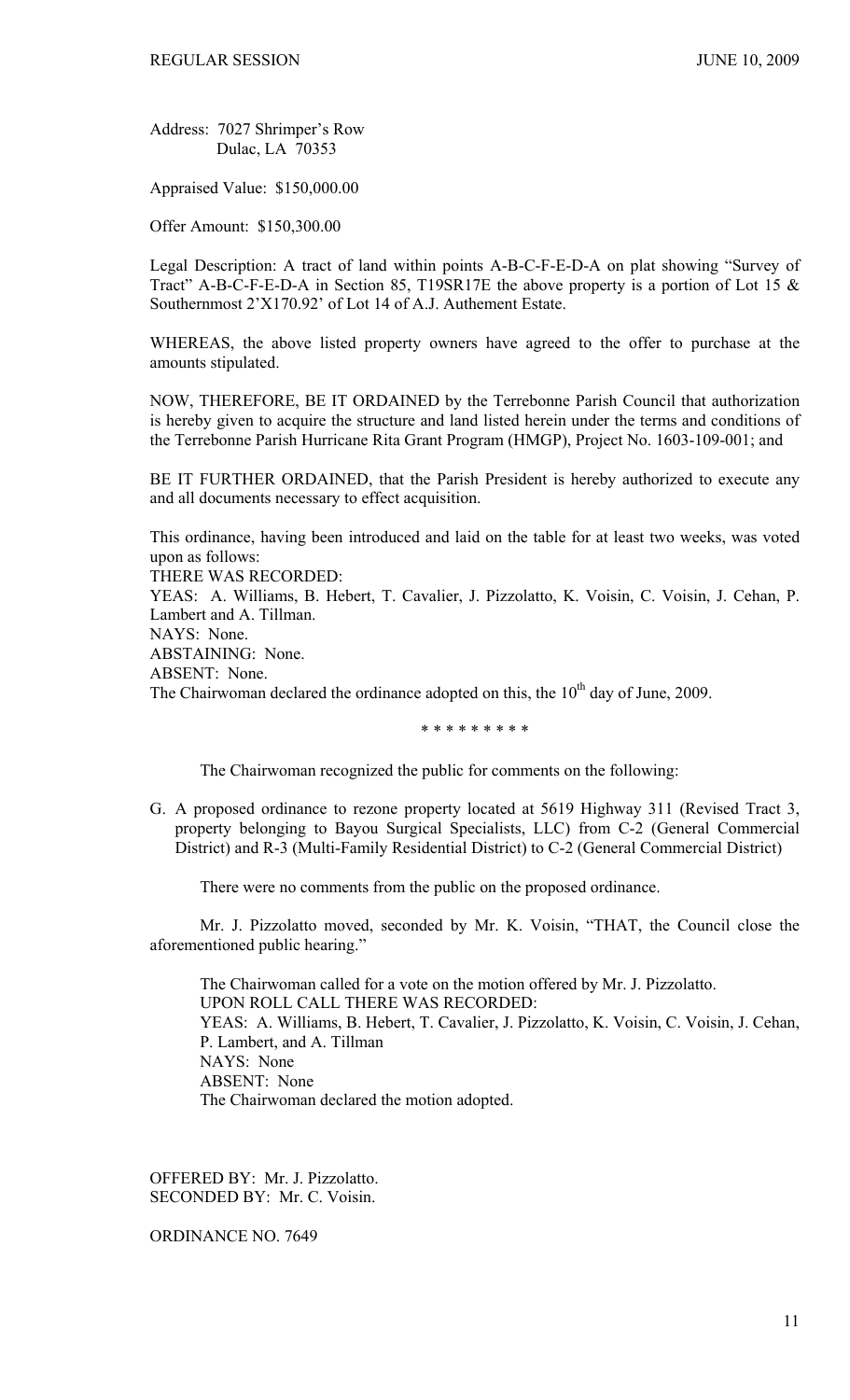Address: 7027 Shrimper's Row
Dulac, LA 70353

Appraised Value: $150,000.00

Offer Amount: $150,300.00

Legal Description: A tract of land within points A-B-C-F-E-D-A on plat showing "Survey of Tract" A-B-C-F-E-D-A in Section 85, T19SR17E the above property is a portion of Lot 15 & Southernmost 2'X170.92' of Lot 14 of A.J. Authement Estate.

WHEREAS, the above listed property owners have agreed to the offer to purchase at the amounts stipulated.

NOW, THEREFORE, BE IT ORDAINED by the Terrebonne Parish Council that authorization is hereby given to acquire the structure and land listed herein under the terms and conditions of the Terrebonne Parish Hurricane Rita Grant Program (HMGP), Project No. 1603-109-001; and

BE IT FURTHER ORDAINED, that the Parish President is hereby authorized to execute any and all documents necessary to effect acquisition.

This ordinance, having been introduced and laid on the table for at least two weeks, was voted upon as follows:
THERE WAS RECORDED:
YEAS: A. Williams, B. Hebert, T. Cavalier, J. Pizzolatto, K. Voisin, C. Voisin, J. Cehan, P. Lambert and A. Tillman.
NAYS: None.
ABSTAINING: None.
ABSENT: None.
The Chairwoman declared the ordinance adopted on this, the 10th day of June, 2009.

\* \* \* \* \* \* \* \* \*

The Chairwoman recognized the public for comments on the following:

G. A proposed ordinance to rezone property located at 5619 Highway 311 (Revised Tract 3, property belonging to Bayou Surgical Specialists, LLC) from C-2 (General Commercial District) and R-3 (Multi-Family Residential District) to C-2 (General Commercial District)

There were no comments from the public on the proposed ordinance.

Mr. J. Pizzolatto moved, seconded by Mr. K. Voisin, "THAT, the Council close the aforementioned public hearing."

The Chairwoman called for a vote on the motion offered by Mr. J. Pizzolatto.
UPON ROLL CALL THERE WAS RECORDED:
YEAS: A. Williams, B. Hebert, T. Cavalier, J. Pizzolatto, K. Voisin, C. Voisin, J. Cehan, P. Lambert, and A. Tillman
NAYS: None
ABSENT: None
The Chairwoman declared the motion adopted.

OFFERED BY: Mr. J. Pizzolatto.
SECONDED BY: Mr. C. Voisin.

ORDINANCE NO. 7649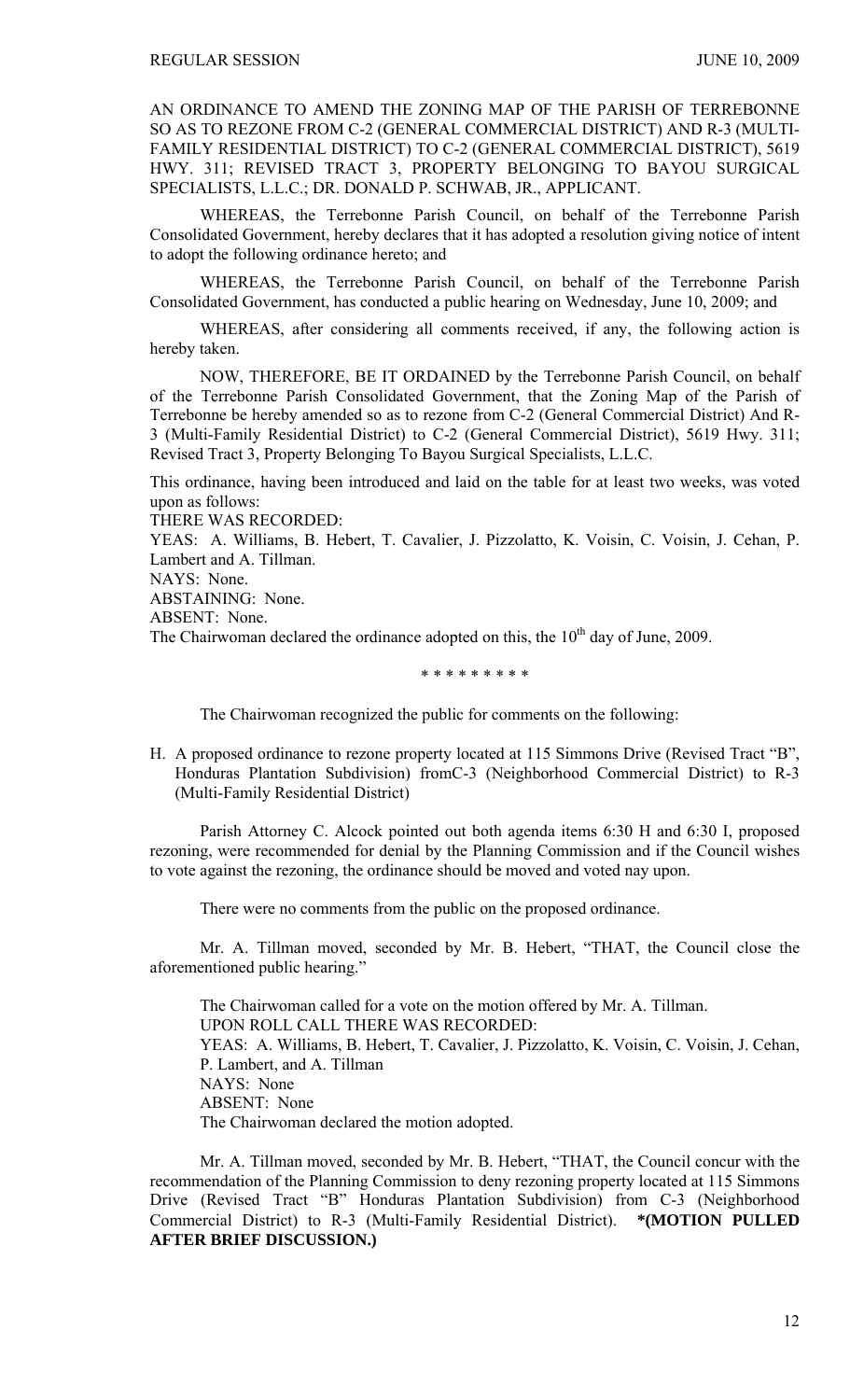AN ORDINANCE TO AMEND THE ZONING MAP OF THE PARISH OF TERREBONNE SO AS TO REZONE FROM C-2 (GENERAL COMMERCIAL DISTRICT) AND R-3 (MULTI-FAMILY RESIDENTIAL DISTRICT) TO C-2 (GENERAL COMMERCIAL DISTRICT), 5619 HWY. 311; REVISED TRACT 3, PROPERTY BELONGING TO BAYOU SURGICAL SPECIALISTS, L.L.C.; DR. DONALD P. SCHWAB, JR., APPLICANT.

WHEREAS, the Terrebonne Parish Council, on behalf of the Terrebonne Parish Consolidated Government, hereby declares that it has adopted a resolution giving notice of intent to adopt the following ordinance hereto; and

WHEREAS, the Terrebonne Parish Council, on behalf of the Terrebonne Parish Consolidated Government, has conducted a public hearing on Wednesday, June 10, 2009; and

WHEREAS, after considering all comments received, if any, the following action is hereby taken.

NOW, THEREFORE, BE IT ORDAINED by the Terrebonne Parish Council, on behalf of the Terrebonne Parish Consolidated Government, that the Zoning Map of the Parish of Terrebonne be hereby amended so as to rezone from C-2 (General Commercial District) And R-3 (Multi-Family Residential District) to C-2 (General Commercial District), 5619 Hwy. 311; Revised Tract 3, Property Belonging To Bayou Surgical Specialists, L.L.C.

This ordinance, having been introduced and laid on the table for at least two weeks, was voted upon as follows:

THERE WAS RECORDED:

YEAS: A. Williams, B. Hebert, T. Cavalier, J. Pizzolatto, K. Voisin, C. Voisin, J. Cehan, P. Lambert and A. Tillman.

NAYS: None.

ABSTAINING: None.

ABSENT: None.

The Chairwoman declared the ordinance adopted on this, the 10th day of June, 2009.

\* \* \* \* \* \* \* \* \*

The Chairwoman recognized the public for comments on the following:

H. A proposed ordinance to rezone property located at 115 Simmons Drive (Revised Tract "B", Honduras Plantation Subdivision) fromC-3 (Neighborhood Commercial District) to R-3 (Multi-Family Residential District)

Parish Attorney C. Alcock pointed out both agenda items 6:30 H and 6:30 I, proposed rezoning, were recommended for denial by the Planning Commission and if the Council wishes to vote against the rezoning, the ordinance should be moved and voted nay upon.

There were no comments from the public on the proposed ordinance.

Mr. A. Tillman moved, seconded by Mr. B. Hebert, "THAT, the Council close the aforementioned public hearing."

The Chairwoman called for a vote on the motion offered by Mr. A. Tillman.
UPON ROLL CALL THERE WAS RECORDED:
YEAS: A. Williams, B. Hebert, T. Cavalier, J. Pizzolatto, K. Voisin, C. Voisin, J. Cehan, P. Lambert, and A. Tillman
NAYS: None
ABSENT: None
The Chairwoman declared the motion adopted.

Mr. A. Tillman moved, seconded by Mr. B. Hebert, "THAT, the Council concur with the recommendation of the Planning Commission to deny rezoning property located at 115 Simmons Drive (Revised Tract "B" Honduras Plantation Subdivision) from C-3 (Neighborhood Commercial District) to R-3 (Multi-Family Residential District). **\*(MOTION PULLED AFTER BRIEF DISCUSSION.)**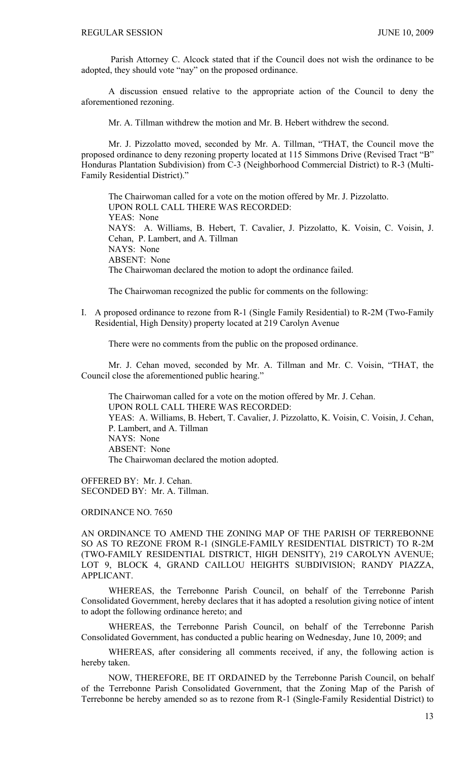Parish Attorney C. Alcock stated that if the Council does not wish the ordinance to be adopted, they should vote "nay" on the proposed ordinance.

A discussion ensued relative to the appropriate action of the Council to deny the aforementioned rezoning.

Mr. A. Tillman withdrew the motion and Mr. B. Hebert withdrew the second.

Mr. J. Pizzolatto moved, seconded by Mr. A. Tillman, "THAT, the Council move the proposed ordinance to deny rezoning property located at 115 Simmons Drive (Revised Tract "B" Honduras Plantation Subdivision) from C-3 (Neighborhood Commercial District) to R-3 (Multi-Family Residential District)."

The Chairwoman called for a vote on the motion offered by Mr. J. Pizzolatto.
UPON ROLL CALL THERE WAS RECORDED:
YEAS: None
NAYS: A. Williams, B. Hebert, T. Cavalier, J. Pizzolatto, K. Voisin, C. Voisin, J. Cehan, P. Lambert, and A. Tillman
NAYS: None
ABSENT: None
The Chairwoman declared the motion to adopt the ordinance failed.

The Chairwoman recognized the public for comments on the following:

I. A proposed ordinance to rezone from R-1 (Single Family Residential) to R-2M (Two-Family Residential, High Density) property located at 219 Carolyn Avenue

There were no comments from the public on the proposed ordinance.

Mr. J. Cehan moved, seconded by Mr. A. Tillman and Mr. C. Voisin, "THAT, the Council close the aforementioned public hearing."

The Chairwoman called for a vote on the motion offered by Mr. J. Cehan.
UPON ROLL CALL THERE WAS RECORDED:
YEAS: A. Williams, B. Hebert, T. Cavalier, J. Pizzolatto, K. Voisin, C. Voisin, J. Cehan, P. Lambert, and A. Tillman
NAYS: None
ABSENT: None
The Chairwoman declared the motion adopted.

OFFERED BY: Mr. J. Cehan.
SECONDED BY: Mr. A. Tillman.

ORDINANCE NO. 7650

AN ORDINANCE TO AMEND THE ZONING MAP OF THE PARISH OF TERREBONNE SO AS TO REZONE FROM R-1 (SINGLE-FAMILY RESIDENTIAL DISTRICT) TO R-2M (TWO-FAMILY RESIDENTIAL DISTRICT, HIGH DENSITY), 219 CAROLYN AVENUE; LOT 9, BLOCK 4, GRAND CAILLOU HEIGHTS SUBDIVISION; RANDY PIAZZA, APPLICANT.

WHEREAS, the Terrebonne Parish Council, on behalf of the Terrebonne Parish Consolidated Government, hereby declares that it has adopted a resolution giving notice of intent to adopt the following ordinance hereto; and

WHEREAS, the Terrebonne Parish Council, on behalf of the Terrebonne Parish Consolidated Government, has conducted a public hearing on Wednesday, June 10, 2009; and

WHEREAS, after considering all comments received, if any, the following action is hereby taken.

NOW, THEREFORE, BE IT ORDAINED by the Terrebonne Parish Council, on behalf of the Terrebonne Parish Consolidated Government, that the Zoning Map of the Parish of Terrebonne be hereby amended so as to rezone from R-1 (Single-Family Residential District) to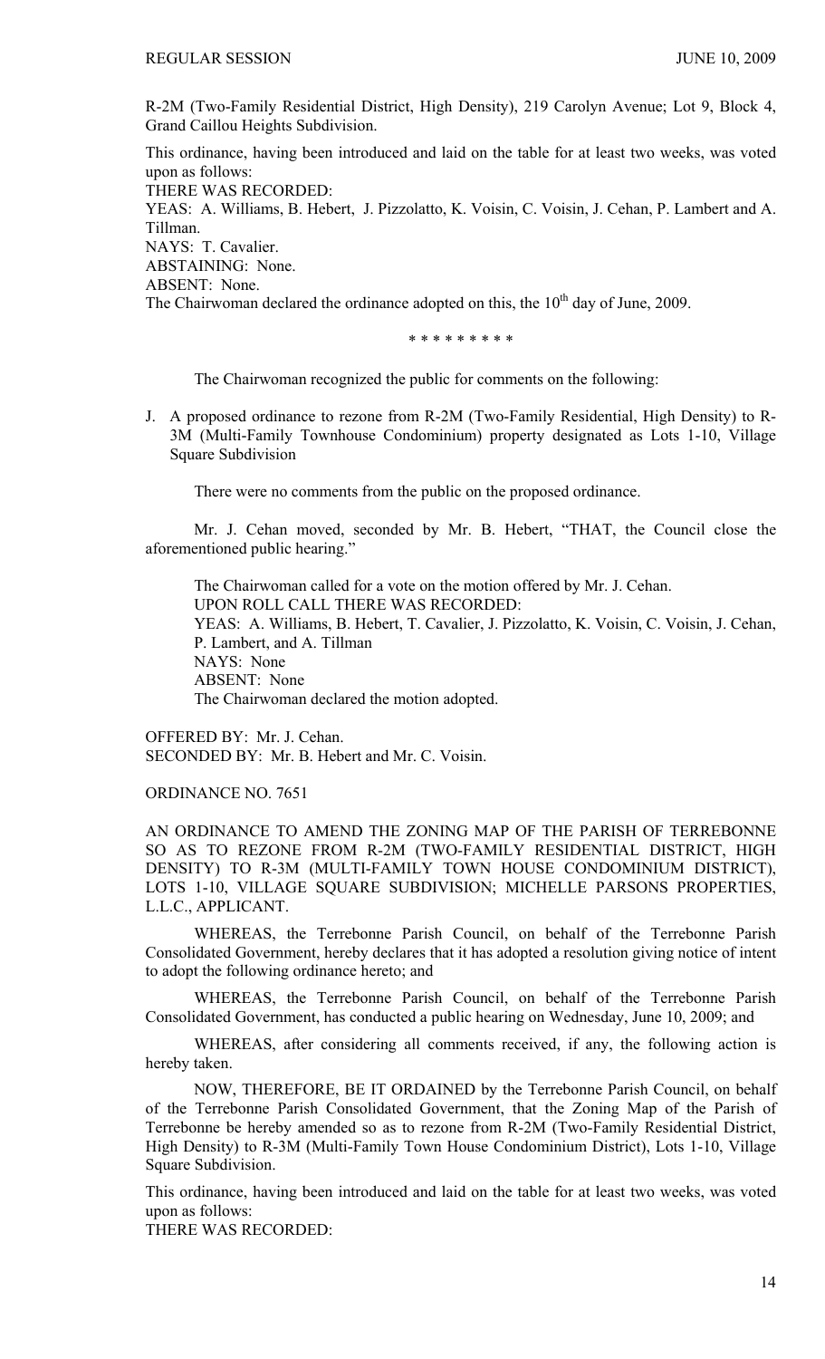R-2M (Two-Family Residential District, High Density), 219 Carolyn Avenue; Lot 9, Block 4, Grand Caillou Heights Subdivision.

This ordinance, having been introduced and laid on the table for at least two weeks, was voted upon as follows:

THERE WAS RECORDED:

YEAS: A. Williams, B. Hebert, J. Pizzolatto, K. Voisin, C. Voisin, J. Cehan, P. Lambert and A. Tillman.

NAYS: T. Cavalier.

ABSTAINING: None.

ABSENT: None.

The Chairwoman declared the ordinance adopted on this, the 10th day of June, 2009.

\* \* \* \* \* \* \* \* \*

The Chairwoman recognized the public for comments on the following:

J. A proposed ordinance to rezone from R-2M (Two-Family Residential, High Density) to R-3M (Multi-Family Townhouse Condominium) property designated as Lots 1-10, Village Square Subdivision

There were no comments from the public on the proposed ordinance.

Mr. J. Cehan moved, seconded by Mr. B. Hebert, "THAT, the Council close the aforementioned public hearing."

The Chairwoman called for a vote on the motion offered by Mr. J. Cehan.

UPON ROLL CALL THERE WAS RECORDED:

YEAS: A. Williams, B. Hebert, T. Cavalier, J. Pizzolatto, K. Voisin, C. Voisin, J. Cehan, P. Lambert, and A. Tillman

NAYS: None

ABSENT: None

The Chairwoman declared the motion adopted.

OFFERED BY: Mr. J. Cehan.

SECONDED BY: Mr. B. Hebert and Mr. C. Voisin.

ORDINANCE NO. 7651

AN ORDINANCE TO AMEND THE ZONING MAP OF THE PARISH OF TERREBONNE SO AS TO REZONE FROM R-2M (TWO-FAMILY RESIDENTIAL DISTRICT, HIGH DENSITY) TO R-3M (MULTI-FAMILY TOWN HOUSE CONDOMINIUM DISTRICT), LOTS 1-10, VILLAGE SQUARE SUBDIVISION; MICHELLE PARSONS PROPERTIES, L.L.C., APPLICANT.

WHEREAS, the Terrebonne Parish Council, on behalf of the Terrebonne Parish Consolidated Government, hereby declares that it has adopted a resolution giving notice of intent to adopt the following ordinance hereto; and

WHEREAS, the Terrebonne Parish Council, on behalf of the Terrebonne Parish Consolidated Government, has conducted a public hearing on Wednesday, June 10, 2009; and

WHEREAS, after considering all comments received, if any, the following action is hereby taken.

NOW, THEREFORE, BE IT ORDAINED by the Terrebonne Parish Council, on behalf of the Terrebonne Parish Consolidated Government, that the Zoning Map of the Parish of Terrebonne be hereby amended so as to rezone from R-2M (Two-Family Residential District, High Density) to R-3M (Multi-Family Town House Condominium District), Lots 1-10, Village Square Subdivision.

This ordinance, having been introduced and laid on the table for at least two weeks, was voted upon as follows:

THERE WAS RECORDED: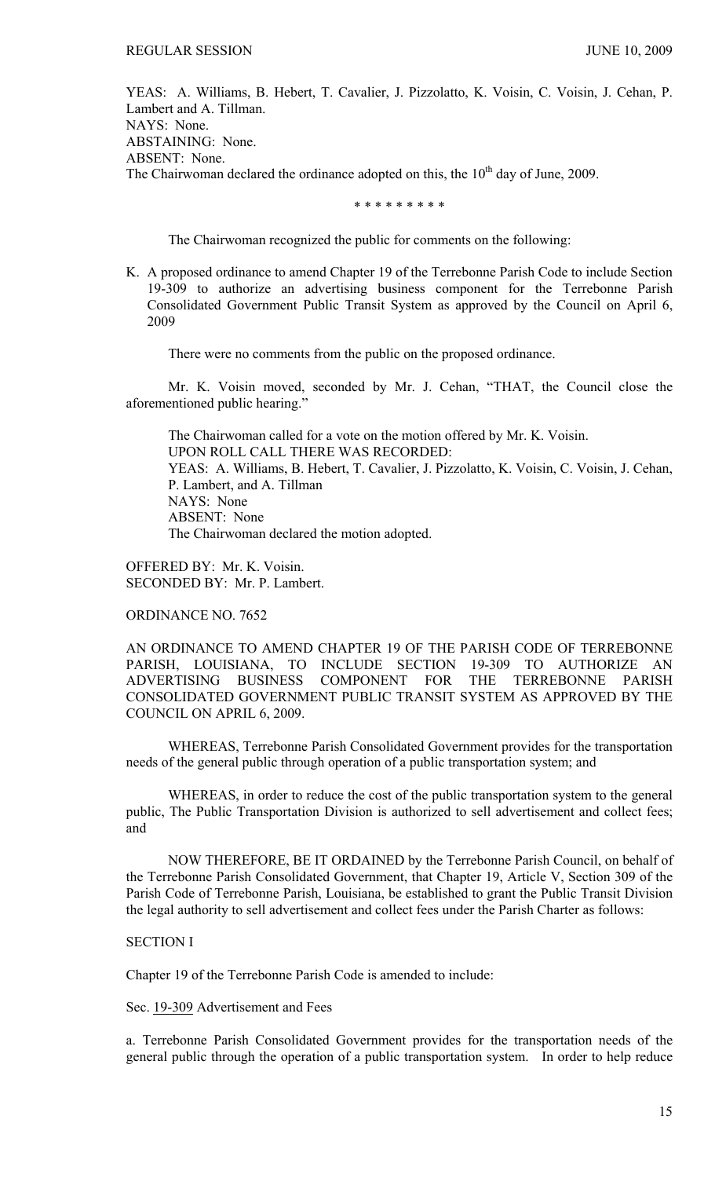YEAS: A. Williams, B. Hebert, T. Cavalier, J. Pizzolatto, K. Voisin, C. Voisin, J. Cehan, P. Lambert and A. Tillman.
NAYS: None.
ABSTAINING: None.
ABSENT: None.
The Chairwoman declared the ordinance adopted on this, the 10th day of June, 2009.

\* \* \* \* \* \* \* \* \*

The Chairwoman recognized the public for comments on the following:

K. A proposed ordinance to amend Chapter 19 of the Terrebonne Parish Code to include Section 19-309 to authorize an advertising business component for the Terrebonne Parish Consolidated Government Public Transit System as approved by the Council on April 6, 2009

There were no comments from the public on the proposed ordinance.

Mr. K. Voisin moved, seconded by Mr. J. Cehan, "THAT, the Council close the aforementioned public hearing."

The Chairwoman called for a vote on the motion offered by Mr. K. Voisin.
UPON ROLL CALL THERE WAS RECORDED:
YEAS: A. Williams, B. Hebert, T. Cavalier, J. Pizzolatto, K. Voisin, C. Voisin, J. Cehan, P. Lambert, and A. Tillman
NAYS: None
ABSENT: None
The Chairwoman declared the motion adopted.

OFFERED BY: Mr. K. Voisin.
SECONDED BY: Mr. P. Lambert.

ORDINANCE NO. 7652

AN ORDINANCE TO AMEND CHAPTER 19 OF THE PARISH CODE OF TERREBONNE PARISH, LOUISIANA, TO INCLUDE SECTION 19-309 TO AUTHORIZE AN ADVERTISING BUSINESS COMPONENT FOR THE TERREBONNE PARISH CONSOLIDATED GOVERNMENT PUBLIC TRANSIT SYSTEM AS APPROVED BY THE COUNCIL ON APRIL 6, 2009.

WHEREAS, Terrebonne Parish Consolidated Government provides for the transportation needs of the general public through operation of a public transportation system; and

WHEREAS, in order to reduce the cost of the public transportation system to the general public, The Public Transportation Division is authorized to sell advertisement and collect fees; and

NOW THEREFORE, BE IT ORDAINED by the Terrebonne Parish Council, on behalf of the Terrebonne Parish Consolidated Government, that Chapter 19, Article V, Section 309 of the Parish Code of Terrebonne Parish, Louisiana, be established to grant the Public Transit Division the legal authority to sell advertisement and collect fees under the Parish Charter as follows:

SECTION I

Chapter 19 of the Terrebonne Parish Code is amended to include:

Sec. 19-309 Advertisement and Fees

a. Terrebonne Parish Consolidated Government provides for the transportation needs of the general public through the operation of a public transportation system. In order to help reduce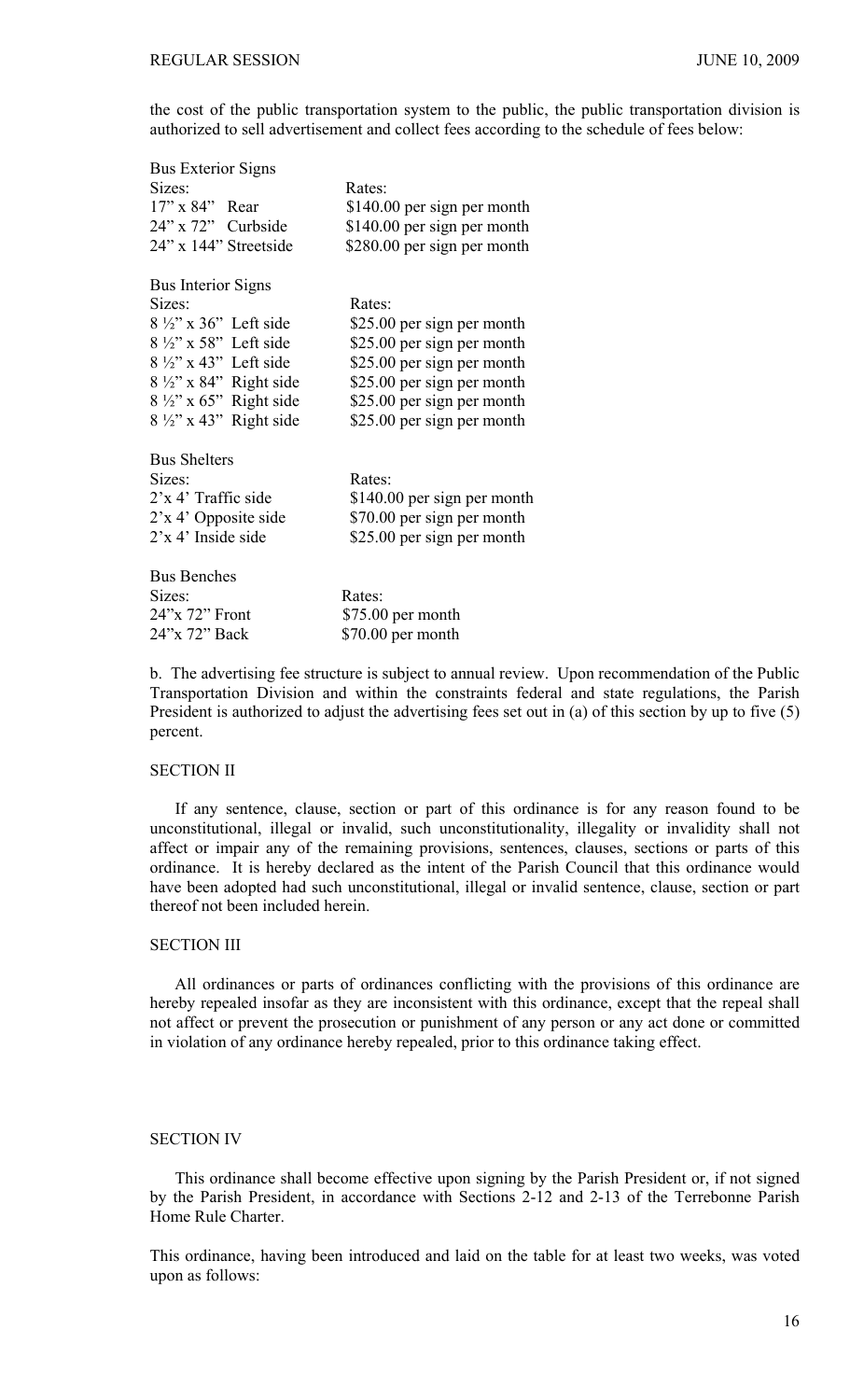the cost of the public transportation system to the public, the public transportation division is authorized to sell advertisement and collect fees according to the schedule of fees below:

| Bus Exterior Signs | |
|---|---|
| Sizes: | Rates: |
| 17" x 84" Rear | $140.00 per sign per month |
| 24" x 72" Curbside | $140.00 per sign per month |
| 24" x 144" Streetside | $280.00 per sign per month |

| Bus Interior Signs | |
|---|---|
| Sizes: | Rates: |
| 8 ½" x 36" Left side | $25.00 per sign per month |
| 8 ½" x 58" Left side | $25.00 per sign per month |
| 8 ½" x 43" Left side | $25.00 per sign per month |
| 8 ½" x 84" Right side | $25.00 per sign per month |
| 8 ½" x 65" Right side | $25.00 per sign per month |
| 8 ½" x 43" Right side | $25.00 per sign per month |

| Bus Shelters | |
|---|---|
| Sizes: | Rates: |
| 2'x 4' Traffic side | $140.00 per sign per month |
| 2'x 4' Opposite side | $70.00 per sign per month |
| 2'x 4' Inside side | $25.00 per sign per month |

| Bus Benches | |
|---|---|
| Sizes: | Rates: |
| 24"x 72" Front | $75.00 per month |
| 24"x 72" Back | $70.00 per month |

b. The advertising fee structure is subject to annual review. Upon recommendation of the Public Transportation Division and within the constraints federal and state regulations, the Parish President is authorized to adjust the advertising fees set out in (a) of this section by up to five (5) percent.

SECTION II

If any sentence, clause, section or part of this ordinance is for any reason found to be unconstitutional, illegal or invalid, such unconstitutionality, illegality or invalidity shall not affect or impair any of the remaining provisions, sentences, clauses, sections or parts of this ordinance. It is hereby declared as the intent of the Parish Council that this ordinance would have been adopted had such unconstitutional, illegal or invalid sentence, clause, section or part thereof not been included herein.

SECTION III

All ordinances or parts of ordinances conflicting with the provisions of this ordinance are hereby repealed insofar as they are inconsistent with this ordinance, except that the repeal shall not affect or prevent the prosecution or punishment of any person or any act done or committed in violation of any ordinance hereby repealed, prior to this ordinance taking effect.

SECTION IV

This ordinance shall become effective upon signing by the Parish President or, if not signed by the Parish President, in accordance with Sections 2-12 and 2-13 of the Terrebonne Parish Home Rule Charter.

This ordinance, having been introduced and laid on the table for at least two weeks, was voted upon as follows: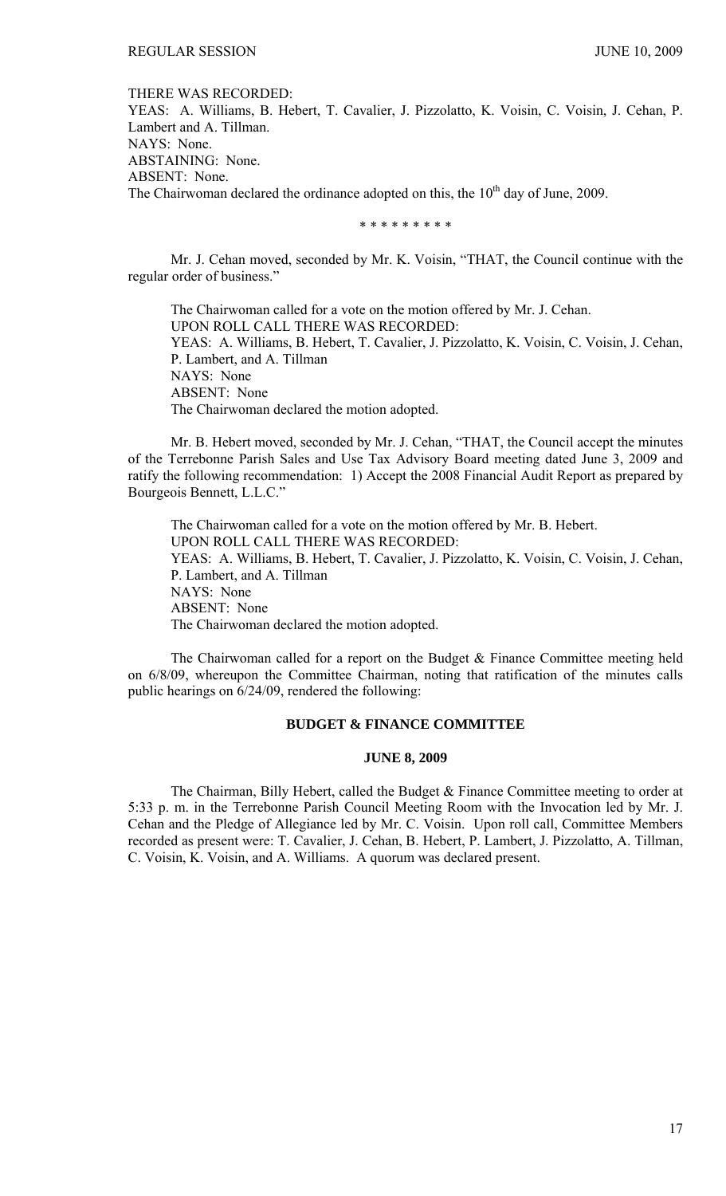THERE WAS RECORDED:
YEAS: A. Williams, B. Hebert, T. Cavalier, J. Pizzolatto, K. Voisin, C. Voisin, J. Cehan, P. Lambert and A. Tillman.
NAYS: None.
ABSTAINING: None.
ABSENT: None.
The Chairwoman declared the ordinance adopted on this, the 10th day of June, 2009.

\* \* \* \* \* \* \* \* \*

Mr. J. Cehan moved, seconded by Mr. K. Voisin, "THAT, the Council continue with the regular order of business."

The Chairwoman called for a vote on the motion offered by Mr. J. Cehan.
UPON ROLL CALL THERE WAS RECORDED:
YEAS: A. Williams, B. Hebert, T. Cavalier, J. Pizzolatto, K. Voisin, C. Voisin, J. Cehan, P. Lambert, and A. Tillman
NAYS: None
ABSENT: None
The Chairwoman declared the motion adopted.

Mr. B. Hebert moved, seconded by Mr. J. Cehan, "THAT, the Council accept the minutes of the Terrebonne Parish Sales and Use Tax Advisory Board meeting dated June 3, 2009 and ratify the following recommendation: 1) Accept the 2008 Financial Audit Report as prepared by Bourgeois Bennett, L.L.C."

The Chairwoman called for a vote on the motion offered by Mr. B. Hebert.
UPON ROLL CALL THERE WAS RECORDED:
YEAS: A. Williams, B. Hebert, T. Cavalier, J. Pizzolatto, K. Voisin, C. Voisin, J. Cehan, P. Lambert, and A. Tillman
NAYS: None
ABSENT: None
The Chairwoman declared the motion adopted.

The Chairwoman called for a report on the Budget & Finance Committee meeting held on 6/8/09, whereupon the Committee Chairman, noting that ratification of the minutes calls public hearings on 6/24/09, rendered the following:

## BUDGET & FINANCE COMMITTEE

### JUNE 8, 2009

The Chairman, Billy Hebert, called the Budget & Finance Committee meeting to order at 5:33 p. m. in the Terrebonne Parish Council Meeting Room with the Invocation led by Mr. J. Cehan and the Pledge of Allegiance led by Mr. C. Voisin. Upon roll call, Committee Members recorded as present were: T. Cavalier, J. Cehan, B. Hebert, P. Lambert, J. Pizzolatto, A. Tillman, C. Voisin, K. Voisin, and A. Williams. A quorum was declared present.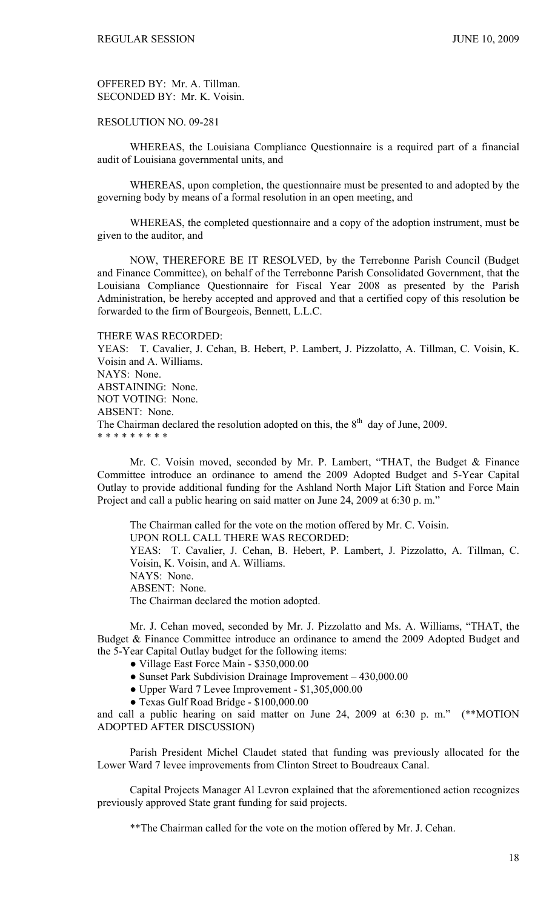OFFERED BY: Mr. A. Tillman.
SECONDED BY: Mr. K. Voisin.

RESOLUTION NO. 09-281

WHEREAS, the Louisiana Compliance Questionnaire is a required part of a financial audit of Louisiana governmental units, and

WHEREAS, upon completion, the questionnaire must be presented to and adopted by the governing body by means of a formal resolution in an open meeting, and

WHEREAS, the completed questionnaire and a copy of the adoption instrument, must be given to the auditor, and

NOW, THEREFORE BE IT RESOLVED, by the Terrebonne Parish Council (Budget and Finance Committee), on behalf of the Terrebonne Parish Consolidated Government, that the Louisiana Compliance Questionnaire for Fiscal Year 2008 as presented by the Parish Administration, be hereby accepted and approved and that a certified copy of this resolution be forwarded to the firm of Bourgeois, Bennett, L.L.C.

THERE WAS RECORDED:
YEAS: T. Cavalier, J. Cehan, B. Hebert, P. Lambert, J. Pizzolatto, A. Tillman, C. Voisin, K. Voisin and A. Williams.
NAYS: None.
ABSTAINING: None.
NOT VOTING: None.
ABSENT: None.
The Chairman declared the resolution adopted on this, the 8th day of June, 2009.
* * * * * * * * *

Mr. C. Voisin moved, seconded by Mr. P. Lambert, "THAT, the Budget & Finance Committee introduce an ordinance to amend the 2009 Adopted Budget and 5-Year Capital Outlay to provide additional funding for the Ashland North Major Lift Station and Force Main Project and call a public hearing on said matter on June 24, 2009 at 6:30 p. m."

The Chairman called for the vote on the motion offered by Mr. C. Voisin.
UPON ROLL CALL THERE WAS RECORDED:
YEAS: T. Cavalier, J. Cehan, B. Hebert, P. Lambert, J. Pizzolatto, A. Tillman, C. Voisin, K. Voisin, and A. Williams.
NAYS: None.
ABSENT: None.
The Chairman declared the motion adopted.

Mr. J. Cehan moved, seconded by Mr. J. Pizzolatto and Ms. A. Williams, "THAT, the Budget & Finance Committee introduce an ordinance to amend the 2009 Adopted Budget and the 5-Year Capital Outlay budget for the following items:

- Village East Force Main - $350,000.00
- Sunset Park Subdivision Drainage Improvement – 430,000.00
- Upper Ward 7 Levee Improvement - $1,305,000.00
- Texas Gulf Road Bridge - $100,000.00

and call a public hearing on said matter on June 24, 2009 at 6:30 p. m." (**MOTION ADOPTED AFTER DISCUSSION)

Parish President Michel Claudet stated that funding was previously allocated for the Lower Ward 7 levee improvements from Clinton Street to Boudreaux Canal.

Capital Projects Manager Al Levron explained that the aforementioned action recognizes previously approved State grant funding for said projects.

**The Chairman called for the vote on the motion offered by Mr. J. Cehan.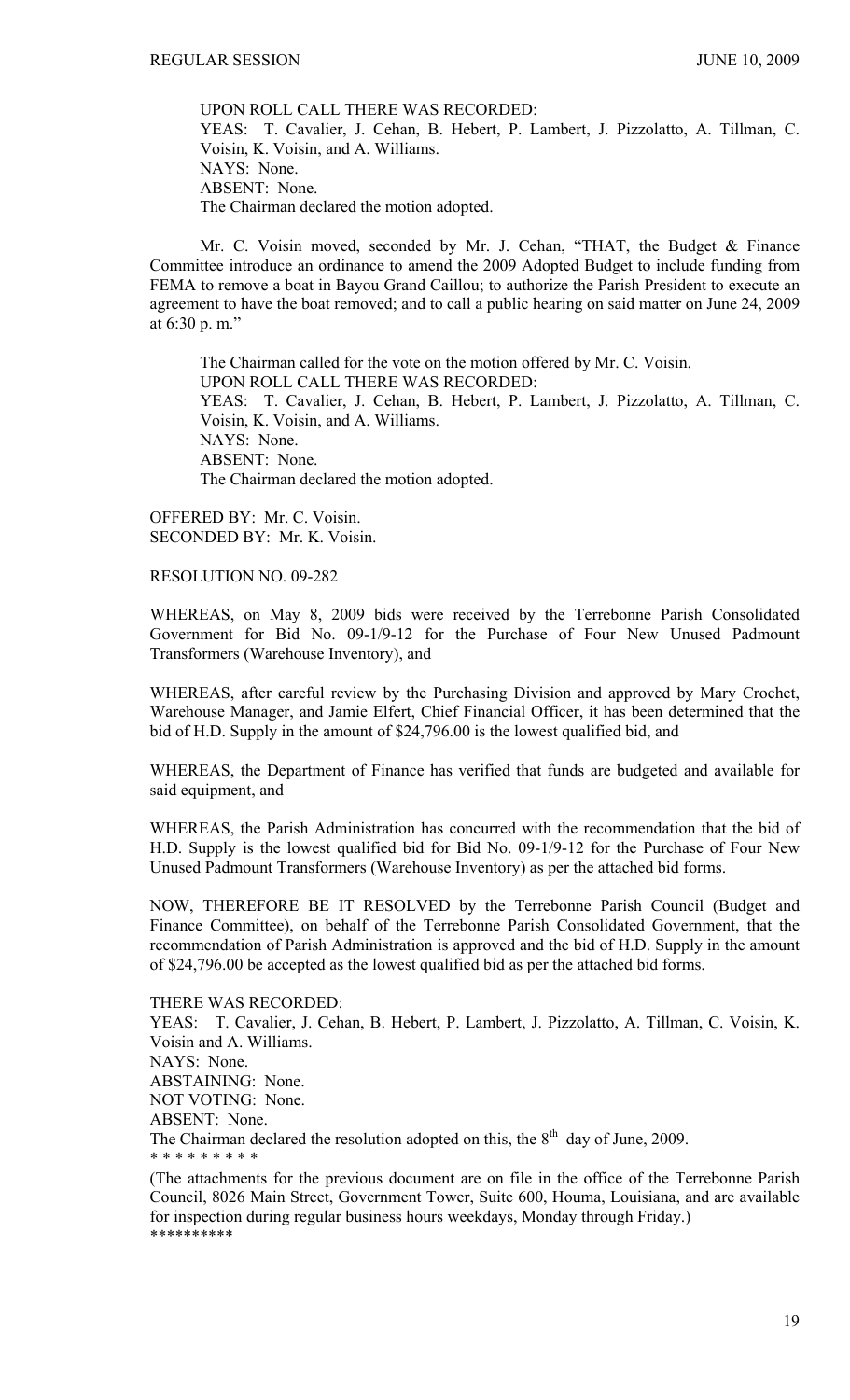UPON ROLL CALL THERE WAS RECORDED:
YEAS: T. Cavalier, J. Cehan, B. Hebert, P. Lambert, J. Pizzolatto, A. Tillman, C. Voisin, K. Voisin, and A. Williams.
NAYS: None.
ABSENT: None.
The Chairman declared the motion adopted.

Mr. C. Voisin moved, seconded by Mr. J. Cehan, "THAT, the Budget & Finance Committee introduce an ordinance to amend the 2009 Adopted Budget to include funding from FEMA to remove a boat in Bayou Grand Caillou; to authorize the Parish President to execute an agreement to have the boat removed; and to call a public hearing on said matter on June 24, 2009 at 6:30 p. m."

The Chairman called for the vote on the motion offered by Mr. C. Voisin.
UPON ROLL CALL THERE WAS RECORDED:
YEAS: T. Cavalier, J. Cehan, B. Hebert, P. Lambert, J. Pizzolatto, A. Tillman, C. Voisin, K. Voisin, and A. Williams.
NAYS: None.
ABSENT: None.
The Chairman declared the motion adopted.

OFFERED BY: Mr. C. Voisin.
SECONDED BY: Mr. K. Voisin.

RESOLUTION NO. 09-282

WHEREAS, on May 8, 2009 bids were received by the Terrebonne Parish Consolidated Government for Bid No. 09-1/9-12 for the Purchase of Four New Unused Padmount Transformers (Warehouse Inventory), and

WHEREAS, after careful review by the Purchasing Division and approved by Mary Crochet, Warehouse Manager, and Jamie Elfert, Chief Financial Officer, it has been determined that the bid of H.D. Supply in the amount of $24,796.00 is the lowest qualified bid, and

WHEREAS, the Department of Finance has verified that funds are budgeted and available for said equipment, and

WHEREAS, the Parish Administration has concurred with the recommendation that the bid of H.D. Supply is the lowest qualified bid for Bid No. 09-1/9-12 for the Purchase of Four New Unused Padmount Transformers (Warehouse Inventory) as per the attached bid forms.

NOW, THEREFORE BE IT RESOLVED by the Terrebonne Parish Council (Budget and Finance Committee), on behalf of the Terrebonne Parish Consolidated Government, that the recommendation of Parish Administration is approved and the bid of H.D. Supply in the amount of $24,796.00 be accepted as the lowest qualified bid as per the attached bid forms.

THERE WAS RECORDED:
YEAS: T. Cavalier, J. Cehan, B. Hebert, P. Lambert, J. Pizzolatto, A. Tillman, C. Voisin, K. Voisin and A. Williams.
NAYS: None.
ABSTAINING: None.
NOT VOTING: None.
ABSENT: None.
The Chairman declared the resolution adopted on this, the 8th day of June, 2009.
* * * * * * * * *

(The attachments for the previous document are on file in the office of the Terrebonne Parish Council, 8026 Main Street, Government Tower, Suite 600, Houma, Louisiana, and are available for inspection during regular business hours weekdays, Monday through Friday.)
*********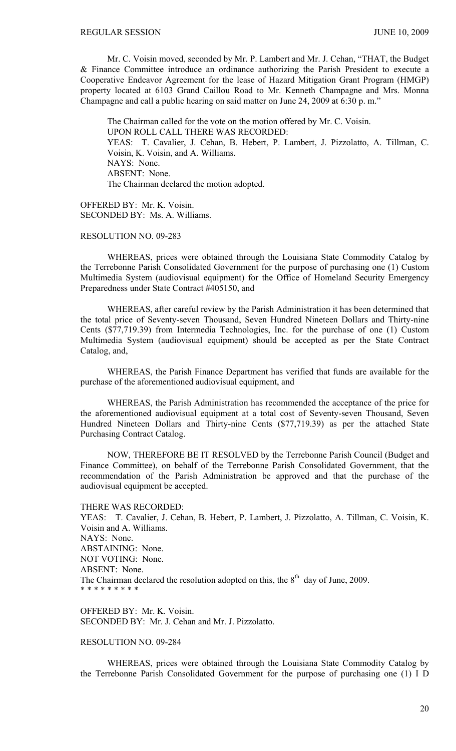Mr. C. Voisin moved, seconded by Mr. P. Lambert and Mr. J. Cehan, "THAT, the Budget & Finance Committee introduce an ordinance authorizing the Parish President to execute a Cooperative Endeavor Agreement for the lease of Hazard Mitigation Grant Program (HMGP) property located at 6103 Grand Caillou Road to Mr. Kenneth Champagne and Mrs. Monna Champagne and call a public hearing on said matter on June 24, 2009 at 6:30 p. m."

The Chairman called for the vote on the motion offered by Mr. C. Voisin.
UPON ROLL CALL THERE WAS RECORDED:
YEAS: T. Cavalier, J. Cehan, B. Hebert, P. Lambert, J. Pizzolatto, A. Tillman, C. Voisin, K. Voisin, and A. Williams.
NAYS: None.
ABSENT: None.
The Chairman declared the motion adopted.

OFFERED BY: Mr. K. Voisin.
SECONDED BY: Ms. A. Williams.

RESOLUTION NO. 09-283

WHEREAS, prices were obtained through the Louisiana State Commodity Catalog by the Terrebonne Parish Consolidated Government for the purpose of purchasing one (1) Custom Multimedia System (audiovisual equipment) for the Office of Homeland Security Emergency Preparedness under State Contract #405150, and

WHEREAS, after careful review by the Parish Administration it has been determined that the total price of Seventy-seven Thousand, Seven Hundred Nineteen Dollars and Thirty-nine Cents ($77,719.39) from Intermedia Technologies, Inc. for the purchase of one (1) Custom Multimedia System (audiovisual equipment) should be accepted as per the State Contract Catalog, and,

WHEREAS, the Parish Finance Department has verified that funds are available for the purchase of the aforementioned audiovisual equipment, and

WHEREAS, the Parish Administration has recommended the acceptance of the price for the aforementioned audiovisual equipment at a total cost of Seventy-seven Thousand, Seven Hundred Nineteen Dollars and Thirty-nine Cents ($77,719.39) as per the attached State Purchasing Contract Catalog.

NOW, THEREFORE BE IT RESOLVED by the Terrebonne Parish Council (Budget and Finance Committee), on behalf of the Terrebonne Parish Consolidated Government, that the recommendation of the Parish Administration be approved and that the purchase of the audiovisual equipment be accepted.

THERE WAS RECORDED:
YEAS: T. Cavalier, J. Cehan, B. Hebert, P. Lambert, J. Pizzolatto, A. Tillman, C. Voisin, K. Voisin and A. Williams.
NAYS: None.
ABSTAINING: None.
NOT VOTING: None.
ABSENT: None.
The Chairman declared the resolution adopted on this, the 8th day of June, 2009.
* * * * * * * * *

OFFERED BY: Mr. K. Voisin.
SECONDED BY: Mr. J. Cehan and Mr. J. Pizzolatto.

RESOLUTION NO. 09-284

WHEREAS, prices were obtained through the Louisiana State Commodity Catalog by the Terrebonne Parish Consolidated Government for the purpose of purchasing one (1) I D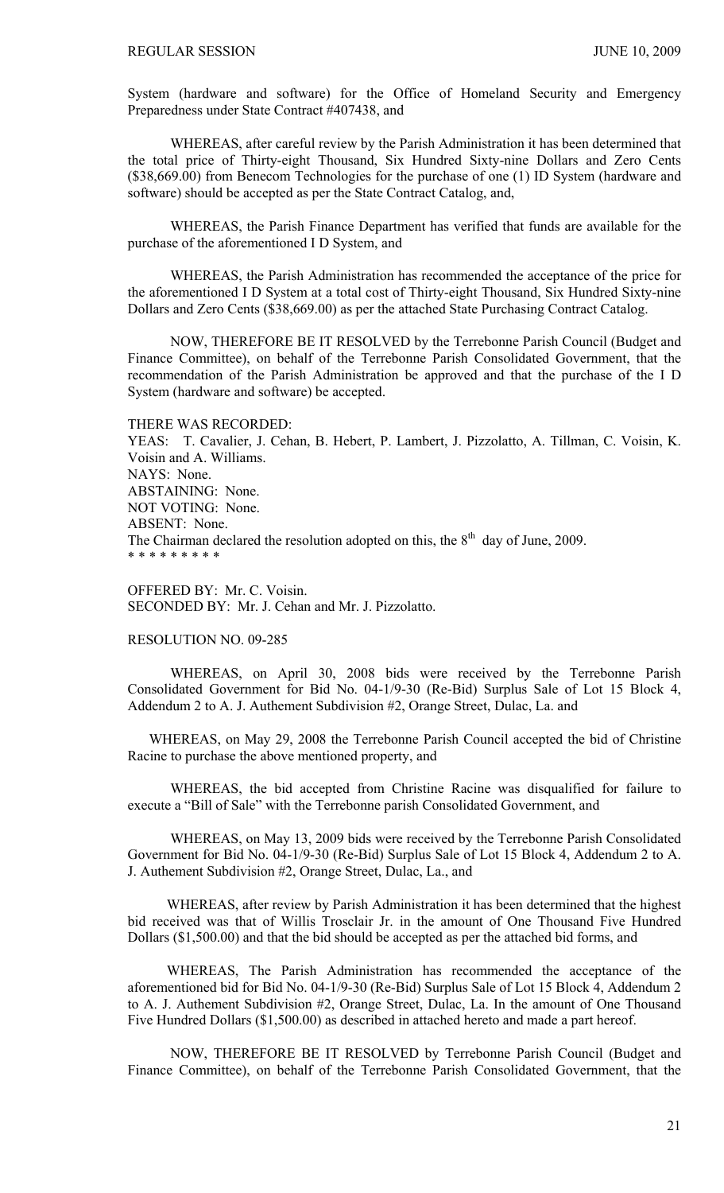System (hardware and software) for the Office of Homeland Security and Emergency Preparedness under State Contract #407438, and

WHEREAS, after careful review by the Parish Administration it has been determined that the total price of Thirty-eight Thousand, Six Hundred Sixty-nine Dollars and Zero Cents ($38,669.00) from Benecom Technologies for the purchase of one (1) ID System (hardware and software) should be accepted as per the State Contract Catalog, and,

WHEREAS, the Parish Finance Department has verified that funds are available for the purchase of the aforementioned I D System, and

WHEREAS, the Parish Administration has recommended the acceptance of the price for the aforementioned I D System at a total cost of Thirty-eight Thousand, Six Hundred Sixty-nine Dollars and Zero Cents ($38,669.00) as per the attached State Purchasing Contract Catalog.

NOW, THEREFORE BE IT RESOLVED by the Terrebonne Parish Council (Budget and Finance Committee), on behalf of the Terrebonne Parish Consolidated Government, that the recommendation of the Parish Administration be approved and that the purchase of the I D System (hardware and software) be accepted.

THERE WAS RECORDED:
YEAS: T. Cavalier, J. Cehan, B. Hebert, P. Lambert, J. Pizzolatto, A. Tillman, C. Voisin, K. Voisin and A. Williams.
NAYS: None.
ABSTAINING: None.
NOT VOTING: None.
ABSENT: None.
The Chairman declared the resolution adopted on this, the 8th day of June, 2009.
* * * * * * * * *

OFFERED BY: Mr. C. Voisin.
SECONDED BY: Mr. J. Cehan and Mr. J. Pizzolatto.

RESOLUTION NO. 09-285

WHEREAS, on April 30, 2008 bids were received by the Terrebonne Parish Consolidated Government for Bid No. 04-1/9-30 (Re-Bid) Surplus Sale of Lot 15 Block 4, Addendum 2 to A. J. Authement Subdivision #2, Orange Street, Dulac, La. and

WHEREAS, on May 29, 2008 the Terrebonne Parish Council accepted the bid of Christine Racine to purchase the above mentioned property, and

WHEREAS, the bid accepted from Christine Racine was disqualified for failure to execute a "Bill of Sale" with the Terrebonne parish Consolidated Government, and

WHEREAS, on May 13, 2009 bids were received by the Terrebonne Parish Consolidated Government for Bid No. 04-1/9-30 (Re-Bid) Surplus Sale of Lot 15 Block 4, Addendum 2 to A. J. Authement Subdivision #2, Orange Street, Dulac, La., and

WHEREAS, after review by Parish Administration it has been determined that the highest bid received was that of Willis Trosclair Jr. in the amount of One Thousand Five Hundred Dollars ($1,500.00) and that the bid should be accepted as per the attached bid forms, and

WHEREAS, The Parish Administration has recommended the acceptance of the aforementioned bid for Bid No. 04-1/9-30 (Re-Bid) Surplus Sale of Lot 15 Block 4, Addendum 2 to A. J. Authement Subdivision #2, Orange Street, Dulac, La. In the amount of One Thousand Five Hundred Dollars ($1,500.00) as described in attached hereto and made a part hereof.

NOW, THEREFORE BE IT RESOLVED by Terrebonne Parish Council (Budget and Finance Committee), on behalf of the Terrebonne Parish Consolidated Government, that the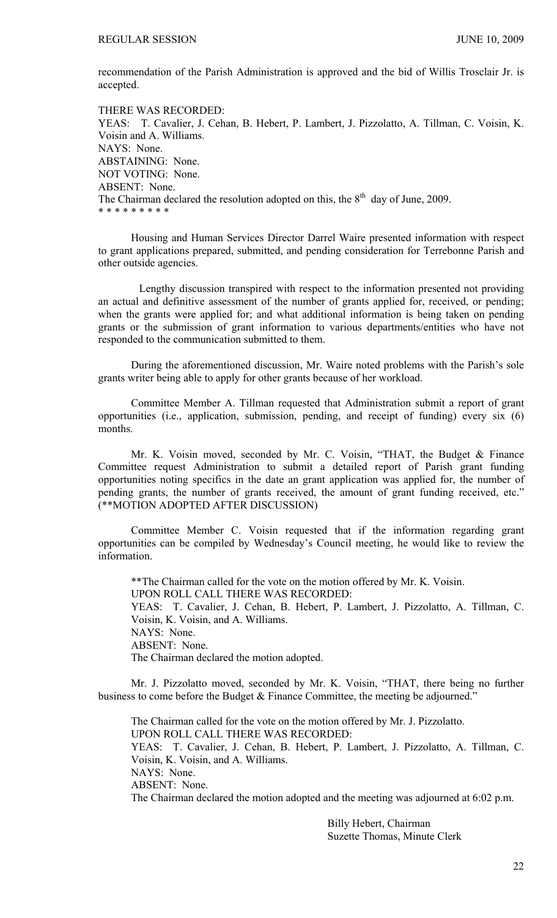recommendation of the Parish Administration is approved and the bid of Willis Trosclair Jr. is accepted.

THERE WAS RECORDED:
YEAS: T. Cavalier, J. Cehan, B. Hebert, P. Lambert, J. Pizzolatto, A. Tillman, C. Voisin, K. Voisin and A. Williams.
NAYS: None.
ABSTAINING: None.
NOT VOTING: None.
ABSENT: None.
The Chairman declared the resolution adopted on this, the 8th day of June, 2009.
\* \* \* \* \* \* \* \* \*

Housing and Human Services Director Darrel Waire presented information with respect to grant applications prepared, submitted, and pending consideration for Terrebonne Parish and other outside agencies.

Lengthy discussion transpired with respect to the information presented not providing an actual and definitive assessment of the number of grants applied for, received, or pending; when the grants were applied for; and what additional information is being taken on pending grants or the submission of grant information to various departments/entities who have not responded to the communication submitted to them.

During the aforementioned discussion, Mr. Waire noted problems with the Parish's sole grants writer being able to apply for other grants because of her workload.

Committee Member A. Tillman requested that Administration submit a report of grant opportunities (i.e., application, submission, pending, and receipt of funding) every six (6) months.

Mr. K. Voisin moved, seconded by Mr. C. Voisin, "THAT, the Budget & Finance Committee request Administration to submit a detailed report of Parish grant funding opportunities noting specifics in the date an grant application was applied for, the number of pending grants, the number of grants received, the amount of grant funding received, etc." (\*\*MOTION ADOPTED AFTER DISCUSSION)

Committee Member C. Voisin requested that if the information regarding grant opportunities can be compiled by Wednesday's Council meeting, he would like to review the information.

\*\*The Chairman called for the vote on the motion offered by Mr. K. Voisin.
UPON ROLL CALL THERE WAS RECORDED:
YEAS: T. Cavalier, J. Cehan, B. Hebert, P. Lambert, J. Pizzolatto, A. Tillman, C. Voisin, K. Voisin, and A. Williams.
NAYS: None.
ABSENT: None.
The Chairman declared the motion adopted.

Mr. J. Pizzolatto moved, seconded by Mr. K. Voisin, "THAT, there being no further business to come before the Budget & Finance Committee, the meeting be adjourned."

The Chairman called for the vote on the motion offered by Mr. J. Pizzolatto.
UPON ROLL CALL THERE WAS RECORDED:
YEAS: T. Cavalier, J. Cehan, B. Hebert, P. Lambert, J. Pizzolatto, A. Tillman, C. Voisin, K. Voisin, and A. Williams.
NAYS: None.
ABSENT: None.
The Chairman declared the motion adopted and the meeting was adjourned at 6:02 p.m.

Billy Hebert, Chairman
Suzette Thomas, Minute Clerk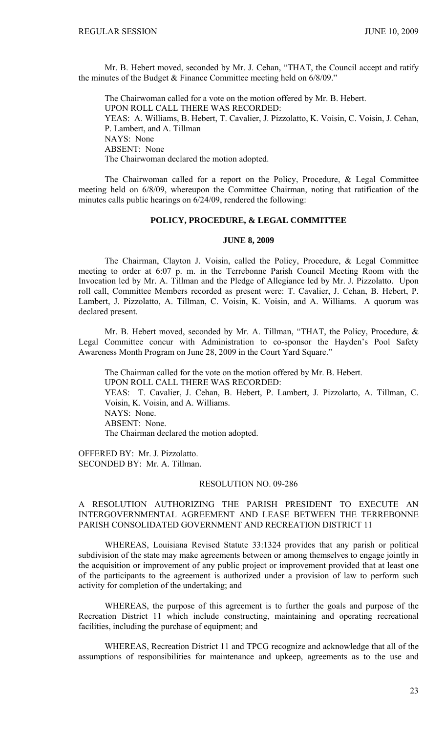Mr. B. Hebert moved, seconded by Mr. J. Cehan, "THAT, the Council accept and ratify the minutes of the Budget & Finance Committee meeting held on 6/8/09."

The Chairwoman called for a vote on the motion offered by Mr. B. Hebert.
UPON ROLL CALL THERE WAS RECORDED:
YEAS: A. Williams, B. Hebert, T. Cavalier, J. Pizzolatto, K. Voisin, C. Voisin, J. Cehan, P. Lambert, and A. Tillman
NAYS: None
ABSENT: None
The Chairwoman declared the motion adopted.

The Chairwoman called for a report on the Policy, Procedure, & Legal Committee meeting held on 6/8/09, whereupon the Committee Chairman, noting that ratification of the minutes calls public hearings on 6/24/09, rendered the following:

**POLICY, PROCEDURE, & LEGAL COMMITTEE**

**JUNE 8, 2009**

The Chairman, Clayton J. Voisin, called the Policy, Procedure, & Legal Committee meeting to order at 6:07 p. m. in the Terrebonne Parish Council Meeting Room with the Invocation led by Mr. A. Tillman and the Pledge of Allegiance led by Mr. J. Pizzolatto. Upon roll call, Committee Members recorded as present were: T. Cavalier, J. Cehan, B. Hebert, P. Lambert, J. Pizzolatto, A. Tillman, C. Voisin, K. Voisin, and A. Williams. A quorum was declared present.

Mr. B. Hebert moved, seconded by Mr. A. Tillman, "THAT, the Policy, Procedure, & Legal Committee concur with Administration to co-sponsor the Hayden's Pool Safety Awareness Month Program on June 28, 2009 in the Court Yard Square."

The Chairman called for the vote on the motion offered by Mr. B. Hebert.
UPON ROLL CALL THERE WAS RECORDED:
YEAS: T. Cavalier, J. Cehan, B. Hebert, P. Lambert, J. Pizzolatto, A. Tillman, C. Voisin, K. Voisin, and A. Williams.
NAYS: None.
ABSENT: None.
The Chairman declared the motion adopted.

OFFERED BY: Mr. J. Pizzolatto.
SECONDED BY: Mr. A. Tillman.

RESOLUTION NO. 09-286

A RESOLUTION AUTHORIZING THE PARISH PRESIDENT TO EXECUTE AN INTERGOVERNMENTAL AGREEMENT AND LEASE BETWEEN THE TERREBONNE PARISH CONSOLIDATED GOVERNMENT AND RECREATION DISTRICT 11

WHEREAS, Louisiana Revised Statute 33:1324 provides that any parish or political subdivision of the state may make agreements between or among themselves to engage jointly in the acquisition or improvement of any public project or improvement provided that at least one of the participants to the agreement is authorized under a provision of law to perform such activity for completion of the undertaking; and

WHEREAS, the purpose of this agreement is to further the goals and purpose of the Recreation District 11 which include constructing, maintaining and operating recreational facilities, including the purchase of equipment; and

WHEREAS, Recreation District 11 and TPCG recognize and acknowledge that all of the assumptions of responsibilities for maintenance and upkeep, agreements as to the use and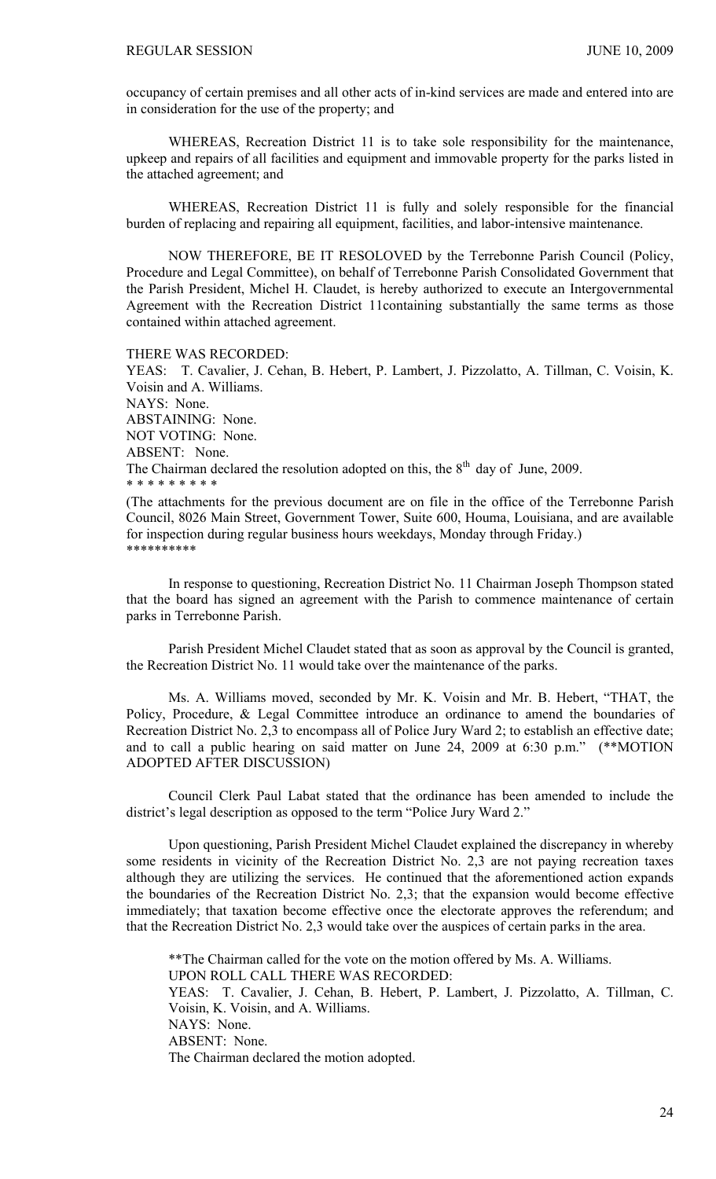occupancy of certain premises and all other acts of in-kind services are made and entered into are in consideration for the use of the property; and

WHEREAS, Recreation District 11 is to take sole responsibility for the maintenance, upkeep and repairs of all facilities and equipment and immovable property for the parks listed in the attached agreement; and

WHEREAS, Recreation District 11 is fully and solely responsible for the financial burden of replacing and repairing all equipment, facilities, and labor-intensive maintenance.

NOW THEREFORE, BE IT RESOLOVED by the Terrebonne Parish Council (Policy, Procedure and Legal Committee), on behalf of Terrebonne Parish Consolidated Government that the Parish President, Michel H. Claudet, is hereby authorized to execute an Intergovernmental Agreement with the Recreation District 11containing substantially the same terms as those contained within attached agreement.

THERE WAS RECORDED:
YEAS: T. Cavalier, J. Cehan, B. Hebert, P. Lambert, J. Pizzolatto, A. Tillman, C. Voisin, K. Voisin and A. Williams.
NAYS: None.
ABSTAINING: None.
NOT VOTING: None.
ABSENT: None.
The Chairman declared the resolution adopted on this, the 8th day of June, 2009.
* * * * * * * * *

(The attachments for the previous document are on file in the office of the Terrebonne Parish Council, 8026 Main Street, Government Tower, Suite 600, Houma, Louisiana, and are available for inspection during regular business hours weekdays, Monday through Friday.)
**********

In response to questioning, Recreation District No. 11 Chairman Joseph Thompson stated that the board has signed an agreement with the Parish to commence maintenance of certain parks in Terrebonne Parish.

Parish President Michel Claudet stated that as soon as approval by the Council is granted, the Recreation District No. 11 would take over the maintenance of the parks.

Ms. A. Williams moved, seconded by Mr. K. Voisin and Mr. B. Hebert, "THAT, the Policy, Procedure, & Legal Committee introduce an ordinance to amend the boundaries of Recreation District No. 2,3 to encompass all of Police Jury Ward 2; to establish an effective date; and to call a public hearing on said matter on June 24, 2009 at 6:30 p.m." (**MOTION ADOPTED AFTER DISCUSSION)

Council Clerk Paul Labat stated that the ordinance has been amended to include the district's legal description as opposed to the term "Police Jury Ward 2."

Upon questioning, Parish President Michel Claudet explained the discrepancy in whereby some residents in vicinity of the Recreation District No. 2,3 are not paying recreation taxes although they are utilizing the services. He continued that the aforementioned action expands the boundaries of the Recreation District No. 2,3; that the expansion would become effective immediately; that taxation become effective once the electorate approves the referendum; and that the Recreation District No. 2,3 would take over the auspices of certain parks in the area.

**The Chairman called for the vote on the motion offered by Ms. A. Williams.
UPON ROLL CALL THERE WAS RECORDED:
YEAS: T. Cavalier, J. Cehan, B. Hebert, P. Lambert, J. Pizzolatto, A. Tillman, C. Voisin, K. Voisin, and A. Williams.
NAYS: None.
ABSENT: None.
The Chairman declared the motion adopted.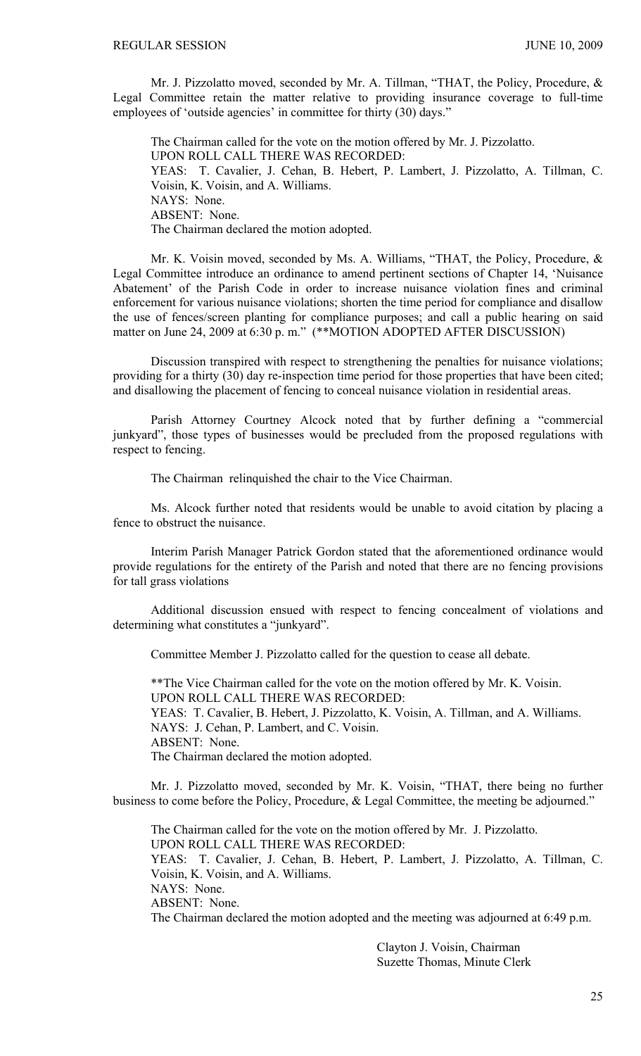Mr. J. Pizzolatto moved, seconded by Mr. A. Tillman, "THAT, the Policy, Procedure, & Legal Committee retain the matter relative to providing insurance coverage to full-time employees of 'outside agencies' in committee for thirty (30) days."

The Chairman called for the vote on the motion offered by Mr. J. Pizzolatto.
UPON ROLL CALL THERE WAS RECORDED:
YEAS: T. Cavalier, J. Cehan, B. Hebert, P. Lambert, J. Pizzolatto, A. Tillman, C. Voisin, K. Voisin, and A. Williams.
NAYS: None.
ABSENT: None.
The Chairman declared the motion adopted.

Mr. K. Voisin moved, seconded by Ms. A. Williams, "THAT, the Policy, Procedure, & Legal Committee introduce an ordinance to amend pertinent sections of Chapter 14, 'Nuisance Abatement' of the Parish Code in order to increase nuisance violation fines and criminal enforcement for various nuisance violations; shorten the time period for compliance and disallow the use of fences/screen planting for compliance purposes; and call a public hearing on said matter on June 24, 2009 at 6:30 p. m." (**MOTION ADOPTED AFTER DISCUSSION)

Discussion transpired with respect to strengthening the penalties for nuisance violations; providing for a thirty (30) day re-inspection time period for those properties that have been cited; and disallowing the placement of fencing to conceal nuisance violation in residential areas.

Parish Attorney Courtney Alcock noted that by further defining a "commercial junkyard", those types of businesses would be precluded from the proposed regulations with respect to fencing.

The Chairman relinquished the chair to the Vice Chairman.

Ms. Alcock further noted that residents would be unable to avoid citation by placing a fence to obstruct the nuisance.

Interim Parish Manager Patrick Gordon stated that the aforementioned ordinance would provide regulations for the entirety of the Parish and noted that there are no fencing provisions for tall grass violations

Additional discussion ensued with respect to fencing concealment of violations and determining what constitutes a "junkyard".

Committee Member J. Pizzolatto called for the question to cease all debate.

**The Vice Chairman called for the vote on the motion offered by Mr. K. Voisin.
UPON ROLL CALL THERE WAS RECORDED:
YEAS: T. Cavalier, B. Hebert, J. Pizzolatto, K. Voisin, A. Tillman, and A. Williams.
NAYS: J. Cehan, P. Lambert, and C. Voisin.
ABSENT: None.
The Chairman declared the motion adopted.

Mr. J. Pizzolatto moved, seconded by Mr. K. Voisin, "THAT, there being no further business to come before the Policy, Procedure, & Legal Committee, the meeting be adjourned."

The Chairman called for the vote on the motion offered by Mr. J. Pizzolatto.
UPON ROLL CALL THERE WAS RECORDED:
YEAS: T. Cavalier, J. Cehan, B. Hebert, P. Lambert, J. Pizzolatto, A. Tillman, C. Voisin, K. Voisin, and A. Williams.
NAYS: None.
ABSENT: None.
The Chairman declared the motion adopted and the meeting was adjourned at 6:49 p.m.

Clayton J. Voisin, Chairman
Suzette Thomas, Minute Clerk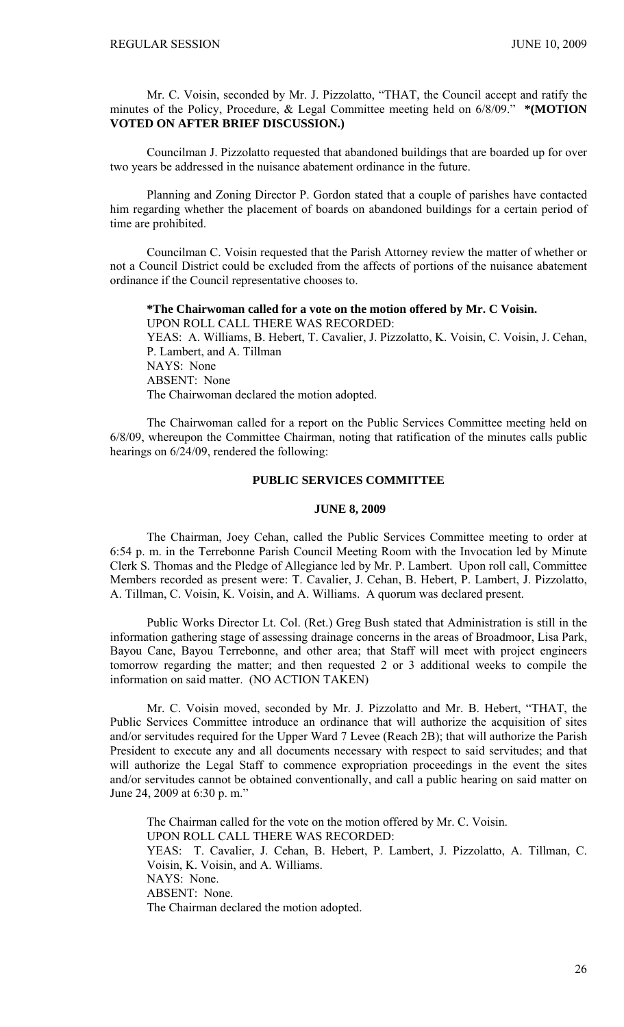Mr. C. Voisin, seconded by Mr. J. Pizzolatto, "THAT, the Council accept and ratify the minutes of the Policy, Procedure, & Legal Committee meeting held on 6/8/09." **\*(MOTION VOTED ON AFTER BRIEF DISCUSSION.)**

Councilman J. Pizzolatto requested that abandoned buildings that are boarded up for over two years be addressed in the nuisance abatement ordinance in the future.

Planning and Zoning Director P. Gordon stated that a couple of parishes have contacted him regarding whether the placement of boards on abandoned buildings for a certain period of time are prohibited.

Councilman C. Voisin requested that the Parish Attorney review the matter of whether or not a Council District could be excluded from the affects of portions of the nuisance abatement ordinance if the Council representative chooses to.

**\*The Chairwoman called for a vote on the motion offered by Mr. C Voisin.**
UPON ROLL CALL THERE WAS RECORDED:
YEAS: A. Williams, B. Hebert, T. Cavalier, J. Pizzolatto, K. Voisin, C. Voisin, J. Cehan, P. Lambert, and A. Tillman
NAYS: None
ABSENT: None
The Chairwoman declared the motion adopted.

The Chairwoman called for a report on the Public Services Committee meeting held on 6/8/09, whereupon the Committee Chairman, noting that ratification of the minutes calls public hearings on 6/24/09, rendered the following:

**PUBLIC SERVICES COMMITTEE**

**JUNE 8, 2009**

The Chairman, Joey Cehan, called the Public Services Committee meeting to order at 6:54 p. m. in the Terrebonne Parish Council Meeting Room with the Invocation led by Minute Clerk S. Thomas and the Pledge of Allegiance led by Mr. P. Lambert. Upon roll call, Committee Members recorded as present were: T. Cavalier, J. Cehan, B. Hebert, P. Lambert, J. Pizzolatto, A. Tillman, C. Voisin, K. Voisin, and A. Williams. A quorum was declared present.

Public Works Director Lt. Col. (Ret.) Greg Bush stated that Administration is still in the information gathering stage of assessing drainage concerns in the areas of Broadmoor, Lisa Park, Bayou Cane, Bayou Terrebonne, and other area; that Staff will meet with project engineers tomorrow regarding the matter; and then requested 2 or 3 additional weeks to compile the information on said matter. (NO ACTION TAKEN)

Mr. C. Voisin moved, seconded by Mr. J. Pizzolatto and Mr. B. Hebert, "THAT, the Public Services Committee introduce an ordinance that will authorize the acquisition of sites and/or servitudes required for the Upper Ward 7 Levee (Reach 2B); that will authorize the Parish President to execute any and all documents necessary with respect to said servitudes; and that will authorize the Legal Staff to commence expropriation proceedings in the event the sites and/or servitudes cannot be obtained conventionally, and call a public hearing on said matter on June 24, 2009 at 6:30 p. m."

The Chairman called for the vote on the motion offered by Mr. C. Voisin.
UPON ROLL CALL THERE WAS RECORDED:
YEAS: T. Cavalier, J. Cehan, B. Hebert, P. Lambert, J. Pizzolatto, A. Tillman, C. Voisin, K. Voisin, and A. Williams.
NAYS: None.
ABSENT: None.
The Chairman declared the motion adopted.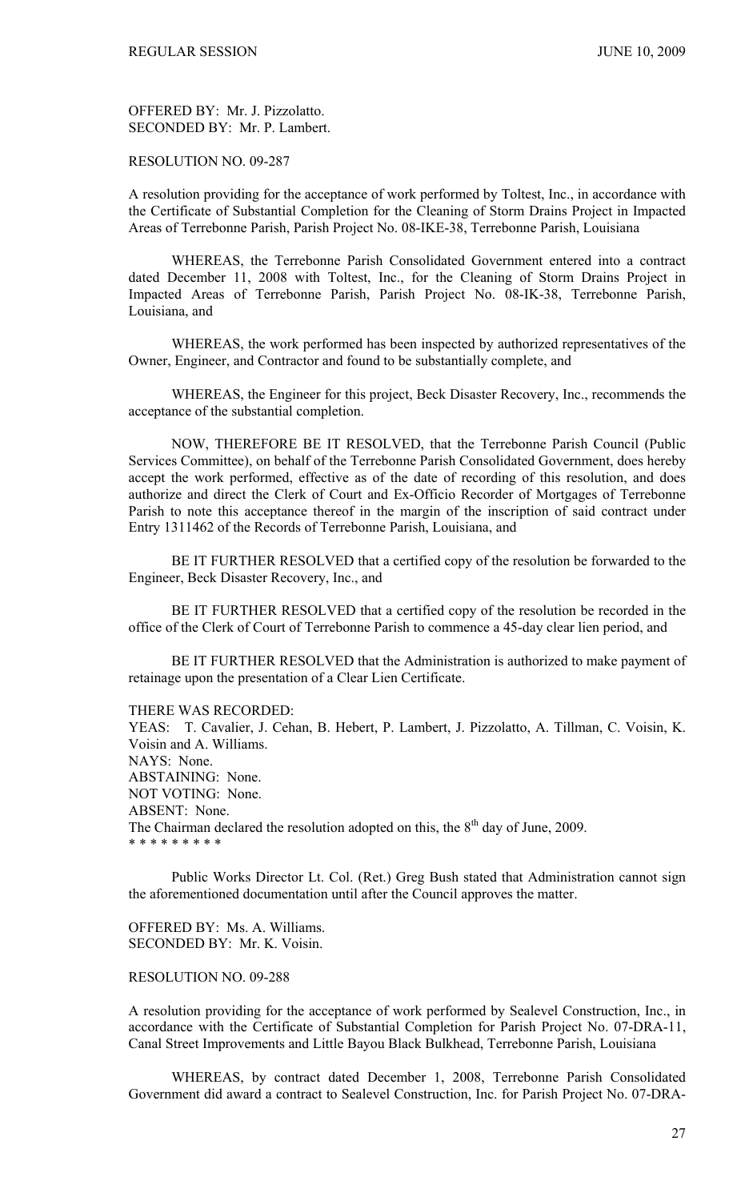OFFERED BY: Mr. J. Pizzolatto.
SECONDED BY: Mr. P. Lambert.

RESOLUTION NO. 09-287

A resolution providing for the acceptance of work performed by Toltest, Inc., in accordance with the Certificate of Substantial Completion for the Cleaning of Storm Drains Project in Impacted Areas of Terrebonne Parish, Parish Project No. 08-IKE-38, Terrebonne Parish, Louisiana

WHEREAS, the Terrebonne Parish Consolidated Government entered into a contract dated December 11, 2008 with Toltest, Inc., for the Cleaning of Storm Drains Project in Impacted Areas of Terrebonne Parish, Parish Project No. 08-IK-38, Terrebonne Parish, Louisiana, and

WHEREAS, the work performed has been inspected by authorized representatives of the Owner, Engineer, and Contractor and found to be substantially complete, and

WHEREAS, the Engineer for this project, Beck Disaster Recovery, Inc., recommends the acceptance of the substantial completion.

NOW, THEREFORE BE IT RESOLVED, that the Terrebonne Parish Council (Public Services Committee), on behalf of the Terrebonne Parish Consolidated Government, does hereby accept the work performed, effective as of the date of recording of this resolution, and does authorize and direct the Clerk of Court and Ex-Officio Recorder of Mortgages of Terrebonne Parish to note this acceptance thereof in the margin of the inscription of said contract under Entry 1311462 of the Records of Terrebonne Parish, Louisiana, and

BE IT FURTHER RESOLVED that a certified copy of the resolution be forwarded to the Engineer, Beck Disaster Recovery, Inc., and

BE IT FURTHER RESOLVED that a certified copy of the resolution be recorded in the office of the Clerk of Court of Terrebonne Parish to commence a 45-day clear lien period, and

BE IT FURTHER RESOLVED that the Administration is authorized to make payment of retainage upon the presentation of a Clear Lien Certificate.

THERE WAS RECORDED:
YEAS: T. Cavalier, J. Cehan, B. Hebert, P. Lambert, J. Pizzolatto, A. Tillman, C. Voisin, K. Voisin and A. Williams.
NAYS: None.
ABSTAINING: None.
NOT VOTING: None.
ABSENT: None.
The Chairman declared the resolution adopted on this, the 8th day of June, 2009.
* * * * * * * * *

Public Works Director Lt. Col. (Ret.) Greg Bush stated that Administration cannot sign the aforementioned documentation until after the Council approves the matter.

OFFERED BY: Ms. A. Williams.
SECONDED BY: Mr. K. Voisin.

RESOLUTION NO. 09-288

A resolution providing for the acceptance of work performed by Sealevel Construction, Inc., in accordance with the Certificate of Substantial Completion for Parish Project No. 07-DRA-11, Canal Street Improvements and Little Bayou Black Bulkhead, Terrebonne Parish, Louisiana

WHEREAS, by contract dated December 1, 2008, Terrebonne Parish Consolidated Government did award a contract to Sealevel Construction, Inc. for Parish Project No. 07-DRA-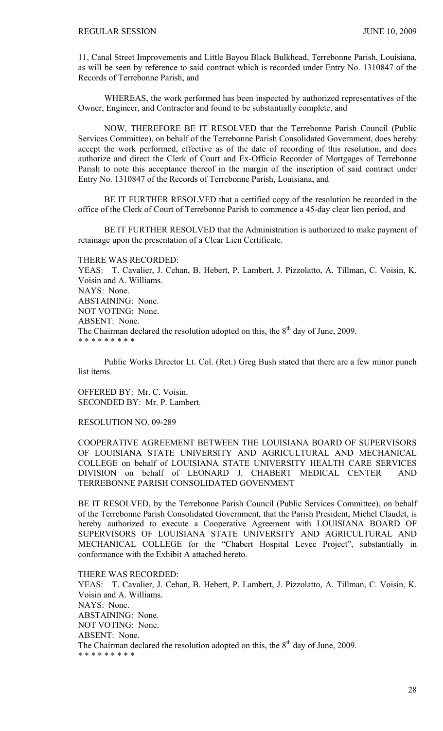11, Canal Street Improvements and Little Bayou Black Bulkhead, Terrebonne Parish, Louisiana, as will be seen by reference to said contract which is recorded under Entry No. 1310847 of the Records of Terrebonne Parish, and

WHEREAS, the work performed has been inspected by authorized representatives of the Owner, Engineer, and Contractor and found to be substantially complete, and

NOW, THEREFORE BE IT RESOLVED that the Terrebonne Parish Council (Public Services Committee), on behalf of the Terrebonne Parish Consolidated Government, does hereby accept the work performed, effective as of the date of recording of this resolution, and does authorize and direct the Clerk of Court and Ex-Officio Recorder of Mortgages of Terrebonne Parish to note this acceptance thereof in the margin of the inscription of said contract under Entry No. 1310847 of the Records of Terrebonne Parish, Louisiana, and

BE IT FURTHER RESOLVED that a certified copy of the resolution be recorded in the office of the Clerk of Court of Terrebonne Parish to commence a 45-day clear lien period, and

BE IT FURTHER RESOLVED that the Administration is authorized to make payment of retainage upon the presentation of a Clear Lien Certificate.

THERE WAS RECORDED:
YEAS: T. Cavalier, J. Cehan, B. Hebert, P. Lambert, J. Pizzolatto, A. Tillman, C. Voisin, K. Voisin and A. Williams.
NAYS: None.
ABSTAINING: None.
NOT VOTING: None.
ABSENT: None.
The Chairman declared the resolution adopted on this, the 8th day of June, 2009.
* * * * * * * * *

Public Works Director Lt. Col. (Ret.) Greg Bush stated that there are a few minor punch list items.

OFFERED BY: Mr. C. Voisin.
SECONDED BY: Mr. P. Lambert.

RESOLUTION NO. 09-289

COOPERATIVE AGREEMENT BETWEEN THE LOUISIANA BOARD OF SUPERVISORS OF LOUISIANA STATE UNIVERSITY AND AGRICULTURAL AND MECHANICAL COLLEGE on behalf of LOUISIANA STATE UNIVERSITY HEALTH CARE SERVICES DIVISION on behalf of LEONARD J. CHABERT MEDICAL CENTER AND TERREBONNE PARISH CONSOLIDATED GOVENMENT

BE IT RESOLVED, by the Terrebonne Parish Council (Public Services Committee), on behalf of the Terrebonne Parish Consolidated Government, that the Parish President, Michel Claudet, is hereby authorized to execute a Cooperative Agreement with LOUISIANA BOARD OF SUPERVISORS OF LOUISIANA STATE UNIVERSITY AND AGRICULTURAL AND MECHANICAL COLLEGE for the "Chabert Hospital Levee Project", substantially in conformance with the Exhibit A attached hereto.

THERE WAS RECORDED:
YEAS: T. Cavalier, J. Cehan, B. Hebert, P. Lambert, J. Pizzolatto, A. Tillman, C. Voisin, K. Voisin and A. Williams.
NAYS: None.
ABSTAINING: None.
NOT VOTING: None.
ABSENT: None.
The Chairman declared the resolution adopted on this, the 8th day of June, 2009.
* * * * * * * * *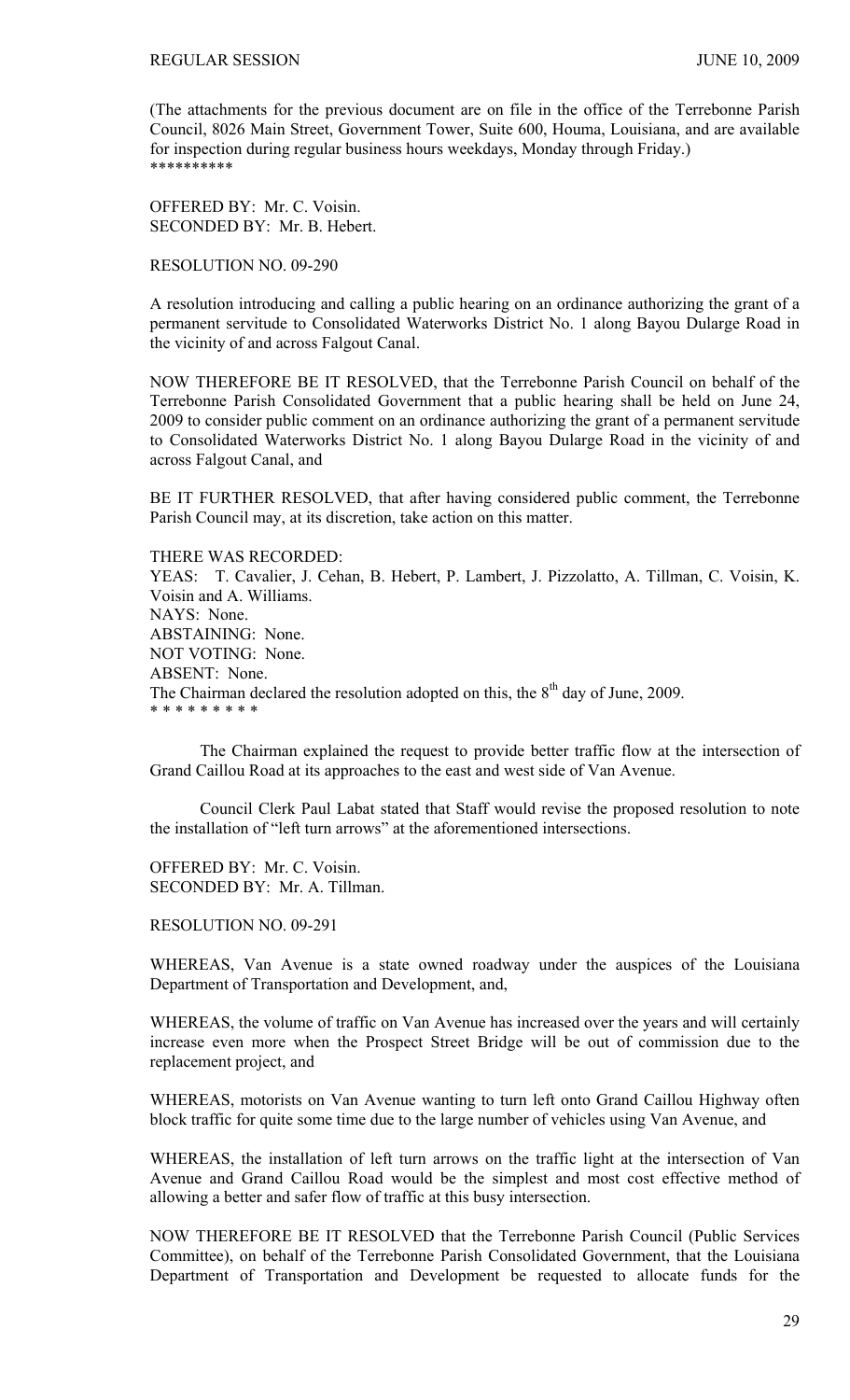(The attachments for the previous document are on file in the office of the Terrebonne Parish Council, 8026 Main Street, Government Tower, Suite 600, Houma, Louisiana, and are available for inspection during regular business hours weekdays, Monday through Friday.)
**********

OFFERED BY: Mr. C. Voisin.
SECONDED BY: Mr. B. Hebert.

RESOLUTION NO. 09-290

A resolution introducing and calling a public hearing on an ordinance authorizing the grant of a permanent servitude to Consolidated Waterworks District No. 1 along Bayou Dularge Road in the vicinity of and across Falgout Canal.

NOW THEREFORE BE IT RESOLVED, that the Terrebonne Parish Council on behalf of the Terrebonne Parish Consolidated Government that a public hearing shall be held on June 24, 2009 to consider public comment on an ordinance authorizing the grant of a permanent servitude to Consolidated Waterworks District No. 1 along Bayou Dularge Road in the vicinity of and across Falgout Canal, and

BE IT FURTHER RESOLVED, that after having considered public comment, the Terrebonne Parish Council may, at its discretion, take action on this matter.

THERE WAS RECORDED:
YEAS: T. Cavalier, J. Cehan, B. Hebert, P. Lambert, J. Pizzolatto, A. Tillman, C. Voisin, K. Voisin and A. Williams.
NAYS: None.
ABSTAINING: None.
NOT VOTING: None.
ABSENT: None.
The Chairman declared the resolution adopted on this, the 8th day of June, 2009.
* * * * * * * * *

The Chairman explained the request to provide better traffic flow at the intersection of Grand Caillou Road at its approaches to the east and west side of Van Avenue.

Council Clerk Paul Labat stated that Staff would revise the proposed resolution to note the installation of "left turn arrows" at the aforementioned intersections.

OFFERED BY: Mr. C. Voisin.
SECONDED BY: Mr. A. Tillman.

RESOLUTION NO. 09-291

WHEREAS, Van Avenue is a state owned roadway under the auspices of the Louisiana Department of Transportation and Development, and,

WHEREAS, the volume of traffic on Van Avenue has increased over the years and will certainly increase even more when the Prospect Street Bridge will be out of commission due to the replacement project, and

WHEREAS, motorists on Van Avenue wanting to turn left onto Grand Caillou Highway often block traffic for quite some time due to the large number of vehicles using Van Avenue, and

WHEREAS, the installation of left turn arrows on the traffic light at the intersection of Van Avenue and Grand Caillou Road would be the simplest and most cost effective method of allowing a better and safer flow of traffic at this busy intersection.

NOW THEREFORE BE IT RESOLVED that the Terrebonne Parish Council (Public Services Committee), on behalf of the Terrebonne Parish Consolidated Government, that the Louisiana Department of Transportation and Development be requested to allocate funds for the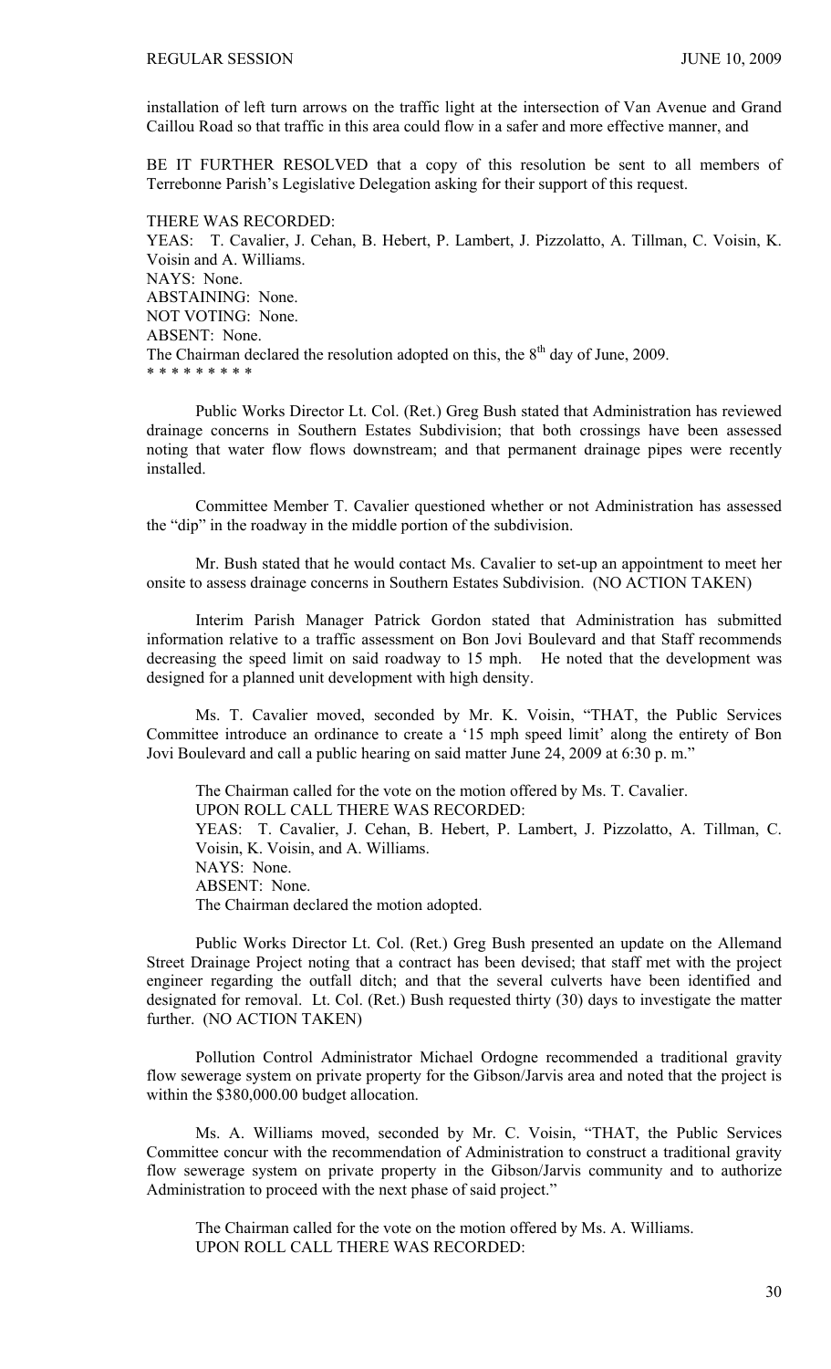installation of left turn arrows on the traffic light at the intersection of Van Avenue and Grand Caillou Road so that traffic in this area could flow in a safer and more effective manner, and

BE IT FURTHER RESOLVED that a copy of this resolution be sent to all members of Terrebonne Parish's Legislative Delegation asking for their support of this request.

THERE WAS RECORDED:
YEAS: T. Cavalier, J. Cehan, B. Hebert, P. Lambert, J. Pizzolatto, A. Tillman, C. Voisin, K. Voisin and A. Williams.
NAYS: None.
ABSTAINING: None.
NOT VOTING: None.
ABSENT: None.
The Chairman declared the resolution adopted on this, the 8th day of June, 2009.
* * * * * * * * *

Public Works Director Lt. Col. (Ret.) Greg Bush stated that Administration has reviewed drainage concerns in Southern Estates Subdivision; that both crossings have been assessed noting that water flow flows downstream; and that permanent drainage pipes were recently installed.

Committee Member T. Cavalier questioned whether or not Administration has assessed the "dip" in the roadway in the middle portion of the subdivision.

Mr. Bush stated that he would contact Ms. Cavalier to set-up an appointment to meet her onsite to assess drainage concerns in Southern Estates Subdivision. (NO ACTION TAKEN)

Interim Parish Manager Patrick Gordon stated that Administration has submitted information relative to a traffic assessment on Bon Jovi Boulevard and that Staff recommends decreasing the speed limit on said roadway to 15 mph. He noted that the development was designed for a planned unit development with high density.

Ms. T. Cavalier moved, seconded by Mr. K. Voisin, "THAT, the Public Services Committee introduce an ordinance to create a '15 mph speed limit' along the entirety of Bon Jovi Boulevard and call a public hearing on said matter June 24, 2009 at 6:30 p. m."

The Chairman called for the vote on the motion offered by Ms. T. Cavalier.
UPON ROLL CALL THERE WAS RECORDED:
YEAS: T. Cavalier, J. Cehan, B. Hebert, P. Lambert, J. Pizzolatto, A. Tillman, C. Voisin, K. Voisin, and A. Williams.
NAYS: None.
ABSENT: None.
The Chairman declared the motion adopted.

Public Works Director Lt. Col. (Ret.) Greg Bush presented an update on the Allemand Street Drainage Project noting that a contract has been devised; that staff met with the project engineer regarding the outfall ditch; and that the several culverts have been identified and designated for removal. Lt. Col. (Ret.) Bush requested thirty (30) days to investigate the matter further. (NO ACTION TAKEN)

Pollution Control Administrator Michael Ordogne recommended a traditional gravity flow sewerage system on private property for the Gibson/Jarvis area and noted that the project is within the $380,000.00 budget allocation.

Ms. A. Williams moved, seconded by Mr. C. Voisin, "THAT, the Public Services Committee concur with the recommendation of Administration to construct a traditional gravity flow sewerage system on private property in the Gibson/Jarvis community and to authorize Administration to proceed with the next phase of said project."

The Chairman called for the vote on the motion offered by Ms. A. Williams.
UPON ROLL CALL THERE WAS RECORDED: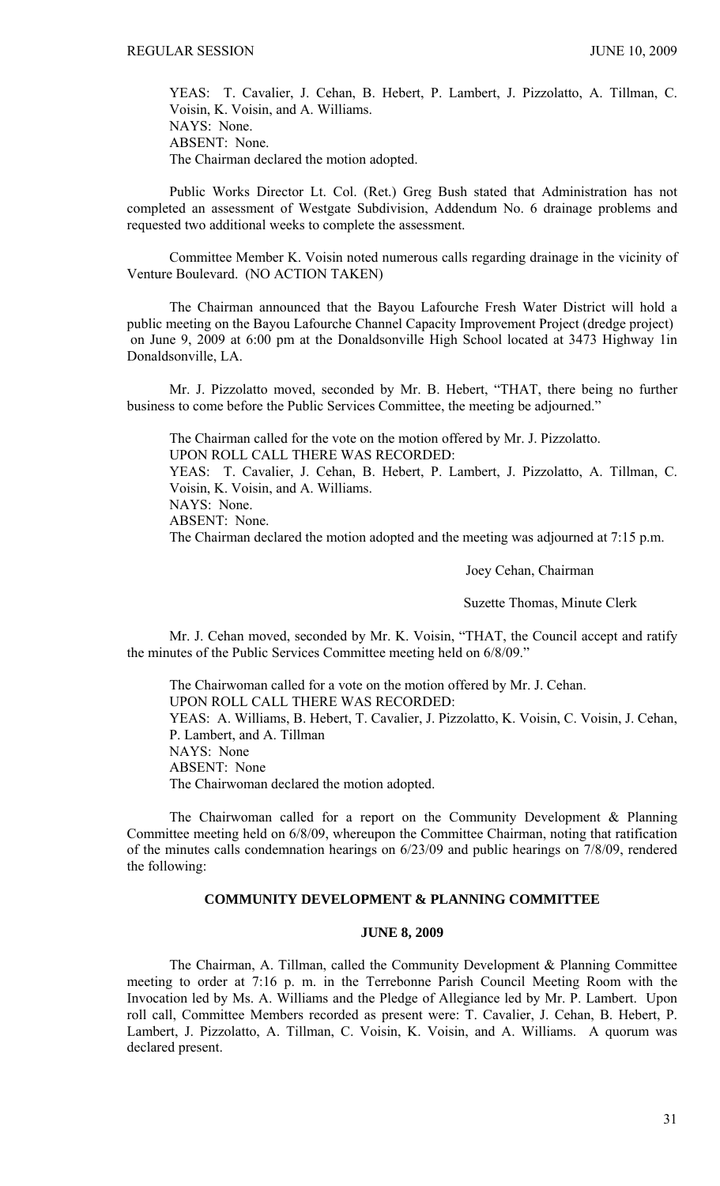YEAS: T. Cavalier, J. Cehan, B. Hebert, P. Lambert, J. Pizzolatto, A. Tillman, C. Voisin, K. Voisin, and A. Williams.
NAYS: None.
ABSENT: None.
The Chairman declared the motion adopted.

Public Works Director Lt. Col. (Ret.) Greg Bush stated that Administration has not completed an assessment of Westgate Subdivision, Addendum No. 6 drainage problems and requested two additional weeks to complete the assessment.

Committee Member K. Voisin noted numerous calls regarding drainage in the vicinity of Venture Boulevard. (NO ACTION TAKEN)

The Chairman announced that the Bayou Lafourche Fresh Water District will hold a public meeting on the Bayou Lafourche Channel Capacity Improvement Project (dredge project) on June 9, 2009 at 6:00 pm at the Donaldsonville High School located at 3473 Highway 1in Donaldsonville, LA.

Mr. J. Pizzolatto moved, seconded by Mr. B. Hebert, "THAT, there being no further business to come before the Public Services Committee, the meeting be adjourned."

The Chairman called for the vote on the motion offered by Mr. J. Pizzolatto.
UPON ROLL CALL THERE WAS RECORDED:
YEAS: T. Cavalier, J. Cehan, B. Hebert, P. Lambert, J. Pizzolatto, A. Tillman, C. Voisin, K. Voisin, and A. Williams.
NAYS: None.
ABSENT: None.
The Chairman declared the motion adopted and the meeting was adjourned at 7:15 p.m.

Joey Cehan, Chairman

Suzette Thomas, Minute Clerk

Mr. J. Cehan moved, seconded by Mr. K. Voisin, "THAT, the Council accept and ratify the minutes of the Public Services Committee meeting held on 6/8/09."

The Chairwoman called for a vote on the motion offered by Mr. J. Cehan.
UPON ROLL CALL THERE WAS RECORDED:
YEAS: A. Williams, B. Hebert, T. Cavalier, J. Pizzolatto, K. Voisin, C. Voisin, J. Cehan, P. Lambert, and A. Tillman
NAYS: None
ABSENT: None
The Chairwoman declared the motion adopted.

The Chairwoman called for a report on the Community Development & Planning Committee meeting held on 6/8/09, whereupon the Committee Chairman, noting that ratification of the minutes calls condemnation hearings on 6/23/09 and public hearings on 7/8/09, rendered the following:

## COMMUNITY DEVELOPMENT & PLANNING COMMITTEE

### JUNE 8, 2009

The Chairman, A. Tillman, called the Community Development & Planning Committee meeting to order at 7:16 p. m. in the Terrebonne Parish Council Meeting Room with the Invocation led by Ms. A. Williams and the Pledge of Allegiance led by Mr. P. Lambert. Upon roll call, Committee Members recorded as present were: T. Cavalier, J. Cehan, B. Hebert, P. Lambert, J. Pizzolatto, A. Tillman, C. Voisin, K. Voisin, and A. Williams. A quorum was declared present.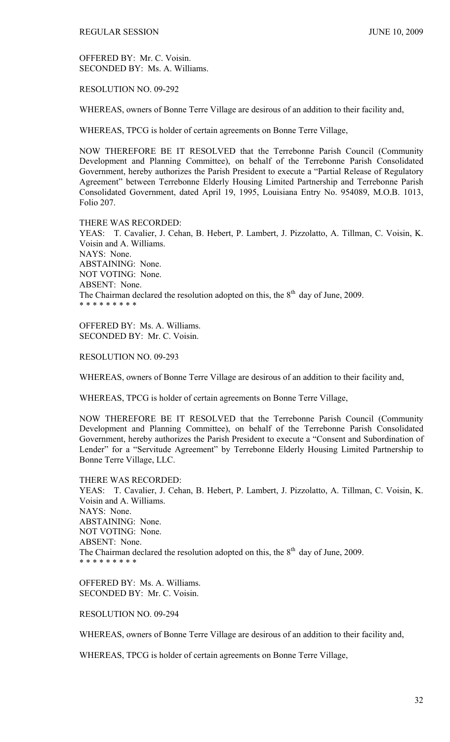OFFERED BY: Mr. C. Voisin.
SECONDED BY: Ms. A. Williams.

RESOLUTION NO. 09-292

WHEREAS, owners of Bonne Terre Village are desirous of an addition to their facility and,

WHEREAS, TPCG is holder of certain agreements on Bonne Terre Village,

NOW THEREFORE BE IT RESOLVED that the Terrebonne Parish Council (Community Development and Planning Committee), on behalf of the Terrebonne Parish Consolidated Government, hereby authorizes the Parish President to execute a "Partial Release of Regulatory Agreement" between Terrebonne Elderly Housing Limited Partnership and Terrebonne Parish Consolidated Government, dated April 19, 1995, Louisiana Entry No. 954089, M.O.B. 1013, Folio 207.

THERE WAS RECORDED:
YEAS: T. Cavalier, J. Cehan, B. Hebert, P. Lambert, J. Pizzolatto, A. Tillman, C. Voisin, K. Voisin and A. Williams.
NAYS: None.
ABSTAINING: None.
NOT VOTING: None.
ABSENT: None.
The Chairman declared the resolution adopted on this, the 8th day of June, 2009.
\* \* \* \* \* \* \* \* \*

OFFERED BY: Ms. A. Williams.
SECONDED BY: Mr. C. Voisin.

RESOLUTION NO. 09-293

WHEREAS, owners of Bonne Terre Village are desirous of an addition to their facility and,

WHEREAS, TPCG is holder of certain agreements on Bonne Terre Village,

NOW THEREFORE BE IT RESOLVED that the Terrebonne Parish Council (Community Development and Planning Committee), on behalf of the Terrebonne Parish Consolidated Government, hereby authorizes the Parish President to execute a "Consent and Subordination of Lender" for a "Servitude Agreement" by Terrebonne Elderly Housing Limited Partnership to Bonne Terre Village, LLC.

THERE WAS RECORDED:
YEAS: T. Cavalier, J. Cehan, B. Hebert, P. Lambert, J. Pizzolatto, A. Tillman, C. Voisin, K. Voisin and A. Williams.
NAYS: None.
ABSTAINING: None.
NOT VOTING: None.
ABSENT: None.
The Chairman declared the resolution adopted on this, the 8th day of June, 2009.
\* \* \* \* \* \* \* \* \*

OFFERED BY: Ms. A. Williams.
SECONDED BY: Mr. C. Voisin.

RESOLUTION NO. 09-294

WHEREAS, owners of Bonne Terre Village are desirous of an addition to their facility and,

WHEREAS, TPCG is holder of certain agreements on Bonne Terre Village,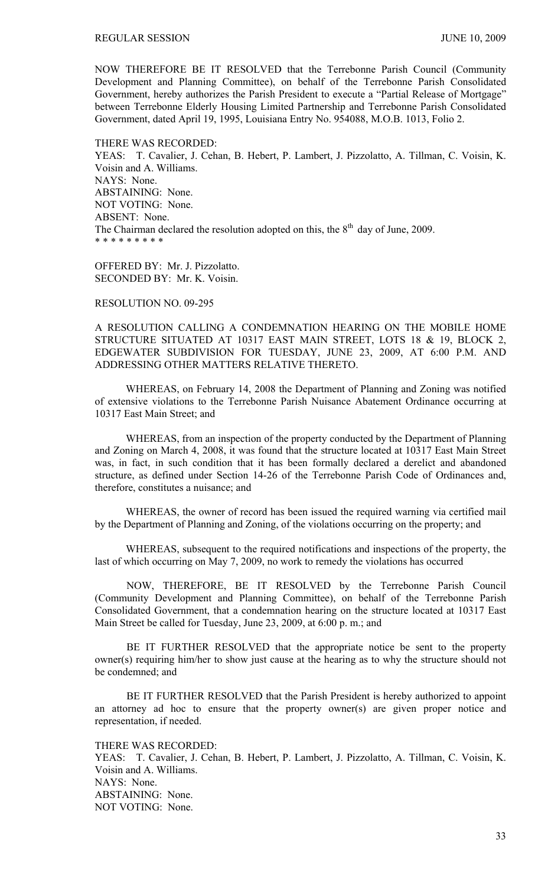NOW THEREFORE BE IT RESOLVED that the Terrebonne Parish Council (Community Development and Planning Committee), on behalf of the Terrebonne Parish Consolidated Government, hereby authorizes the Parish President to execute a "Partial Release of Mortgage" between Terrebonne Elderly Housing Limited Partnership and Terrebonne Parish Consolidated Government, dated April 19, 1995, Louisiana Entry No. 954088, M.O.B. 1013, Folio 2.

THERE WAS RECORDED:
YEAS: T. Cavalier, J. Cehan, B. Hebert, P. Lambert, J. Pizzolatto, A. Tillman, C. Voisin, K. Voisin and A. Williams.
NAYS: None.
ABSTAINING: None.
NOT VOTING: None.
ABSENT: None.
The Chairman declared the resolution adopted on this, the 8th day of June, 2009.
* * * * * * * * *

OFFERED BY: Mr. J. Pizzolatto.
SECONDED BY: Mr. K. Voisin.

RESOLUTION NO. 09-295

A RESOLUTION CALLING A CONDEMNATION HEARING ON THE MOBILE HOME STRUCTURE SITUATED AT 10317 EAST MAIN STREET, LOTS 18 & 19, BLOCK 2, EDGEWATER SUBDIVISION FOR TUESDAY, JUNE 23, 2009, AT 6:00 P.M. AND ADDRESSING OTHER MATTERS RELATIVE THERETO.

WHEREAS, on February 14, 2008 the Department of Planning and Zoning was notified of extensive violations to the Terrebonne Parish Nuisance Abatement Ordinance occurring at 10317 East Main Street; and

WHEREAS, from an inspection of the property conducted by the Department of Planning and Zoning on March 4, 2008, it was found that the structure located at 10317 East Main Street was, in fact, in such condition that it has been formally declared a derelict and abandoned structure, as defined under Section 14-26 of the Terrebonne Parish Code of Ordinances and, therefore, constitutes a nuisance; and

WHEREAS, the owner of record has been issued the required warning via certified mail by the Department of Planning and Zoning, of the violations occurring on the property; and

WHEREAS, subsequent to the required notifications and inspections of the property, the last of which occurring on May 7, 2009, no work to remedy the violations has occurred

NOW, THEREFORE, BE IT RESOLVED by the Terrebonne Parish Council (Community Development and Planning Committee), on behalf of the Terrebonne Parish Consolidated Government, that a condemnation hearing on the structure located at 10317 East Main Street be called for Tuesday, June 23, 2009, at 6:00 p. m.; and

BE IT FURTHER RESOLVED that the appropriate notice be sent to the property owner(s) requiring him/her to show just cause at the hearing as to why the structure should not be condemned; and

BE IT FURTHER RESOLVED that the Parish President is hereby authorized to appoint an attorney ad hoc to ensure that the property owner(s) are given proper notice and representation, if needed.

THERE WAS RECORDED:
YEAS: T. Cavalier, J. Cehan, B. Hebert, P. Lambert, J. Pizzolatto, A. Tillman, C. Voisin, K. Voisin and A. Williams.
NAYS: None.
ABSTAINING: None.
NOT VOTING: None.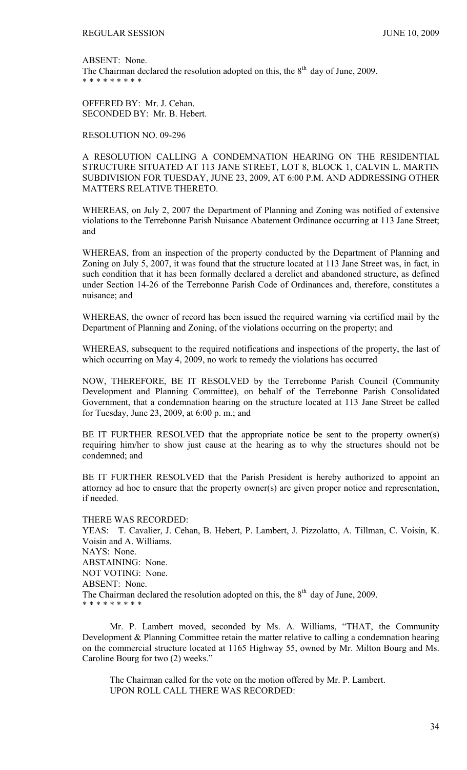ABSENT: None.
The Chairman declared the resolution adopted on this, the 8th day of June, 2009.
\* \* \* \* \* \* \* \* \*

OFFERED BY: Mr. J. Cehan.
SECONDED BY: Mr. B. Hebert.

RESOLUTION NO. 09-296

A RESOLUTION CALLING A CONDEMNATION HEARING ON THE RESIDENTIAL STRUCTURE SITUATED AT 113 JANE STREET, LOT 8, BLOCK 1, CALVIN L. MARTIN SUBDIVISION FOR TUESDAY, JUNE 23, 2009, AT 6:00 P.M. AND ADDRESSING OTHER MATTERS RELATIVE THERETO.

WHEREAS, on July 2, 2007 the Department of Planning and Zoning was notified of extensive violations to the Terrebonne Parish Nuisance Abatement Ordinance occurring at 113 Jane Street; and

WHEREAS, from an inspection of the property conducted by the Department of Planning and Zoning on July 5, 2007, it was found that the structure located at 113 Jane Street was, in fact, in such condition that it has been formally declared a derelict and abandoned structure, as defined under Section 14-26 of the Terrebonne Parish Code of Ordinances and, therefore, constitutes a nuisance; and

WHEREAS, the owner of record has been issued the required warning via certified mail by the Department of Planning and Zoning, of the violations occurring on the property; and

WHEREAS, subsequent to the required notifications and inspections of the property, the last of which occurring on May 4, 2009, no work to remedy the violations has occurred

NOW, THEREFORE, BE IT RESOLVED by the Terrebonne Parish Council (Community Development and Planning Committee), on behalf of the Terrebonne Parish Consolidated Government, that a condemnation hearing on the structure located at 113 Jane Street be called for Tuesday, June 23, 2009, at 6:00 p. m.; and

BE IT FURTHER RESOLVED that the appropriate notice be sent to the property owner(s) requiring him/her to show just cause at the hearing as to why the structures should not be condemned; and

BE IT FURTHER RESOLVED that the Parish President is hereby authorized to appoint an attorney ad hoc to ensure that the property owner(s) are given proper notice and representation, if needed.

THERE WAS RECORDED:
YEAS: T. Cavalier, J. Cehan, B. Hebert, P. Lambert, J. Pizzolatto, A. Tillman, C. Voisin, K. Voisin and A. Williams.
NAYS: None.
ABSTAINING: None.
NOT VOTING: None.
ABSENT: None.
The Chairman declared the resolution adopted on this, the 8th day of June, 2009.
\* \* \* \* \* \* \* \* \*

Mr. P. Lambert moved, seconded by Ms. A. Williams, "THAT, the Community Development & Planning Committee retain the matter relative to calling a condemnation hearing on the commercial structure located at 1165 Highway 55, owned by Mr. Milton Bourg and Ms. Caroline Bourg for two (2) weeks."

The Chairman called for the vote on the motion offered by Mr. P. Lambert.
UPON ROLL CALL THERE WAS RECORDED: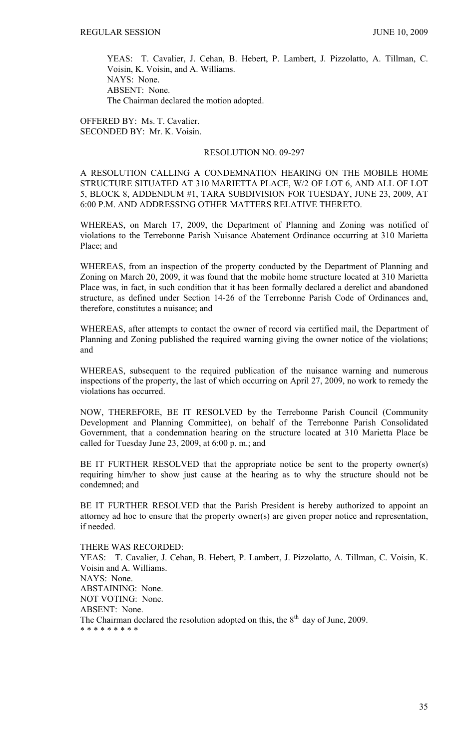YEAS: T. Cavalier, J. Cehan, B. Hebert, P. Lambert, J. Pizzolatto, A. Tillman, C. Voisin, K. Voisin, and A. Williams.
NAYS: None.
ABSENT: None.
The Chairman declared the motion adopted.

OFFERED BY: Ms. T. Cavalier.
SECONDED BY: Mr. K. Voisin.

RESOLUTION NO. 09-297

A RESOLUTION CALLING A CONDEMNATION HEARING ON THE MOBILE HOME STRUCTURE SITUATED AT 310 MARIETTA PLACE, W/2 OF LOT 6, AND ALL OF LOT 5, BLOCK 8, ADDENDUM #1, TARA SUBDIVISION FOR TUESDAY, JUNE 23, 2009, AT 6:00 P.M. AND ADDRESSING OTHER MATTERS RELATIVE THERETO.

WHEREAS, on March 17, 2009, the Department of Planning and Zoning was notified of violations to the Terrebonne Parish Nuisance Abatement Ordinance occurring at 310 Marietta Place; and

WHEREAS, from an inspection of the property conducted by the Department of Planning and Zoning on March 20, 2009, it was found that the mobile home structure located at 310 Marietta Place was, in fact, in such condition that it has been formally declared a derelict and abandoned structure, as defined under Section 14-26 of the Terrebonne Parish Code of Ordinances and, therefore, constitutes a nuisance; and

WHEREAS, after attempts to contact the owner of record via certified mail, the Department of Planning and Zoning published the required warning giving the owner notice of the violations; and

WHEREAS, subsequent to the required publication of the nuisance warning and numerous inspections of the property, the last of which occurring on April 27, 2009, no work to remedy the violations has occurred.

NOW, THEREFORE, BE IT RESOLVED by the Terrebonne Parish Council (Community Development and Planning Committee), on behalf of the Terrebonne Parish Consolidated Government, that a condemnation hearing on the structure located at 310 Marietta Place be called for Tuesday June 23, 2009, at 6:00 p. m.; and

BE IT FURTHER RESOLVED that the appropriate notice be sent to the property owner(s) requiring him/her to show just cause at the hearing as to why the structure should not be condemned; and

BE IT FURTHER RESOLVED that the Parish President is hereby authorized to appoint an attorney ad hoc to ensure that the property owner(s) are given proper notice and representation, if needed.

THERE WAS RECORDED:
YEAS: T. Cavalier, J. Cehan, B. Hebert, P. Lambert, J. Pizzolatto, A. Tillman, C. Voisin, K. Voisin and A. Williams.
NAYS: None.
ABSTAINING: None.
NOT VOTING: None.
ABSENT: None.
The Chairman declared the resolution adopted on this, the 8th day of June, 2009.
* * * * * * * * *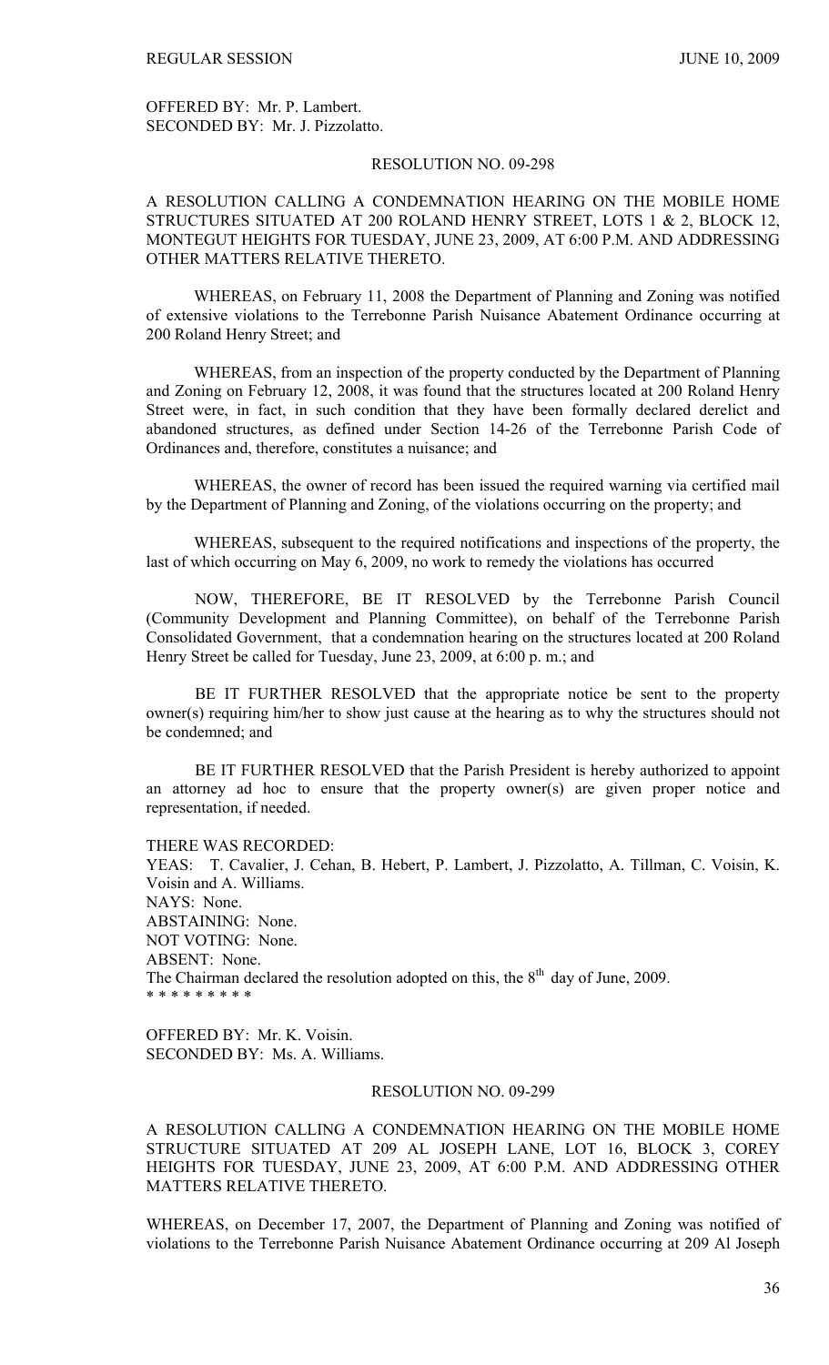OFFERED BY: Mr. P. Lambert.
SECONDED BY: Mr. J. Pizzolatto.

RESOLUTION NO. 09-298

A RESOLUTION CALLING A CONDEMNATION HEARING ON THE MOBILE HOME STRUCTURES SITUATED AT 200 ROLAND HENRY STREET, LOTS 1 & 2, BLOCK 12, MONTEGUT HEIGHTS FOR TUESDAY, JUNE 23, 2009, AT 6:00 P.M. AND ADDRESSING OTHER MATTERS RELATIVE THERETO.

WHEREAS, on February 11, 2008 the Department of Planning and Zoning was notified of extensive violations to the Terrebonne Parish Nuisance Abatement Ordinance occurring at 200 Roland Henry Street; and

WHEREAS, from an inspection of the property conducted by the Department of Planning and Zoning on February 12, 2008, it was found that the structures located at 200 Roland Henry Street were, in fact, in such condition that they have been formally declared derelict and abandoned structures, as defined under Section 14-26 of the Terrebonne Parish Code of Ordinances and, therefore, constitutes a nuisance; and

WHEREAS, the owner of record has been issued the required warning via certified mail by the Department of Planning and Zoning, of the violations occurring on the property; and

WHEREAS, subsequent to the required notifications and inspections of the property, the last of which occurring on May 6, 2009, no work to remedy the violations has occurred

NOW, THEREFORE, BE IT RESOLVED by the Terrebonne Parish Council (Community Development and Planning Committee), on behalf of the Terrebonne Parish Consolidated Government, that a condemnation hearing on the structures located at 200 Roland Henry Street be called for Tuesday, June 23, 2009, at 6:00 p. m.; and

BE IT FURTHER RESOLVED that the appropriate notice be sent to the property owner(s) requiring him/her to show just cause at the hearing as to why the structures should not be condemned; and

BE IT FURTHER RESOLVED that the Parish President is hereby authorized to appoint an attorney ad hoc to ensure that the property owner(s) are given proper notice and representation, if needed.

THERE WAS RECORDED:
YEAS: T. Cavalier, J. Cehan, B. Hebert, P. Lambert, J. Pizzolatto, A. Tillman, C. Voisin, K. Voisin and A. Williams.
NAYS: None.
ABSTAINING: None.
NOT VOTING: None.
ABSENT: None.
The Chairman declared the resolution adopted on this, the 8th day of June, 2009.
\* \* \* \* \* \* \* \* \*

OFFERED BY: Mr. K. Voisin.
SECONDED BY: Ms. A. Williams.

RESOLUTION NO. 09-299

A RESOLUTION CALLING A CONDEMNATION HEARING ON THE MOBILE HOME STRUCTURE SITUATED AT 209 AL JOSEPH LANE, LOT 16, BLOCK 3, COREY HEIGHTS FOR TUESDAY, JUNE 23, 2009, AT 6:00 P.M. AND ADDRESSING OTHER MATTERS RELATIVE THERETO.

WHEREAS, on December 17, 2007, the Department of Planning and Zoning was notified of violations to the Terrebonne Parish Nuisance Abatement Ordinance occurring at 209 Al Joseph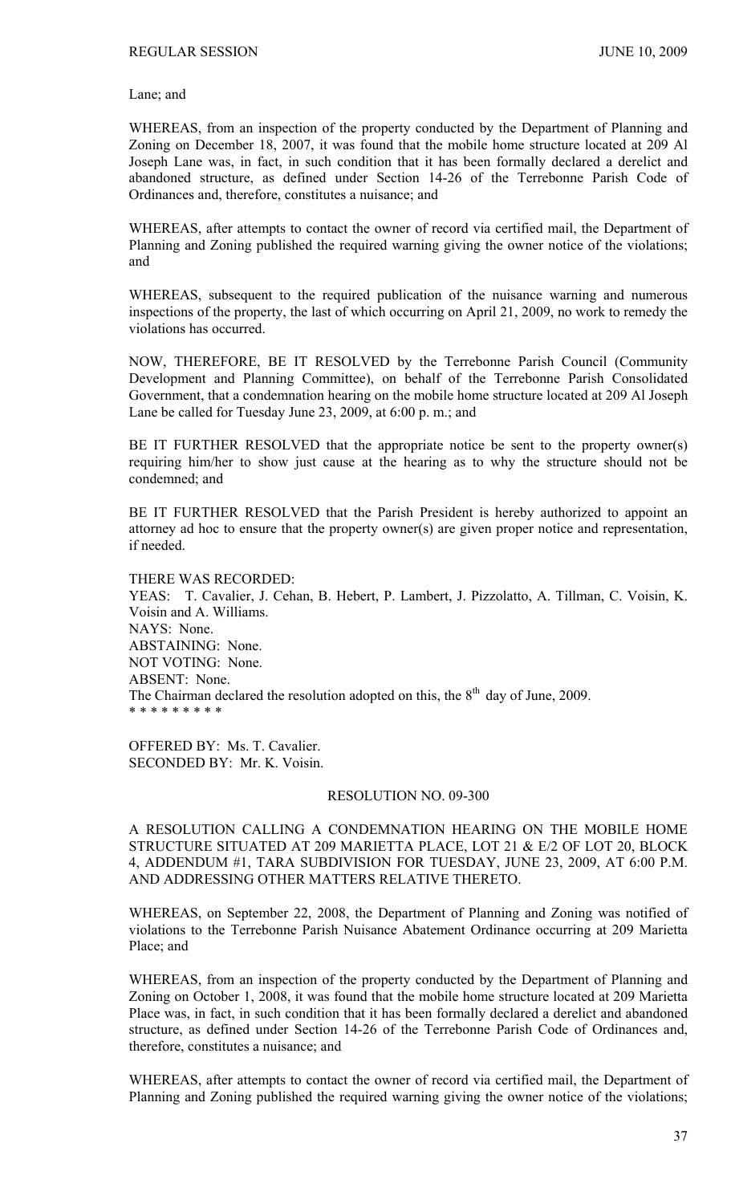Lane; and

WHEREAS, from an inspection of the property conducted by the Department of Planning and Zoning on December 18, 2007, it was found that the mobile home structure located at 209 Al Joseph Lane was, in fact, in such condition that it has been formally declared a derelict and abandoned structure, as defined under Section 14-26 of the Terrebonne Parish Code of Ordinances and, therefore, constitutes a nuisance; and

WHEREAS, after attempts to contact the owner of record via certified mail, the Department of Planning and Zoning published the required warning giving the owner notice of the violations; and

WHEREAS, subsequent to the required publication of the nuisance warning and numerous inspections of the property, the last of which occurring on April 21, 2009, no work to remedy the violations has occurred.

NOW, THEREFORE, BE IT RESOLVED by the Terrebonne Parish Council (Community Development and Planning Committee), on behalf of the Terrebonne Parish Consolidated Government, that a condemnation hearing on the mobile home structure located at 209 Al Joseph Lane be called for Tuesday June 23, 2009, at 6:00 p. m.; and

BE IT FURTHER RESOLVED that the appropriate notice be sent to the property owner(s) requiring him/her to show just cause at the hearing as to why the structure should not be condemned; and

BE IT FURTHER RESOLVED that the Parish President is hereby authorized to appoint an attorney ad hoc to ensure that the property owner(s) are given proper notice and representation, if needed.

THERE WAS RECORDED:
YEAS: T. Cavalier, J. Cehan, B. Hebert, P. Lambert, J. Pizzolatto, A. Tillman, C. Voisin, K. Voisin and A. Williams.
NAYS: None.
ABSTAINING: None.
NOT VOTING: None.
ABSENT: None.
The Chairman declared the resolution adopted on this, the 8th day of June, 2009.
* * * * * * * * *

OFFERED BY: Ms. T. Cavalier.
SECONDED BY: Mr. K. Voisin.

RESOLUTION NO. 09-300

A RESOLUTION CALLING A CONDEMNATION HEARING ON THE MOBILE HOME STRUCTURE SITUATED AT 209 MARIETTA PLACE, LOT 21 & E/2 OF LOT 20, BLOCK 4, ADDENDUM #1, TARA SUBDIVISION FOR TUESDAY, JUNE 23, 2009, AT 6:00 P.M. AND ADDRESSING OTHER MATTERS RELATIVE THERETO.

WHEREAS, on September 22, 2008, the Department of Planning and Zoning was notified of violations to the Terrebonne Parish Nuisance Abatement Ordinance occurring at 209 Marietta Place; and

WHEREAS, from an inspection of the property conducted by the Department of Planning and Zoning on October 1, 2008, it was found that the mobile home structure located at 209 Marietta Place was, in fact, in such condition that it has been formally declared a derelict and abandoned structure, as defined under Section 14-26 of the Terrebonne Parish Code of Ordinances and, therefore, constitutes a nuisance; and

WHEREAS, after attempts to contact the owner of record via certified mail, the Department of Planning and Zoning published the required warning giving the owner notice of the violations;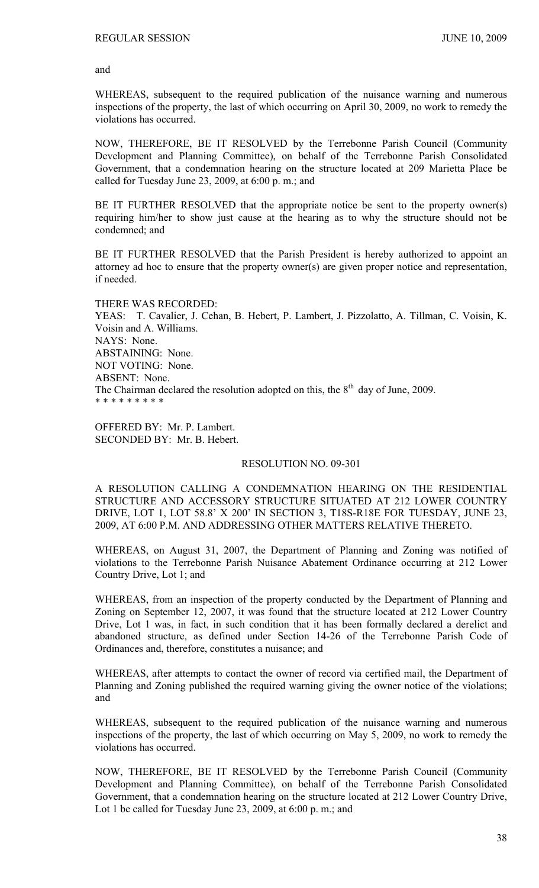and

WHEREAS, subsequent to the required publication of the nuisance warning and numerous inspections of the property, the last of which occurring on April 30, 2009, no work to remedy the violations has occurred.

NOW, THEREFORE, BE IT RESOLVED by the Terrebonne Parish Council (Community Development and Planning Committee), on behalf of the Terrebonne Parish Consolidated Government, that a condemnation hearing on the structure located at 209 Marietta Place be called for Tuesday June 23, 2009, at 6:00 p. m.; and

BE IT FURTHER RESOLVED that the appropriate notice be sent to the property owner(s) requiring him/her to show just cause at the hearing as to why the structure should not be condemned; and

BE IT FURTHER RESOLVED that the Parish President is hereby authorized to appoint an attorney ad hoc to ensure that the property owner(s) are given proper notice and representation, if needed.

THERE WAS RECORDED:
YEAS: T. Cavalier, J. Cehan, B. Hebert, P. Lambert, J. Pizzolatto, A. Tillman, C. Voisin, K. Voisin and A. Williams.
NAYS: None.
ABSTAINING: None.
NOT VOTING: None.
ABSENT: None.
The Chairman declared the resolution adopted on this, the 8th day of June, 2009.
* * * * * * * * *

OFFERED BY: Mr. P. Lambert.
SECONDED BY: Mr. B. Hebert.

RESOLUTION NO. 09-301

A RESOLUTION CALLING A CONDEMNATION HEARING ON THE RESIDENTIAL STRUCTURE AND ACCESSORY STRUCTURE SITUATED AT 212 LOWER COUNTRY DRIVE, LOT 1, LOT 58.8' X 200' IN SECTION 3, T18S-R18E FOR TUESDAY, JUNE 23, 2009, AT 6:00 P.M. AND ADDRESSING OTHER MATTERS RELATIVE THERETO.

WHEREAS, on August 31, 2007, the Department of Planning and Zoning was notified of violations to the Terrebonne Parish Nuisance Abatement Ordinance occurring at 212 Lower Country Drive, Lot 1; and

WHEREAS, from an inspection of the property conducted by the Department of Planning and Zoning on September 12, 2007, it was found that the structure located at 212 Lower Country Drive, Lot 1 was, in fact, in such condition that it has been formally declared a derelict and abandoned structure, as defined under Section 14-26 of the Terrebonne Parish Code of Ordinances and, therefore, constitutes a nuisance; and

WHEREAS, after attempts to contact the owner of record via certified mail, the Department of Planning and Zoning published the required warning giving the owner notice of the violations; and

WHEREAS, subsequent to the required publication of the nuisance warning and numerous inspections of the property, the last of which occurring on May 5, 2009, no work to remedy the violations has occurred.

NOW, THEREFORE, BE IT RESOLVED by the Terrebonne Parish Council (Community Development and Planning Committee), on behalf of the Terrebonne Parish Consolidated Government, that a condemnation hearing on the structure located at 212 Lower Country Drive, Lot 1 be called for Tuesday June 23, 2009, at 6:00 p. m.; and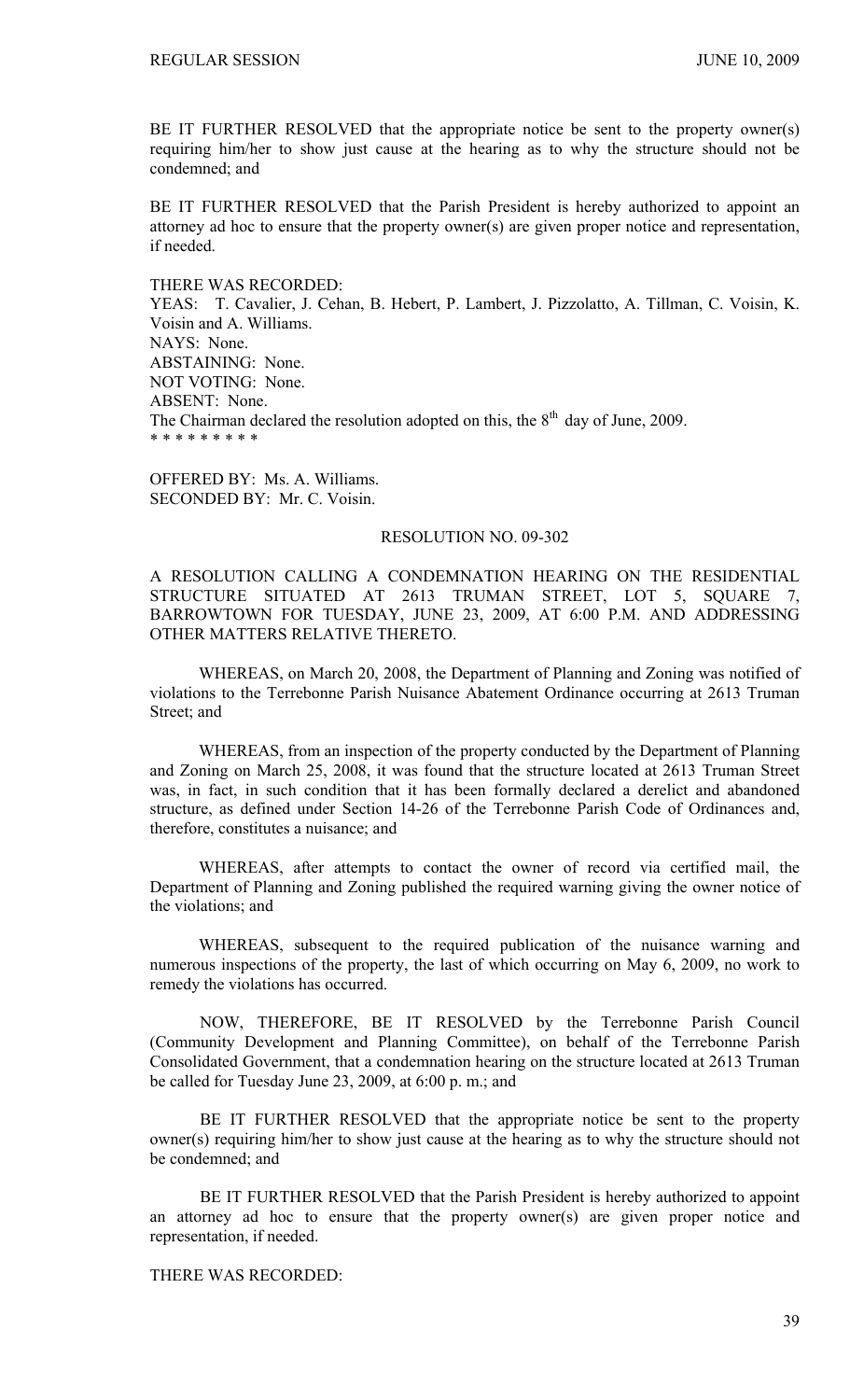BE IT FURTHER RESOLVED that the appropriate notice be sent to the property owner(s) requiring him/her to show just cause at the hearing as to why the structure should not be condemned; and

BE IT FURTHER RESOLVED that the Parish President is hereby authorized to appoint an attorney ad hoc to ensure that the property owner(s) are given proper notice and representation, if needed.

THERE WAS RECORDED:
YEAS: T. Cavalier, J. Cehan, B. Hebert, P. Lambert, J. Pizzolatto, A. Tillman, C. Voisin, K. Voisin and A. Williams.
NAYS: None.
ABSTAINING: None.
NOT VOTING: None.
ABSENT: None.
The Chairman declared the resolution adopted on this, the 8th day of June, 2009.
* * * * * * * * *

OFFERED BY: Ms. A. Williams.
SECONDED BY: Mr. C. Voisin.

RESOLUTION NO. 09-302

A RESOLUTION CALLING A CONDEMNATION HEARING ON THE RESIDENTIAL STRUCTURE SITUATED AT 2613 TRUMAN STREET, LOT 5, SQUARE 7, BARROWTOWN FOR TUESDAY, JUNE 23, 2009, AT 6:00 P.M. AND ADDRESSING OTHER MATTERS RELATIVE THERETO.

WHEREAS, on March 20, 2008, the Department of Planning and Zoning was notified of violations to the Terrebonne Parish Nuisance Abatement Ordinance occurring at 2613 Truman Street; and

WHEREAS, from an inspection of the property conducted by the Department of Planning and Zoning on March 25, 2008, it was found that the structure located at 2613 Truman Street was, in fact, in such condition that it has been formally declared a derelict and abandoned structure, as defined under Section 14-26 of the Terrebonne Parish Code of Ordinances and, therefore, constitutes a nuisance; and

WHEREAS, after attempts to contact the owner of record via certified mail, the Department of Planning and Zoning published the required warning giving the owner notice of the violations; and

WHEREAS, subsequent to the required publication of the nuisance warning and numerous inspections of the property, the last of which occurring on May 6, 2009, no work to remedy the violations has occurred.

NOW, THEREFORE, BE IT RESOLVED by the Terrebonne Parish Council (Community Development and Planning Committee), on behalf of the Terrebonne Parish Consolidated Government, that a condemnation hearing on the structure located at 2613 Truman be called for Tuesday June 23, 2009, at 6:00 p. m.; and

BE IT FURTHER RESOLVED that the appropriate notice be sent to the property owner(s) requiring him/her to show just cause at the hearing as to why the structure should not be condemned; and

BE IT FURTHER RESOLVED that the Parish President is hereby authorized to appoint an attorney ad hoc to ensure that the property owner(s) are given proper notice and representation, if needed.

THERE WAS RECORDED: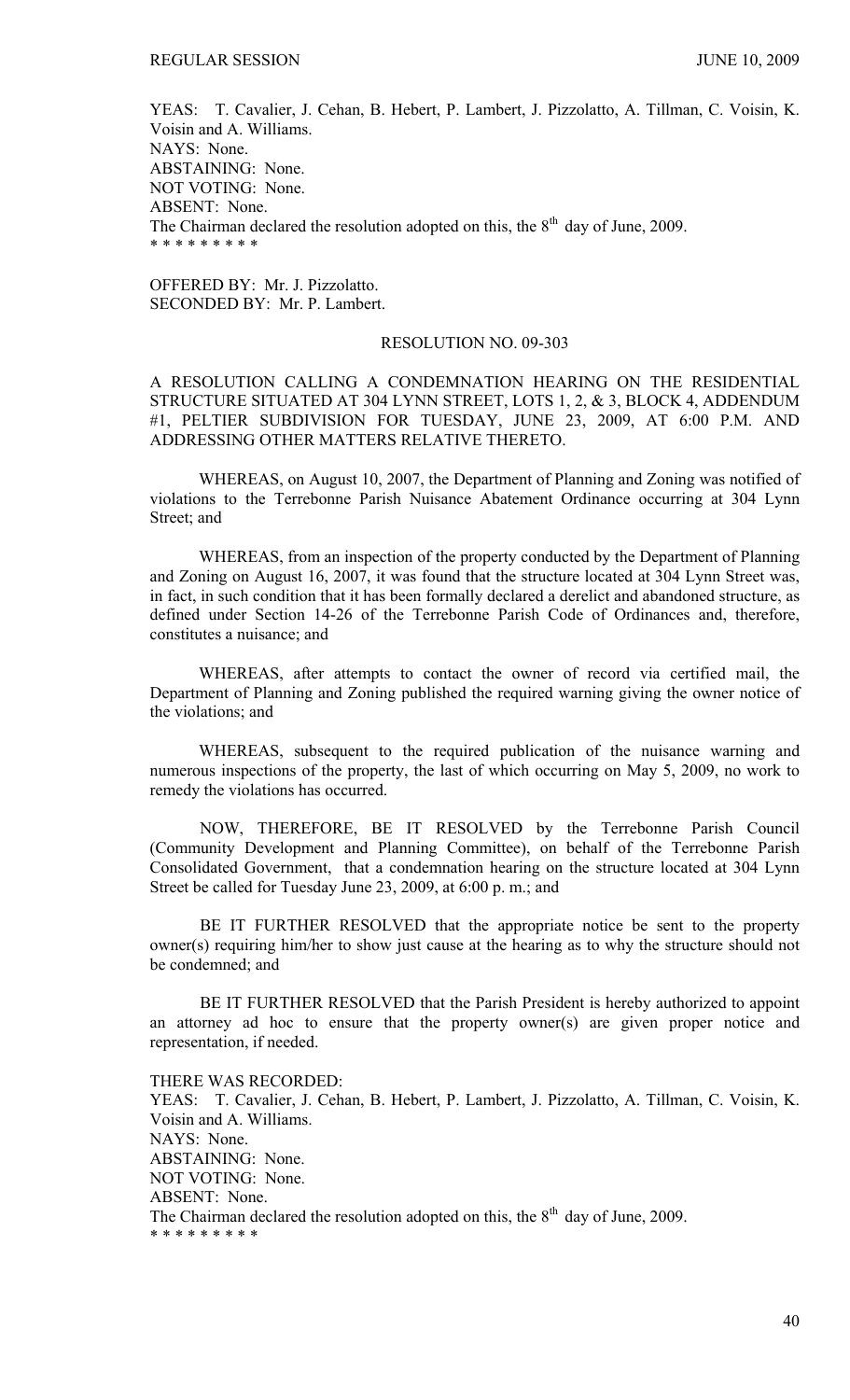YEAS: T. Cavalier, J. Cehan, B. Hebert, P. Lambert, J. Pizzolatto, A. Tillman, C. Voisin, K. Voisin and A. Williams.
NAYS: None.
ABSTAINING: None.
NOT VOTING: None.
ABSENT: None.
The Chairman declared the resolution adopted on this, the 8th day of June, 2009.
\* \* \* \* \* \* \* \* \*

OFFERED BY: Mr. J. Pizzolatto.
SECONDED BY: Mr. P. Lambert.

RESOLUTION NO. 09-303

A RESOLUTION CALLING A CONDEMNATION HEARING ON THE RESIDENTIAL STRUCTURE SITUATED AT 304 LYNN STREET, LOTS 1, 2, & 3, BLOCK 4, ADDENDUM #1, PELTIER SUBDIVISION FOR TUESDAY, JUNE 23, 2009, AT 6:00 P.M. AND ADDRESSING OTHER MATTERS RELATIVE THERETO.

WHEREAS, on August 10, 2007, the Department of Planning and Zoning was notified of violations to the Terrebonne Parish Nuisance Abatement Ordinance occurring at 304 Lynn Street; and

WHEREAS, from an inspection of the property conducted by the Department of Planning and Zoning on August 16, 2007, it was found that the structure located at 304 Lynn Street was, in fact, in such condition that it has been formally declared a derelict and abandoned structure, as defined under Section 14-26 of the Terrebonne Parish Code of Ordinances and, therefore, constitutes a nuisance; and

WHEREAS, after attempts to contact the owner of record via certified mail, the Department of Planning and Zoning published the required warning giving the owner notice of the violations; and

WHEREAS, subsequent to the required publication of the nuisance warning and numerous inspections of the property, the last of which occurring on May 5, 2009, no work to remedy the violations has occurred.

NOW, THEREFORE, BE IT RESOLVED by the Terrebonne Parish Council (Community Development and Planning Committee), on behalf of the Terrebonne Parish Consolidated Government, that a condemnation hearing on the structure located at 304 Lynn Street be called for Tuesday June 23, 2009, at 6:00 p. m.; and

BE IT FURTHER RESOLVED that the appropriate notice be sent to the property owner(s) requiring him/her to show just cause at the hearing as to why the structure should not be condemned; and

BE IT FURTHER RESOLVED that the Parish President is hereby authorized to appoint an attorney ad hoc to ensure that the property owner(s) are given proper notice and representation, if needed.

THERE WAS RECORDED:
YEAS: T. Cavalier, J. Cehan, B. Hebert, P. Lambert, J. Pizzolatto, A. Tillman, C. Voisin, K. Voisin and A. Williams.
NAYS: None.
ABSTAINING: None.
NOT VOTING: None.
ABSENT: None.
The Chairman declared the resolution adopted on this, the 8th day of June, 2009.
\* \* \* \* \* \* \* \* \*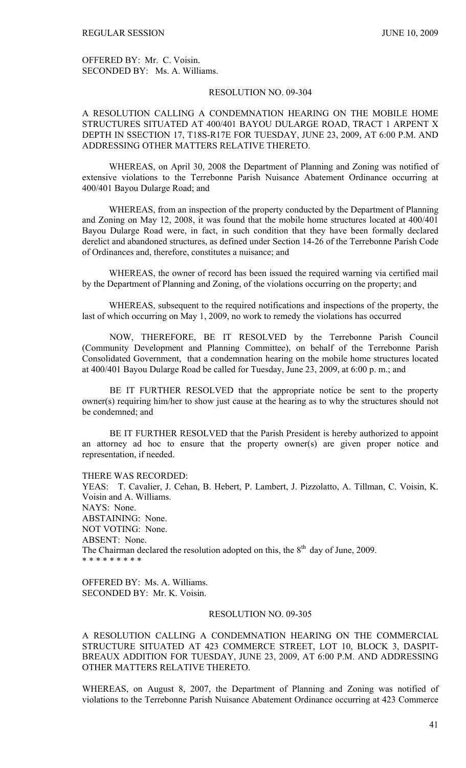OFFERED BY: Mr. C. Voisin.
SECONDED BY: Ms. A. Williams.

RESOLUTION NO. 09-304

A RESOLUTION CALLING A CONDEMNATION HEARING ON THE MOBILE HOME STRUCTURES SITUATED AT 400/401 BAYOU DULARGE ROAD, TRACT 1 ARPENT X DEPTH IN SSECTION 17, T18S-R17E FOR TUESDAY, JUNE 23, 2009, AT 6:00 P.M. AND ADDRESSING OTHER MATTERS RELATIVE THERETO.

WHEREAS, on April 30, 2008 the Department of Planning and Zoning was notified of extensive violations to the Terrebonne Parish Nuisance Abatement Ordinance occurring at 400/401 Bayou Dularge Road; and

WHEREAS, from an inspection of the property conducted by the Department of Planning and Zoning on May 12, 2008, it was found that the mobile home structures located at 400/401 Bayou Dularge Road were, in fact, in such condition that they have been formally declared derelict and abandoned structures, as defined under Section 14-26 of the Terrebonne Parish Code of Ordinances and, therefore, constitutes a nuisance; and

WHEREAS, the owner of record has been issued the required warning via certified mail by the Department of Planning and Zoning, of the violations occurring on the property; and

WHEREAS, subsequent to the required notifications and inspections of the property, the last of which occurring on May 1, 2009, no work to remedy the violations has occurred

NOW, THEREFORE, BE IT RESOLVED by the Terrebonne Parish Council (Community Development and Planning Committee), on behalf of the Terrebonne Parish Consolidated Government, that a condemnation hearing on the mobile home structures located at 400/401 Bayou Dularge Road be called for Tuesday, June 23, 2009, at 6:00 p. m.; and

BE IT FURTHER RESOLVED that the appropriate notice be sent to the property owner(s) requiring him/her to show just cause at the hearing as to why the structures should not be condemned; and

BE IT FURTHER RESOLVED that the Parish President is hereby authorized to appoint an attorney ad hoc to ensure that the property owner(s) are given proper notice and representation, if needed.

THERE WAS RECORDED:
YEAS: T. Cavalier, J. Cehan, B. Hebert, P. Lambert, J. Pizzolatto, A. Tillman, C. Voisin, K. Voisin and A. Williams.
NAYS: None.
ABSTAINING: None.
NOT VOTING: None.
ABSENT: None.
The Chairman declared the resolution adopted on this, the 8th day of June, 2009.
* * * * * * * * *

OFFERED BY: Ms. A. Williams.
SECONDED BY: Mr. K. Voisin.

RESOLUTION NO. 09-305

A RESOLUTION CALLING A CONDEMNATION HEARING ON THE COMMERCIAL STRUCTURE SITUATED AT 423 COMMERCE STREET, LOT 10, BLOCK 3, DASPIT-BREAUX ADDITION FOR TUESDAY, JUNE 23, 2009, AT 6:00 P.M. AND ADDRESSING OTHER MATTERS RELATIVE THERETO.

WHEREAS, on August 8, 2007, the Department of Planning and Zoning was notified of violations to the Terrebonne Parish Nuisance Abatement Ordinance occurring at 423 Commerce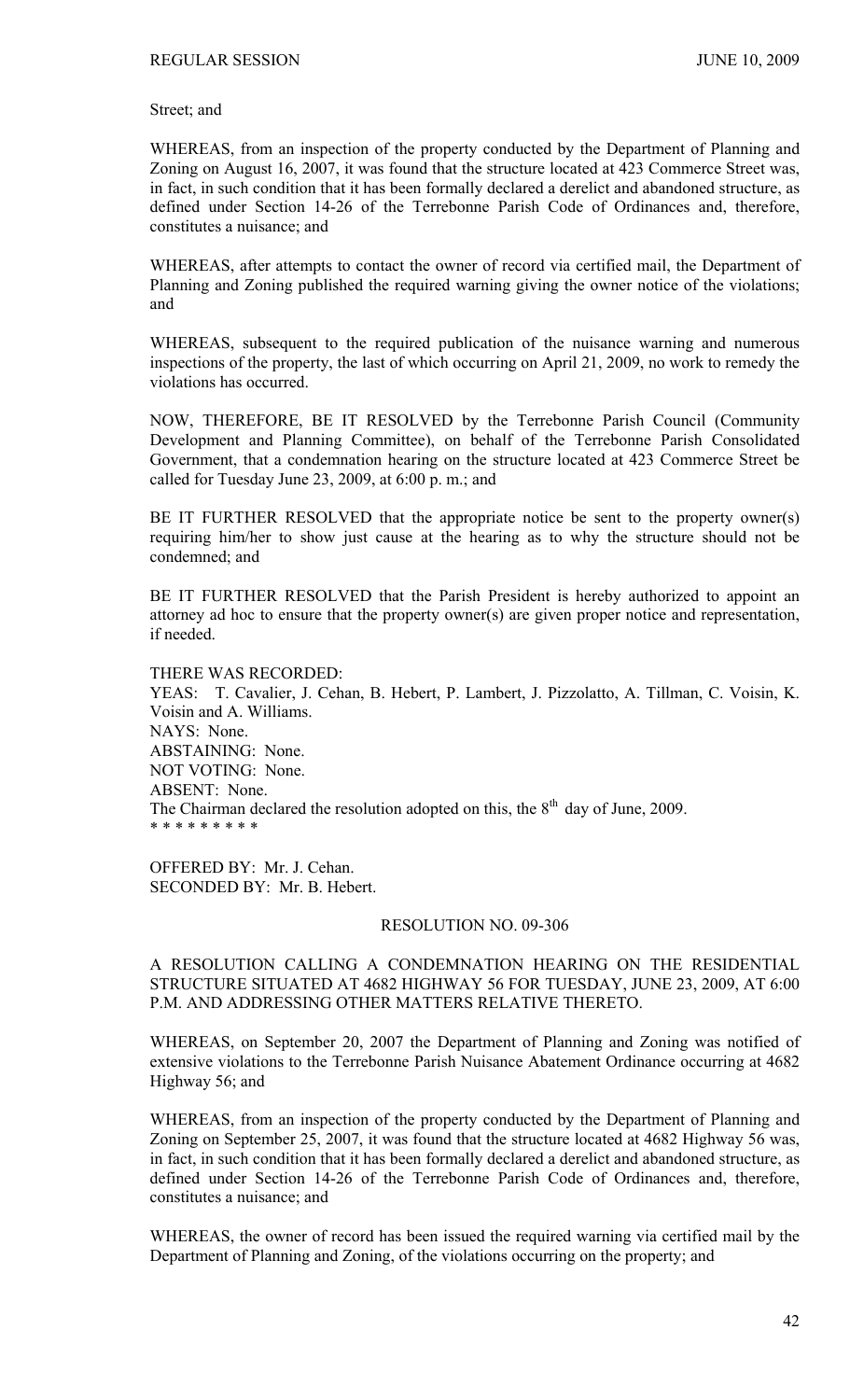Street; and

WHEREAS, from an inspection of the property conducted by the Department of Planning and Zoning on August 16, 2007, it was found that the structure located at 423 Commerce Street was, in fact, in such condition that it has been formally declared a derelict and abandoned structure, as defined under Section 14-26 of the Terrebonne Parish Code of Ordinances and, therefore, constitutes a nuisance; and

WHEREAS, after attempts to contact the owner of record via certified mail, the Department of Planning and Zoning published the required warning giving the owner notice of the violations; and

WHEREAS, subsequent to the required publication of the nuisance warning and numerous inspections of the property, the last of which occurring on April 21, 2009, no work to remedy the violations has occurred.

NOW, THEREFORE, BE IT RESOLVED by the Terrebonne Parish Council (Community Development and Planning Committee), on behalf of the Terrebonne Parish Consolidated Government, that a condemnation hearing on the structure located at 423 Commerce Street be called for Tuesday June 23, 2009, at 6:00 p. m.; and

BE IT FURTHER RESOLVED that the appropriate notice be sent to the property owner(s) requiring him/her to show just cause at the hearing as to why the structure should not be condemned; and

BE IT FURTHER RESOLVED that the Parish President is hereby authorized to appoint an attorney ad hoc to ensure that the property owner(s) are given proper notice and representation, if needed.

THERE WAS RECORDED:
YEAS: T. Cavalier, J. Cehan, B. Hebert, P. Lambert, J. Pizzolatto, A. Tillman, C. Voisin, K. Voisin and A. Williams.
NAYS: None.
ABSTAINING: None.
NOT VOTING: None.
ABSENT: None.
The Chairman declared the resolution adopted on this, the 8th day of June, 2009.
* * * * * * * * *

OFFERED BY: Mr. J. Cehan.
SECONDED BY: Mr. B. Hebert.

RESOLUTION NO. 09-306

A RESOLUTION CALLING A CONDEMNATION HEARING ON THE RESIDENTIAL STRUCTURE SITUATED AT 4682 HIGHWAY 56 FOR TUESDAY, JUNE 23, 2009, AT 6:00 P.M. AND ADDRESSING OTHER MATTERS RELATIVE THERETO.

WHEREAS, on September 20, 2007 the Department of Planning and Zoning was notified of extensive violations to the Terrebonne Parish Nuisance Abatement Ordinance occurring at 4682 Highway 56; and

WHEREAS, from an inspection of the property conducted by the Department of Planning and Zoning on September 25, 2007, it was found that the structure located at 4682 Highway 56 was, in fact, in such condition that it has been formally declared a derelict and abandoned structure, as defined under Section 14-26 of the Terrebonne Parish Code of Ordinances and, therefore, constitutes a nuisance; and

WHEREAS, the owner of record has been issued the required warning via certified mail by the Department of Planning and Zoning, of the violations occurring on the property; and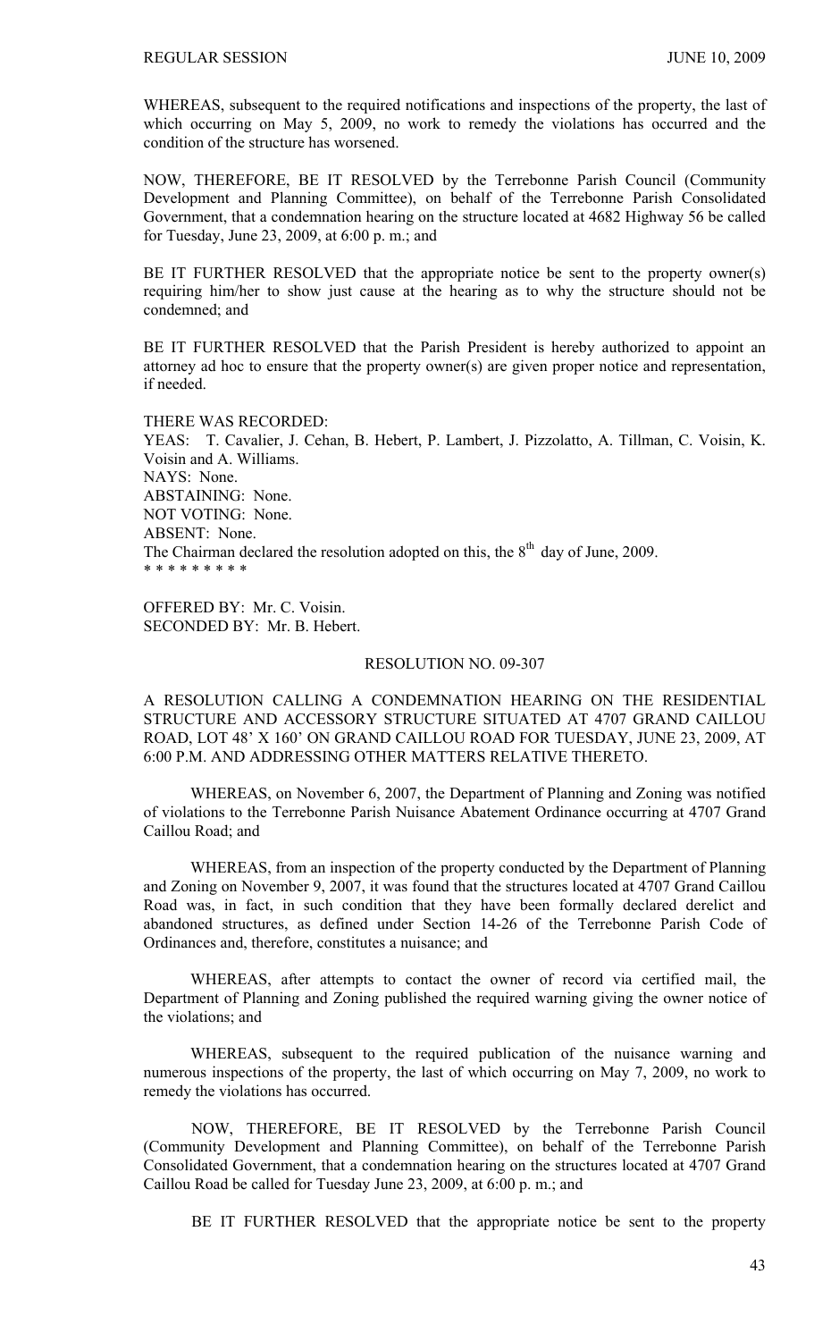WHEREAS, subsequent to the required notifications and inspections of the property, the last of which occurring on May 5, 2009, no work to remedy the violations has occurred and the condition of the structure has worsened.

NOW, THEREFORE, BE IT RESOLVED by the Terrebonne Parish Council (Community Development and Planning Committee), on behalf of the Terrebonne Parish Consolidated Government, that a condemnation hearing on the structure located at 4682 Highway 56 be called for Tuesday, June 23, 2009, at 6:00 p. m.; and

BE IT FURTHER RESOLVED that the appropriate notice be sent to the property owner(s) requiring him/her to show just cause at the hearing as to why the structure should not be condemned; and

BE IT FURTHER RESOLVED that the Parish President is hereby authorized to appoint an attorney ad hoc to ensure that the property owner(s) are given proper notice and representation, if needed.

THERE WAS RECORDED:
YEAS: T. Cavalier, J. Cehan, B. Hebert, P. Lambert, J. Pizzolatto, A. Tillman, C. Voisin, K. Voisin and A. Williams.
NAYS: None.
ABSTAINING: None.
NOT VOTING: None.
ABSENT: None.
The Chairman declared the resolution adopted on this, the 8th day of June, 2009.
* * * * * * * * *

OFFERED BY: Mr. C. Voisin.
SECONDED BY: Mr. B. Hebert.

RESOLUTION NO. 09-307

A RESOLUTION CALLING A CONDEMNATION HEARING ON THE RESIDENTIAL STRUCTURE AND ACCESSORY STRUCTURE SITUATED AT 4707 GRAND CAILLOU ROAD, LOT 48' X 160' ON GRAND CAILLOU ROAD FOR TUESDAY, JUNE 23, 2009, AT 6:00 P.M. AND ADDRESSING OTHER MATTERS RELATIVE THERETO.

WHEREAS, on November 6, 2007, the Department of Planning and Zoning was notified of violations to the Terrebonne Parish Nuisance Abatement Ordinance occurring at 4707 Grand Caillou Road; and

WHEREAS, from an inspection of the property conducted by the Department of Planning and Zoning on November 9, 2007, it was found that the structures located at 4707 Grand Caillou Road was, in fact, in such condition that they have been formally declared derelict and abandoned structures, as defined under Section 14-26 of the Terrebonne Parish Code of Ordinances and, therefore, constitutes a nuisance; and

WHEREAS, after attempts to contact the owner of record via certified mail, the Department of Planning and Zoning published the required warning giving the owner notice of the violations; and

WHEREAS, subsequent to the required publication of the nuisance warning and numerous inspections of the property, the last of which occurring on May 7, 2009, no work to remedy the violations has occurred.

NOW, THEREFORE, BE IT RESOLVED by the Terrebonne Parish Council (Community Development and Planning Committee), on behalf of the Terrebonne Parish Consolidated Government, that a condemnation hearing on the structures located at 4707 Grand Caillou Road be called for Tuesday June 23, 2009, at 6:00 p. m.; and

BE IT FURTHER RESOLVED that the appropriate notice be sent to the property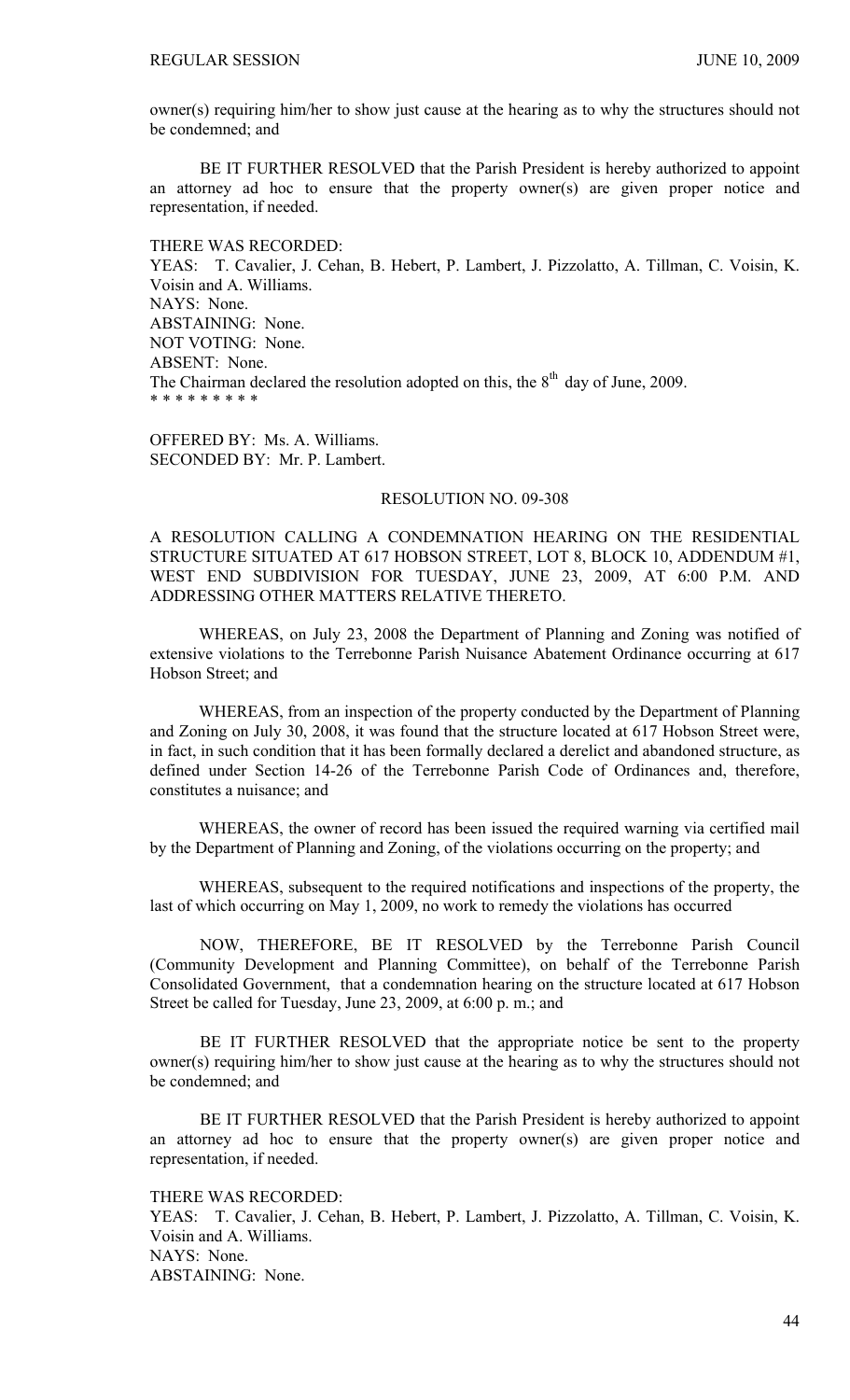owner(s) requiring him/her to show just cause at the hearing as to why the structures should not be condemned; and

BE IT FURTHER RESOLVED that the Parish President is hereby authorized to appoint an attorney ad hoc to ensure that the property owner(s) are given proper notice and representation, if needed.

THERE WAS RECORDED:
YEAS: T. Cavalier, J. Cehan, B. Hebert, P. Lambert, J. Pizzolatto, A. Tillman, C. Voisin, K. Voisin and A. Williams.
NAYS: None.
ABSTAINING: None.
NOT VOTING: None.
ABSENT: None.
The Chairman declared the resolution adopted on this, the 8th day of June, 2009.
* * * * * * * * *

OFFERED BY: Ms. A. Williams.
SECONDED BY: Mr. P. Lambert.

RESOLUTION NO. 09-308

A RESOLUTION CALLING A CONDEMNATION HEARING ON THE RESIDENTIAL STRUCTURE SITUATED AT 617 HOBSON STREET, LOT 8, BLOCK 10, ADDENDUM #1, WEST END SUBDIVISION FOR TUESDAY, JUNE 23, 2009, AT 6:00 P.M. AND ADDRESSING OTHER MATTERS RELATIVE THERETO.

WHEREAS, on July 23, 2008 the Department of Planning and Zoning was notified of extensive violations to the Terrebonne Parish Nuisance Abatement Ordinance occurring at 617 Hobson Street; and

WHEREAS, from an inspection of the property conducted by the Department of Planning and Zoning on July 30, 2008, it was found that the structure located at 617 Hobson Street were, in fact, in such condition that it has been formally declared a derelict and abandoned structure, as defined under Section 14-26 of the Terrebonne Parish Code of Ordinances and, therefore, constitutes a nuisance; and

WHEREAS, the owner of record has been issued the required warning via certified mail by the Department of Planning and Zoning, of the violations occurring on the property; and

WHEREAS, subsequent to the required notifications and inspections of the property, the last of which occurring on May 1, 2009, no work to remedy the violations has occurred

NOW, THEREFORE, BE IT RESOLVED by the Terrebonne Parish Council (Community Development and Planning Committee), on behalf of the Terrebonne Parish Consolidated Government, that a condemnation hearing on the structure located at 617 Hobson Street be called for Tuesday, June 23, 2009, at 6:00 p. m.; and

BE IT FURTHER RESOLVED that the appropriate notice be sent to the property owner(s) requiring him/her to show just cause at the hearing as to why the structures should not be condemned; and

BE IT FURTHER RESOLVED that the Parish President is hereby authorized to appoint an attorney ad hoc to ensure that the property owner(s) are given proper notice and representation, if needed.

THERE WAS RECORDED:
YEAS: T. Cavalier, J. Cehan, B. Hebert, P. Lambert, J. Pizzolatto, A. Tillman, C. Voisin, K. Voisin and A. Williams.
NAYS: None.
ABSTAINING: None.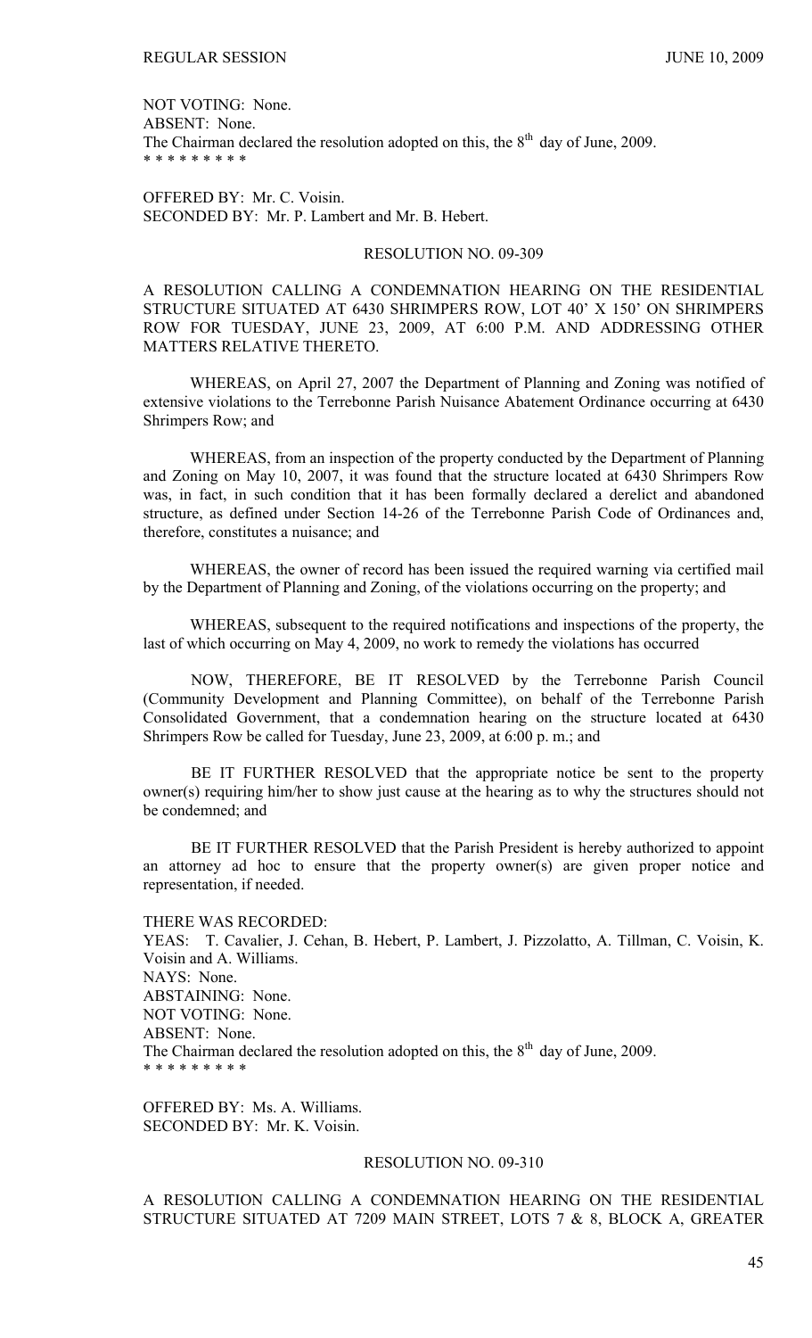NOT VOTING: None.
ABSENT: None.
The Chairman declared the resolution adopted on this, the 8th day of June, 2009.
\* \* \* \* \* \* \* \* \*

OFFERED BY: Mr. C. Voisin.
SECONDED BY: Mr. P. Lambert and Mr. B. Hebert.

RESOLUTION NO. 09-309

A RESOLUTION CALLING A CONDEMNATION HEARING ON THE RESIDENTIAL STRUCTURE SITUATED AT 6430 SHRIMPERS ROW, LOT 40' X 150' ON SHRIMPERS ROW FOR TUESDAY, JUNE 23, 2009, AT 6:00 P.M. AND ADDRESSING OTHER MATTERS RELATIVE THERETO.

WHEREAS, on April 27, 2007 the Department of Planning and Zoning was notified of extensive violations to the Terrebonne Parish Nuisance Abatement Ordinance occurring at 6430 Shrimpers Row; and

WHEREAS, from an inspection of the property conducted by the Department of Planning and Zoning on May 10, 2007, it was found that the structure located at 6430 Shrimpers Row was, in fact, in such condition that it has been formally declared a derelict and abandoned structure, as defined under Section 14-26 of the Terrebonne Parish Code of Ordinances and, therefore, constitutes a nuisance; and

WHEREAS, the owner of record has been issued the required warning via certified mail by the Department of Planning and Zoning, of the violations occurring on the property; and

WHEREAS, subsequent to the required notifications and inspections of the property, the last of which occurring on May 4, 2009, no work to remedy the violations has occurred

NOW, THEREFORE, BE IT RESOLVED by the Terrebonne Parish Council (Community Development and Planning Committee), on behalf of the Terrebonne Parish Consolidated Government, that a condemnation hearing on the structure located at 6430 Shrimpers Row be called for Tuesday, June 23, 2009, at 6:00 p. m.; and

BE IT FURTHER RESOLVED that the appropriate notice be sent to the property owner(s) requiring him/her to show just cause at the hearing as to why the structures should not be condemned; and

BE IT FURTHER RESOLVED that the Parish President is hereby authorized to appoint an attorney ad hoc to ensure that the property owner(s) are given proper notice and representation, if needed.

THERE WAS RECORDED:
YEAS: T. Cavalier, J. Cehan, B. Hebert, P. Lambert, J. Pizzolatto, A. Tillman, C. Voisin, K. Voisin and A. Williams.
NAYS: None.
ABSTAINING: None.
NOT VOTING: None.
ABSENT: None.
The Chairman declared the resolution adopted on this, the 8th day of June, 2009.
\* \* \* \* \* \* \* \* \*

OFFERED BY: Ms. A. Williams.
SECONDED BY: Mr. K. Voisin.

RESOLUTION NO. 09-310

A RESOLUTION CALLING A CONDEMNATION HEARING ON THE RESIDENTIAL STRUCTURE SITUATED AT 7209 MAIN STREET, LOTS 7 & 8, BLOCK A, GREATER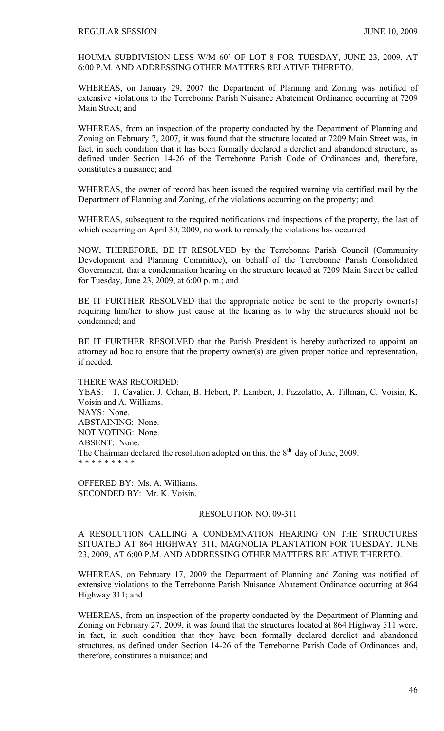HOUMA SUBDIVISION LESS W/M 60' OF LOT 8 FOR TUESDAY, JUNE 23, 2009, AT 6:00 P.M. AND ADDRESSING OTHER MATTERS RELATIVE THERETO.

WHEREAS, on January 29, 2007 the Department of Planning and Zoning was notified of extensive violations to the Terrebonne Parish Nuisance Abatement Ordinance occurring at 7209 Main Street; and

WHEREAS, from an inspection of the property conducted by the Department of Planning and Zoning on February 7, 2007, it was found that the structure located at 7209 Main Street was, in fact, in such condition that it has been formally declared a derelict and abandoned structure, as defined under Section 14-26 of the Terrebonne Parish Code of Ordinances and, therefore, constitutes a nuisance; and

WHEREAS, the owner of record has been issued the required warning via certified mail by the Department of Planning and Zoning, of the violations occurring on the property; and

WHEREAS, subsequent to the required notifications and inspections of the property, the last of which occurring on April 30, 2009, no work to remedy the violations has occurred

NOW, THEREFORE, BE IT RESOLVED by the Terrebonne Parish Council (Community Development and Planning Committee), on behalf of the Terrebonne Parish Consolidated Government, that a condemnation hearing on the structure located at 7209 Main Street be called for Tuesday, June 23, 2009, at 6:00 p. m.; and

BE IT FURTHER RESOLVED that the appropriate notice be sent to the property owner(s) requiring him/her to show just cause at the hearing as to why the structures should not be condemned; and

BE IT FURTHER RESOLVED that the Parish President is hereby authorized to appoint an attorney ad hoc to ensure that the property owner(s) are given proper notice and representation, if needed.

THERE WAS RECORDED:
YEAS: T. Cavalier, J. Cehan, B. Hebert, P. Lambert, J. Pizzolatto, A. Tillman, C. Voisin, K. Voisin and A. Williams.
NAYS: None.
ABSTAINING: None.
NOT VOTING: None.
ABSENT: None.
The Chairman declared the resolution adopted on this, the 8th day of June, 2009.
* * * * * * * * *

OFFERED BY: Ms. A. Williams.
SECONDED BY: Mr. K. Voisin.

RESOLUTION NO. 09-311

A RESOLUTION CALLING A CONDEMNATION HEARING ON THE STRUCTURES SITUATED AT 864 HIGHWAY 311, MAGNOLIA PLANTATION FOR TUESDAY, JUNE 23, 2009, AT 6:00 P.M. AND ADDRESSING OTHER MATTERS RELATIVE THERETO.

WHEREAS, on February 17, 2009 the Department of Planning and Zoning was notified of extensive violations to the Terrebonne Parish Nuisance Abatement Ordinance occurring at 864 Highway 311; and

WHEREAS, from an inspection of the property conducted by the Department of Planning and Zoning on February 27, 2009, it was found that the structures located at 864 Highway 311 were, in fact, in such condition that they have been formally declared derelict and abandoned structures, as defined under Section 14-26 of the Terrebonne Parish Code of Ordinances and, therefore, constitutes a nuisance; and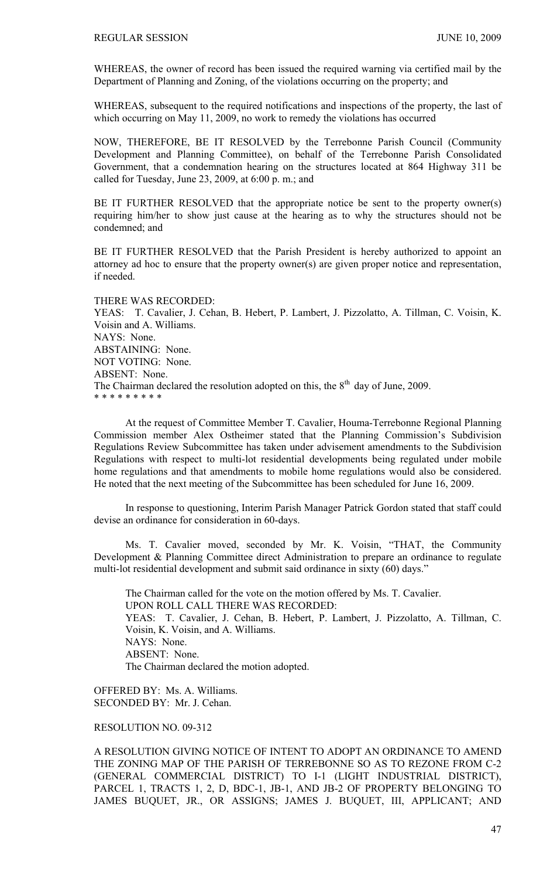WHEREAS, the owner of record has been issued the required warning via certified mail by the Department of Planning and Zoning, of the violations occurring on the property; and

WHEREAS, subsequent to the required notifications and inspections of the property, the last of which occurring on May 11, 2009, no work to remedy the violations has occurred

NOW, THEREFORE, BE IT RESOLVED by the Terrebonne Parish Council (Community Development and Planning Committee), on behalf of the Terrebonne Parish Consolidated Government, that a condemnation hearing on the structures located at 864 Highway 311 be called for Tuesday, June 23, 2009, at 6:00 p. m.; and

BE IT FURTHER RESOLVED that the appropriate notice be sent to the property owner(s) requiring him/her to show just cause at the hearing as to why the structures should not be condemned; and

BE IT FURTHER RESOLVED that the Parish President is hereby authorized to appoint an attorney ad hoc to ensure that the property owner(s) are given proper notice and representation, if needed.

THERE WAS RECORDED:
YEAS: T. Cavalier, J. Cehan, B. Hebert, P. Lambert, J. Pizzolatto, A. Tillman, C. Voisin, K. Voisin and A. Williams.
NAYS: None.
ABSTAINING: None.
NOT VOTING: None.
ABSENT: None.
The Chairman declared the resolution adopted on this, the 8th day of June, 2009.
* * * * * * * * *

At the request of Committee Member T. Cavalier, Houma-Terrebonne Regional Planning Commission member Alex Ostheimer stated that the Planning Commission's Subdivision Regulations Review Subcommittee has taken under advisement amendments to the Subdivision Regulations with respect to multi-lot residential developments being regulated under mobile home regulations and that amendments to mobile home regulations would also be considered. He noted that the next meeting of the Subcommittee has been scheduled for June 16, 2009.

In response to questioning, Interim Parish Manager Patrick Gordon stated that staff could devise an ordinance for consideration in 60-days.

Ms. T. Cavalier moved, seconded by Mr. K. Voisin, "THAT, the Community Development & Planning Committee direct Administration to prepare an ordinance to regulate multi-lot residential development and submit said ordinance in sixty (60) days."

The Chairman called for the vote on the motion offered by Ms. T. Cavalier.
UPON ROLL CALL THERE WAS RECORDED:
YEAS: T. Cavalier, J. Cehan, B. Hebert, P. Lambert, J. Pizzolatto, A. Tillman, C. Voisin, K. Voisin, and A. Williams.
NAYS: None.
ABSENT: None.
The Chairman declared the motion adopted.

OFFERED BY: Ms. A. Williams.
SECONDED BY: Mr. J. Cehan.

RESOLUTION NO. 09-312

A RESOLUTION GIVING NOTICE OF INTENT TO ADOPT AN ORDINANCE TO AMEND THE ZONING MAP OF THE PARISH OF TERREBONNE SO AS TO REZONE FROM C-2 (GENERAL COMMERCIAL DISTRICT) TO I-1 (LIGHT INDUSTRIAL DISTRICT), PARCEL 1, TRACTS 1, 2, D, BDC-1, JB-1, AND JB-2 OF PROPERTY BELONGING TO JAMES BUQUET, JR., OR ASSIGNS; JAMES J. BUQUET, III, APPLICANT; AND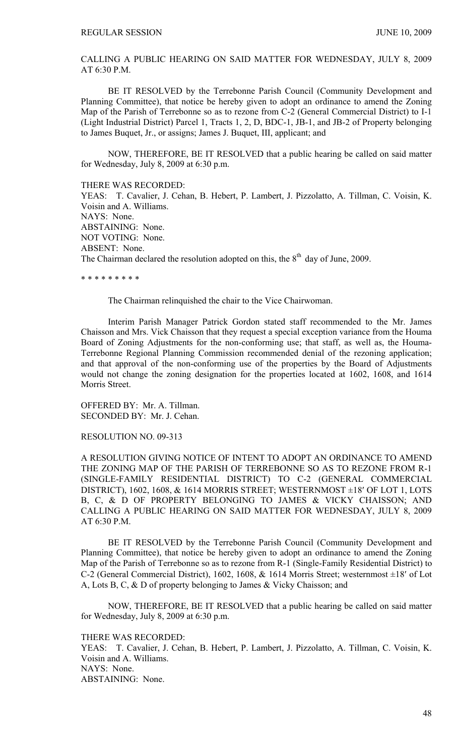CALLING A PUBLIC HEARING ON SAID MATTER FOR WEDNESDAY, JULY 8, 2009 AT 6:30 P.M.

BE IT RESOLVED by the Terrebonne Parish Council (Community Development and Planning Committee), that notice be hereby given to adopt an ordinance to amend the Zoning Map of the Parish of Terrebonne so as to rezone from C-2 (General Commercial District) to I-1 (Light Industrial District) Parcel 1, Tracts 1, 2, D, BDC-1, JB-1, and JB-2 of Property belonging to James Buquet, Jr., or assigns; James J. Buquet, III, applicant; and

NOW, THEREFORE, BE IT RESOLVED that a public hearing be called on said matter for Wednesday, July 8, 2009 at 6:30 p.m.

THERE WAS RECORDED:
YEAS: T. Cavalier, J. Cehan, B. Hebert, P. Lambert, J. Pizzolatto, A. Tillman, C. Voisin, K. Voisin and A. Williams.
NAYS: None.
ABSTAINING: None.
NOT VOTING: None.
ABSENT: None.
The Chairman declared the resolution adopted on this, the 8th day of June, 2009.

\* \* \* \* \* \* \* \* \*

The Chairman relinquished the chair to the Vice Chairwoman.

Interim Parish Manager Patrick Gordon stated staff recommended to the Mr. James Chaisson and Mrs. Vick Chaisson that they request a special exception variance from the Houma Board of Zoning Adjustments for the non-conforming use; that staff, as well as, the Houma-Terrebonne Regional Planning Commission recommended denial of the rezoning application; and that approval of the non-conforming use of the properties by the Board of Adjustments would not change the zoning designation for the properties located at 1602, 1608, and 1614 Morris Street.

OFFERED BY: Mr. A. Tillman.
SECONDED BY: Mr. J. Cehan.

RESOLUTION NO. 09-313

A RESOLUTION GIVING NOTICE OF INTENT TO ADOPT AN ORDINANCE TO AMEND THE ZONING MAP OF THE PARISH OF TERREBONNE SO AS TO REZONE FROM R-1 (SINGLE-FAMILY RESIDENTIAL DISTRICT) TO C-2 (GENERAL COMMERCIAL DISTRICT), 1602, 1608, & 1614 MORRIS STREET; WESTERNMOST ±18′ OF LOT 1, LOTS B, C, & D OF PROPERTY BELONGING TO JAMES & VICKY CHAISSON; AND CALLING A PUBLIC HEARING ON SAID MATTER FOR WEDNESDAY, JULY 8, 2009 AT 6:30 P.M.

BE IT RESOLVED by the Terrebonne Parish Council (Community Development and Planning Committee), that notice be hereby given to adopt an ordinance to amend the Zoning Map of the Parish of Terrebonne so as to rezone from R-1 (Single-Family Residential District) to C-2 (General Commercial District), 1602, 1608, & 1614 Morris Street; westernmost ±18′ of Lot A, Lots B, C, & D of property belonging to James & Vicky Chaisson; and

NOW, THEREFORE, BE IT RESOLVED that a public hearing be called on said matter for Wednesday, July 8, 2009 at 6:30 p.m.

THERE WAS RECORDED:
YEAS: T. Cavalier, J. Cehan, B. Hebert, P. Lambert, J. Pizzolatto, A. Tillman, C. Voisin, K. Voisin and A. Williams.
NAYS: None.
ABSTAINING: None.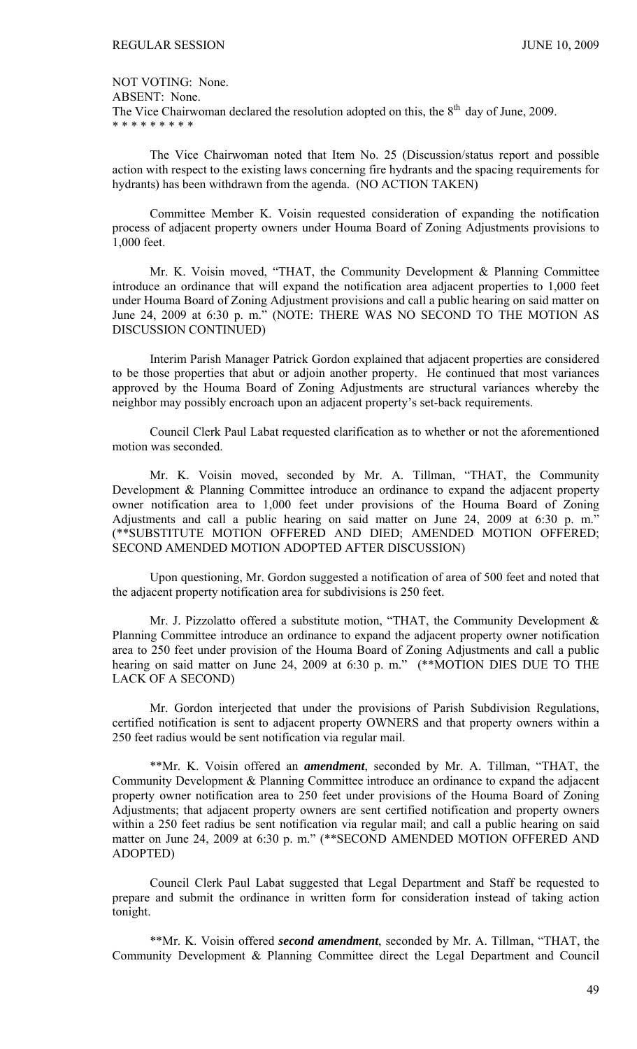NOT VOTING: None.
ABSENT: None.
The Vice Chairwoman declared the resolution adopted on this, the 8th day of June, 2009.
\* \* \* \* \* \* \* \* \*

The Vice Chairwoman noted that Item No. 25 (Discussion/status report and possible action with respect to the existing laws concerning fire hydrants and the spacing requirements for hydrants) has been withdrawn from the agenda. (NO ACTION TAKEN)

Committee Member K. Voisin requested consideration of expanding the notification process of adjacent property owners under Houma Board of Zoning Adjustments provisions to 1,000 feet.

Mr. K. Voisin moved, "THAT, the Community Development & Planning Committee introduce an ordinance that will expand the notification area adjacent properties to 1,000 feet under Houma Board of Zoning Adjustment provisions and call a public hearing on said matter on June 24, 2009 at 6:30 p. m." (NOTE: THERE WAS NO SECOND TO THE MOTION AS DISCUSSION CONTINUED)

Interim Parish Manager Patrick Gordon explained that adjacent properties are considered to be those properties that abut or adjoin another property. He continued that most variances approved by the Houma Board of Zoning Adjustments are structural variances whereby the neighbor may possibly encroach upon an adjacent property's set-back requirements.

Council Clerk Paul Labat requested clarification as to whether or not the aforementioned motion was seconded.

Mr. K. Voisin moved, seconded by Mr. A. Tillman, "THAT, the Community Development & Planning Committee introduce an ordinance to expand the adjacent property owner notification area to 1,000 feet under provisions of the Houma Board of Zoning Adjustments and call a public hearing on said matter on June 24, 2009 at 6:30 p. m." (\*\*SUBSTITUTE MOTION OFFERED AND DIED; AMENDED MOTION OFFERED; SECOND AMENDED MOTION ADOPTED AFTER DISCUSSION)

Upon questioning, Mr. Gordon suggested a notification of area of 500 feet and noted that the adjacent property notification area for subdivisions is 250 feet.

Mr. J. Pizzolatto offered a substitute motion, "THAT, the Community Development & Planning Committee introduce an ordinance to expand the adjacent property owner notification area to 250 feet under provision of the Houma Board of Zoning Adjustments and call a public hearing on said matter on June 24, 2009 at 6:30 p. m." (\*\*MOTION DIES DUE TO THE LACK OF A SECOND)

Mr. Gordon interjected that under the provisions of Parish Subdivision Regulations, certified notification is sent to adjacent property OWNERS and that property owners within a 250 feet radius would be sent notification via regular mail.

\*\*Mr. K. Voisin offered an ***amendment***, seconded by Mr. A. Tillman, "THAT, the Community Development & Planning Committee introduce an ordinance to expand the adjacent property owner notification area to 250 feet under provisions of the Houma Board of Zoning Adjustments; that adjacent property owners are sent certified notification and property owners within a 250 feet radius be sent notification via regular mail; and call a public hearing on said matter on June 24, 2009 at 6:30 p. m." (\*\*SECOND AMENDED MOTION OFFERED AND ADOPTED)

Council Clerk Paul Labat suggested that Legal Department and Staff be requested to prepare and submit the ordinance in written form for consideration instead of taking action tonight.

\*\*Mr. K. Voisin offered ***second amendment***, seconded by Mr. A. Tillman, "THAT, the Community Development & Planning Committee direct the Legal Department and Council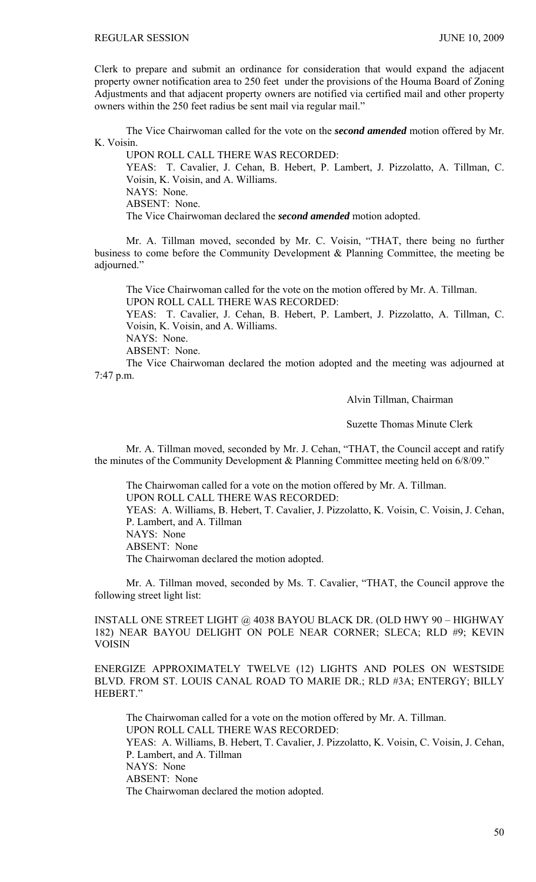Clerk to prepare and submit an ordinance for consideration that would expand the adjacent property owner notification area to 250 feet under the provisions of the Houma Board of Zoning Adjustments and that adjacent property owners are notified via certified mail and other property owners within the 250 feet radius be sent mail via regular mail."

The Vice Chairwoman called for the vote on the ***second amended*** motion offered by Mr. K. Voisin.

UPON ROLL CALL THERE WAS RECORDED:
YEAS: T. Cavalier, J. Cehan, B. Hebert, P. Lambert, J. Pizzolatto, A. Tillman, C. Voisin, K. Voisin, and A. Williams.
NAYS: None.
ABSENT: None.
The Vice Chairwoman declared the ***second amended*** motion adopted.

Mr. A. Tillman moved, seconded by Mr. C. Voisin, "THAT, there being no further business to come before the Community Development & Planning Committee, the meeting be adjourned."

The Vice Chairwoman called for the vote on the motion offered by Mr. A. Tillman.
UPON ROLL CALL THERE WAS RECORDED:
YEAS: T. Cavalier, J. Cehan, B. Hebert, P. Lambert, J. Pizzolatto, A. Tillman, C. Voisin, K. Voisin, and A. Williams.
NAYS: None.
ABSENT: None.
The Vice Chairwoman declared the motion adopted and the meeting was adjourned at 7:47 p.m.

Alvin Tillman, Chairman

Suzette Thomas Minute Clerk

Mr. A. Tillman moved, seconded by Mr. J. Cehan, "THAT, the Council accept and ratify the minutes of the Community Development & Planning Committee meeting held on 6/8/09."

The Chairwoman called for a vote on the motion offered by Mr. A. Tillman.
UPON ROLL CALL THERE WAS RECORDED:
YEAS: A. Williams, B. Hebert, T. Cavalier, J. Pizzolatto, K. Voisin, C. Voisin, J. Cehan, P. Lambert, and A. Tillman
NAYS: None
ABSENT: None
The Chairwoman declared the motion adopted.

Mr. A. Tillman moved, seconded by Ms. T. Cavalier, "THAT, the Council approve the following street light list:

INSTALL ONE STREET LIGHT @ 4038 BAYOU BLACK DR. (OLD HWY 90 – HIGHWAY 182) NEAR BAYOU DELIGHT ON POLE NEAR CORNER; SLECA; RLD #9; KEVIN VOISIN

ENERGIZE APPROXIMATELY TWELVE (12) LIGHTS AND POLES ON WESTSIDE BLVD. FROM ST. LOUIS CANAL ROAD TO MARIE DR.; RLD #3A; ENTERGY; BILLY HEBERT."

The Chairwoman called for a vote on the motion offered by Mr. A. Tillman.
UPON ROLL CALL THERE WAS RECORDED:
YEAS: A. Williams, B. Hebert, T. Cavalier, J. Pizzolatto, K. Voisin, C. Voisin, J. Cehan, P. Lambert, and A. Tillman
NAYS: None
ABSENT: None
The Chairwoman declared the motion adopted.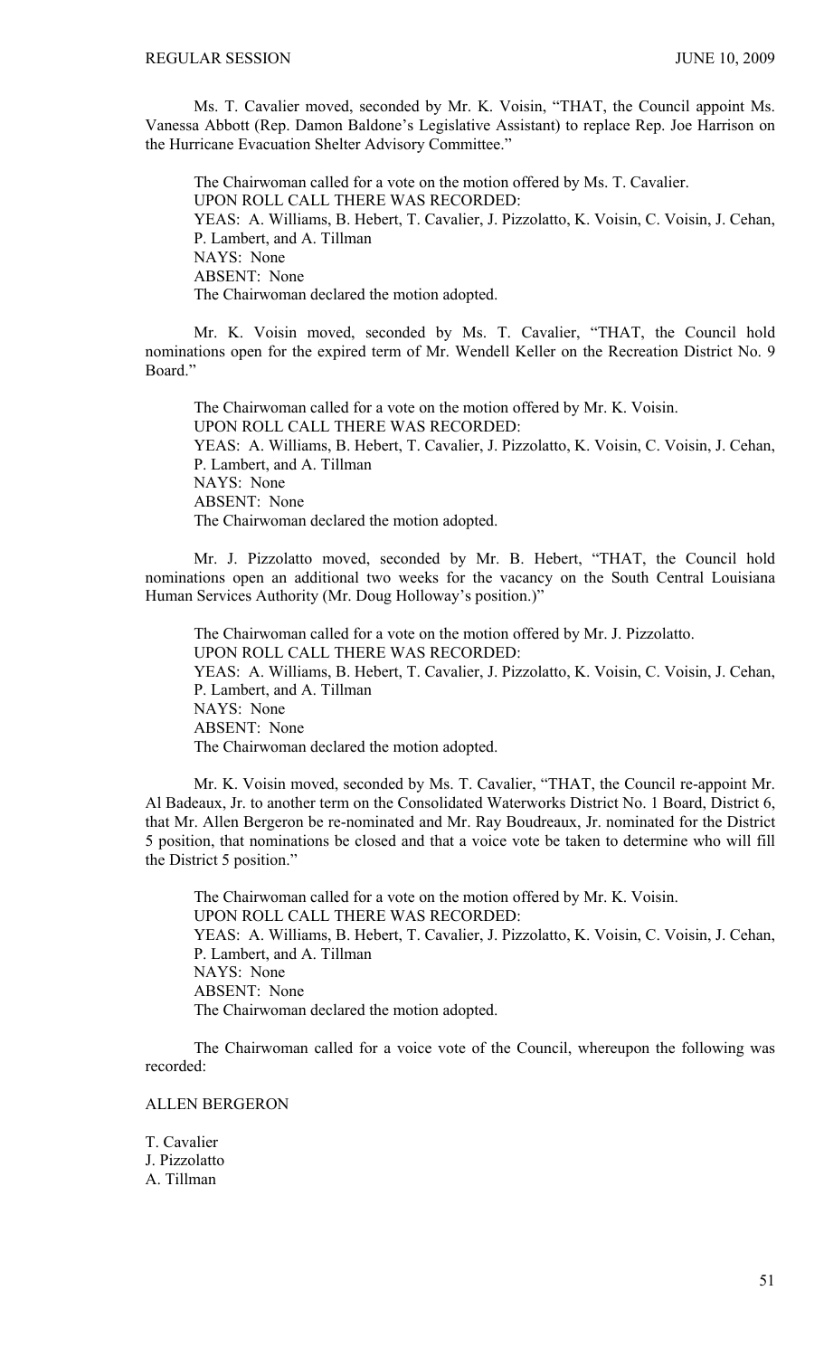Ms. T. Cavalier moved, seconded by Mr. K. Voisin, "THAT, the Council appoint Ms. Vanessa Abbott (Rep. Damon Baldone's Legislative Assistant) to replace Rep. Joe Harrison on the Hurricane Evacuation Shelter Advisory Committee."

The Chairwoman called for a vote on the motion offered by Ms. T. Cavalier.
UPON ROLL CALL THERE WAS RECORDED:
YEAS: A. Williams, B. Hebert, T. Cavalier, J. Pizzolatto, K. Voisin, C. Voisin, J. Cehan, P. Lambert, and A. Tillman
NAYS: None
ABSENT: None
The Chairwoman declared the motion adopted.

Mr. K. Voisin moved, seconded by Ms. T. Cavalier, "THAT, the Council hold nominations open for the expired term of Mr. Wendell Keller on the Recreation District No. 9 Board."

The Chairwoman called for a vote on the motion offered by Mr. K. Voisin.
UPON ROLL CALL THERE WAS RECORDED:
YEAS: A. Williams, B. Hebert, T. Cavalier, J. Pizzolatto, K. Voisin, C. Voisin, J. Cehan, P. Lambert, and A. Tillman
NAYS: None
ABSENT: None
The Chairwoman declared the motion adopted.

Mr. J. Pizzolatto moved, seconded by Mr. B. Hebert, "THAT, the Council hold nominations open an additional two weeks for the vacancy on the South Central Louisiana Human Services Authority (Mr. Doug Holloway's position.)"

The Chairwoman called for a vote on the motion offered by Mr. J. Pizzolatto.
UPON ROLL CALL THERE WAS RECORDED:
YEAS: A. Williams, B. Hebert, T. Cavalier, J. Pizzolatto, K. Voisin, C. Voisin, J. Cehan, P. Lambert, and A. Tillman
NAYS: None
ABSENT: None
The Chairwoman declared the motion adopted.

Mr. K. Voisin moved, seconded by Ms. T. Cavalier, "THAT, the Council re-appoint Mr. Al Badeaux, Jr. to another term on the Consolidated Waterworks District No. 1 Board, District 6, that Mr. Allen Bergeron be re-nominated and Mr. Ray Boudreaux, Jr. nominated for the District 5 position, that nominations be closed and that a voice vote be taken to determine who will fill the District 5 position."

The Chairwoman called for a vote on the motion offered by Mr. K. Voisin.
UPON ROLL CALL THERE WAS RECORDED:
YEAS: A. Williams, B. Hebert, T. Cavalier, J. Pizzolatto, K. Voisin, C. Voisin, J. Cehan, P. Lambert, and A. Tillman
NAYS: None
ABSENT: None
The Chairwoman declared the motion adopted.

The Chairwoman called for a voice vote of the Council, whereupon the following was recorded:

ALLEN BERGERON

T. Cavalier
J. Pizzolatto
A. Tillman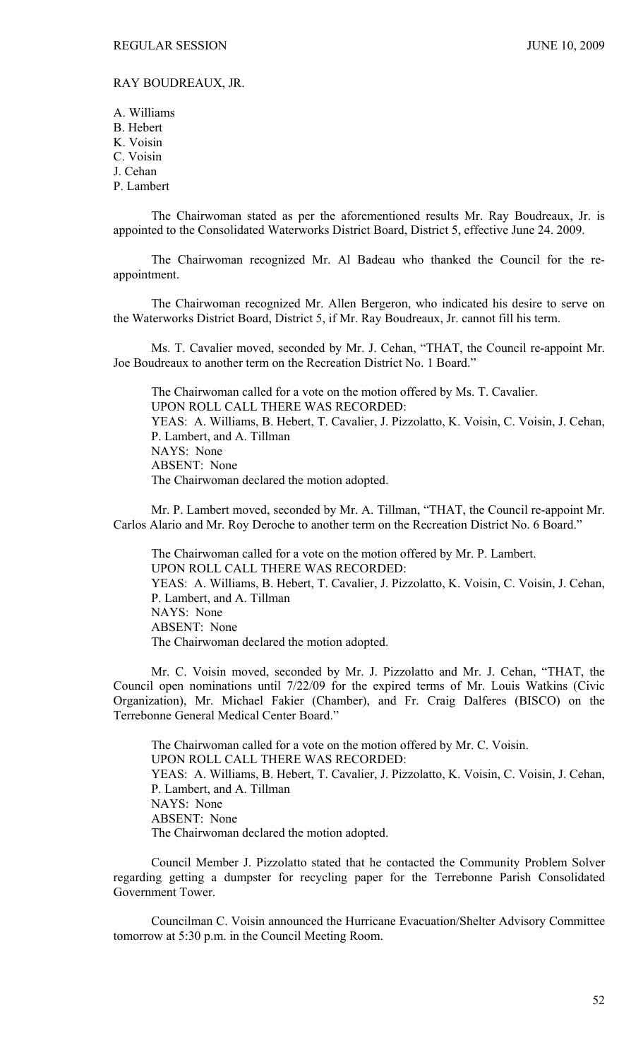RAY BOUDREAUX, JR.

A. Williams
B. Hebert
K. Voisin
C. Voisin
J. Cehan
P. Lambert

The Chairwoman stated as per the aforementioned results Mr. Ray Boudreaux, Jr. is appointed to the Consolidated Waterworks District Board, District 5, effective June 24. 2009.

The Chairwoman recognized Mr. Al Badeau who thanked the Council for the re-appointment.

The Chairwoman recognized Mr. Allen Bergeron, who indicated his desire to serve on the Waterworks District Board, District 5, if Mr. Ray Boudreaux, Jr. cannot fill his term.

Ms. T. Cavalier moved, seconded by Mr. J. Cehan, "THAT, the Council re-appoint Mr. Joe Boudreaux to another term on the Recreation District No. 1 Board."

The Chairwoman called for a vote on the motion offered by Ms. T. Cavalier.
UPON ROLL CALL THERE WAS RECORDED:
YEAS: A. Williams, B. Hebert, T. Cavalier, J. Pizzolatto, K. Voisin, C. Voisin, J. Cehan, P. Lambert, and A. Tillman
NAYS: None
ABSENT: None
The Chairwoman declared the motion adopted.

Mr. P. Lambert moved, seconded by Mr. A. Tillman, "THAT, the Council re-appoint Mr. Carlos Alario and Mr. Roy Deroche to another term on the Recreation District No. 6 Board."

The Chairwoman called for a vote on the motion offered by Mr. P. Lambert.
UPON ROLL CALL THERE WAS RECORDED:
YEAS: A. Williams, B. Hebert, T. Cavalier, J. Pizzolatto, K. Voisin, C. Voisin, J. Cehan, P. Lambert, and A. Tillman
NAYS: None
ABSENT: None
The Chairwoman declared the motion adopted.

Mr. C. Voisin moved, seconded by Mr. J. Pizzolatto and Mr. J. Cehan, "THAT, the Council open nominations until 7/22/09 for the expired terms of Mr. Louis Watkins (Civic Organization), Mr. Michael Fakier (Chamber), and Fr. Craig Dalferes (BISCO) on the Terrebonne General Medical Center Board."

The Chairwoman called for a vote on the motion offered by Mr. C. Voisin.
UPON ROLL CALL THERE WAS RECORDED:
YEAS: A. Williams, B. Hebert, T. Cavalier, J. Pizzolatto, K. Voisin, C. Voisin, J. Cehan, P. Lambert, and A. Tillman
NAYS: None
ABSENT: None
The Chairwoman declared the motion adopted.

Council Member J. Pizzolatto stated that he contacted the Community Problem Solver regarding getting a dumpster for recycling paper for the Terrebonne Parish Consolidated Government Tower.

Councilman C. Voisin announced the Hurricane Evacuation/Shelter Advisory Committee tomorrow at 5:30 p.m. in the Council Meeting Room.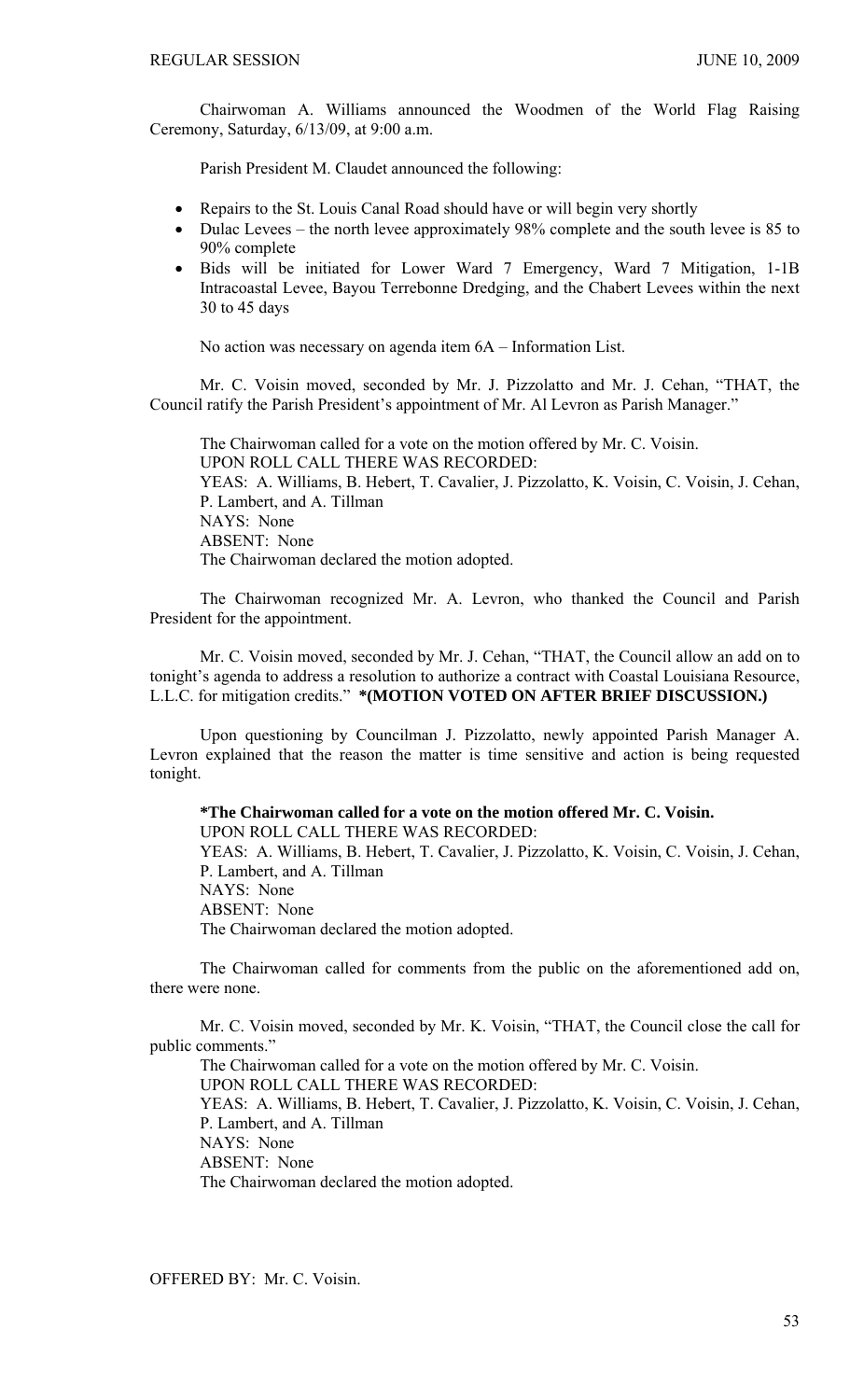Chairwoman A. Williams announced the Woodmen of the World Flag Raising Ceremony, Saturday, 6/13/09, at 9:00 a.m.

Parish President M. Claudet announced the following:

- Repairs to the St. Louis Canal Road should have or will begin very shortly
- Dulac Levees – the north levee approximately 98% complete and the south levee is 85 to 90% complete
- Bids will be initiated for Lower Ward 7 Emergency, Ward 7 Mitigation, 1-1B Intracoastal Levee, Bayou Terrebonne Dredging, and the Chabert Levees within the next 30 to 45 days

No action was necessary on agenda item 6A – Information List.

Mr. C. Voisin moved, seconded by Mr. J. Pizzolatto and Mr. J. Cehan, "THAT, the Council ratify the Parish President's appointment of Mr. Al Levron as Parish Manager."

The Chairwoman called for a vote on the motion offered by Mr. C. Voisin.
UPON ROLL CALL THERE WAS RECORDED:
YEAS: A. Williams, B. Hebert, T. Cavalier, J. Pizzolatto, K. Voisin, C. Voisin, J. Cehan, P. Lambert, and A. Tillman
NAYS: None
ABSENT: None
The Chairwoman declared the motion adopted.

The Chairwoman recognized Mr. A. Levron, who thanked the Council and Parish President for the appointment.

Mr. C. Voisin moved, seconded by Mr. J. Cehan, "THAT, the Council allow an add on to tonight's agenda to address a resolution to authorize a contract with Coastal Louisiana Resource, L.L.C. for mitigation credits." **\*(MOTION VOTED ON AFTER BRIEF DISCUSSION.)**

Upon questioning by Councilman J. Pizzolatto, newly appointed Parish Manager A. Levron explained that the reason the matter is time sensitive and action is being requested tonight.

**\*The Chairwoman called for a vote on the motion offered Mr. C. Voisin.**
UPON ROLL CALL THERE WAS RECORDED:
YEAS: A. Williams, B. Hebert, T. Cavalier, J. Pizzolatto, K. Voisin, C. Voisin, J. Cehan, P. Lambert, and A. Tillman
NAYS: None
ABSENT: None
The Chairwoman declared the motion adopted.

The Chairwoman called for comments from the public on the aforementioned add on, there were none.

Mr. C. Voisin moved, seconded by Mr. K. Voisin, "THAT, the Council close the call for public comments."
The Chairwoman called for a vote on the motion offered by Mr. C. Voisin.
UPON ROLL CALL THERE WAS RECORDED:
YEAS: A. Williams, B. Hebert, T. Cavalier, J. Pizzolatto, K. Voisin, C. Voisin, J. Cehan, P. Lambert, and A. Tillman
NAYS: None
ABSENT: None
The Chairwoman declared the motion adopted.

OFFERED BY: Mr. C. Voisin.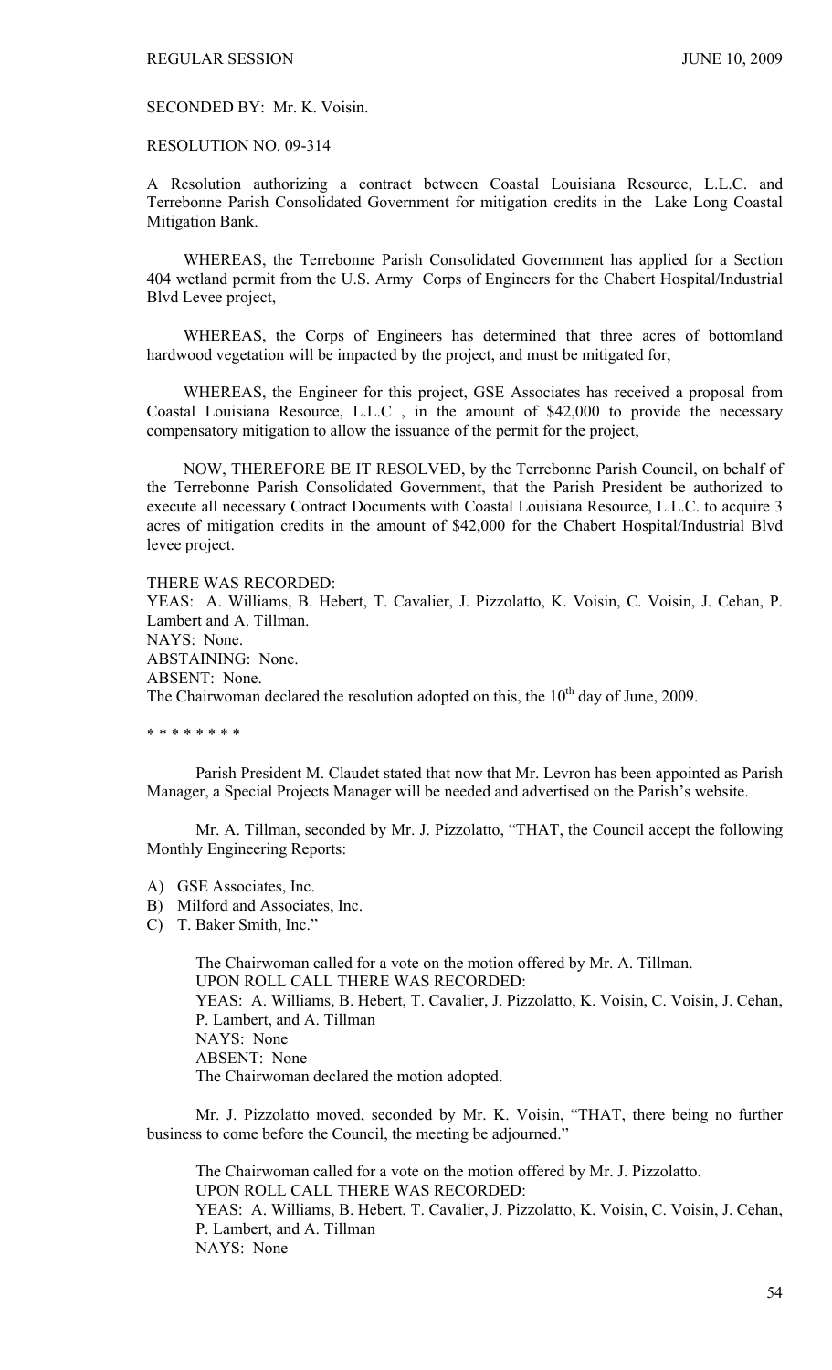SECONDED BY: Mr. K. Voisin.

RESOLUTION NO. 09-314

A Resolution authorizing a contract between Coastal Louisiana Resource, L.L.C. and Terrebonne Parish Consolidated Government for mitigation credits in the Lake Long Coastal Mitigation Bank.

WHEREAS, the Terrebonne Parish Consolidated Government has applied for a Section 404 wetland permit from the U.S. Army Corps of Engineers for the Chabert Hospital/Industrial Blvd Levee project,

WHEREAS, the Corps of Engineers has determined that three acres of bottomland hardwood vegetation will be impacted by the project, and must be mitigated for,

WHEREAS, the Engineer for this project, GSE Associates has received a proposal from Coastal Louisiana Resource, L.L.C , in the amount of $42,000 to provide the necessary compensatory mitigation to allow the issuance of the permit for the project,

NOW, THEREFORE BE IT RESOLVED, by the Terrebonne Parish Council, on behalf of the Terrebonne Parish Consolidated Government, that the Parish President be authorized to execute all necessary Contract Documents with Coastal Louisiana Resource, L.L.C. to acquire 3 acres of mitigation credits in the amount of $42,000 for the Chabert Hospital/Industrial Blvd levee project.

THERE WAS RECORDED:
YEAS: A. Williams, B. Hebert, T. Cavalier, J. Pizzolatto, K. Voisin, C. Voisin, J. Cehan, P. Lambert and A. Tillman.
NAYS: None.
ABSTAINING: None.
ABSENT: None.
The Chairwoman declared the resolution adopted on this, the 10th day of June, 2009.

\* \* \* \* \* \* \* \*

Parish President M. Claudet stated that now that Mr. Levron has been appointed as Parish Manager, a Special Projects Manager will be needed and advertised on the Parish's website.

Mr. A. Tillman, seconded by Mr. J. Pizzolatto, "THAT, the Council accept the following Monthly Engineering Reports:

A) GSE Associates, Inc.
B) Milford and Associates, Inc.
C) T. Baker Smith, Inc."

The Chairwoman called for a vote on the motion offered by Mr. A. Tillman.
UPON ROLL CALL THERE WAS RECORDED:
YEAS: A. Williams, B. Hebert, T. Cavalier, J. Pizzolatto, K. Voisin, C. Voisin, J. Cehan, P. Lambert, and A. Tillman
NAYS: None
ABSENT: None
The Chairwoman declared the motion adopted.

Mr. J. Pizzolatto moved, seconded by Mr. K. Voisin, "THAT, there being no further business to come before the Council, the meeting be adjourned."

The Chairwoman called for a vote on the motion offered by Mr. J. Pizzolatto.
UPON ROLL CALL THERE WAS RECORDED:
YEAS: A. Williams, B. Hebert, T. Cavalier, J. Pizzolatto, K. Voisin, C. Voisin, J. Cehan, P. Lambert, and A. Tillman
NAYS: None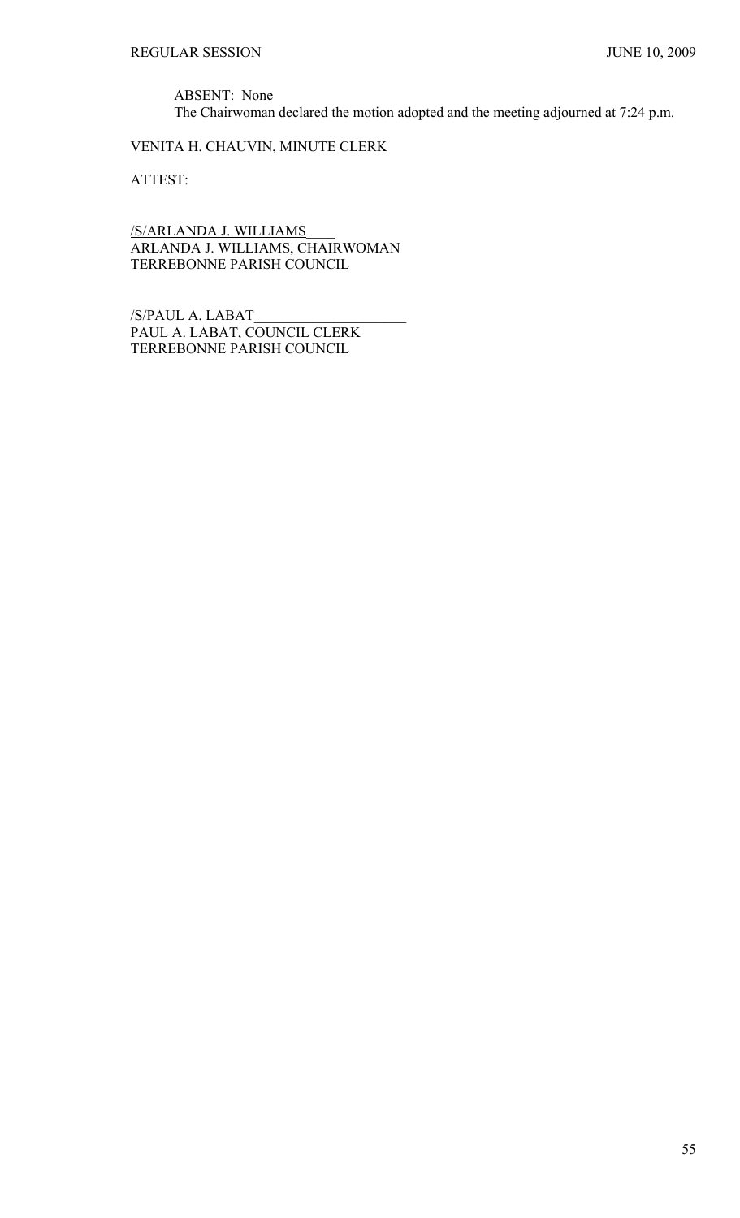ABSENT: None

The Chairwoman declared the motion adopted and the meeting adjourned at 7:24 p.m.

VENITA H. CHAUVIN, MINUTE CLERK

ATTEST:

/S/ARLANDA J. WILLIAMS
ARLANDA J. WILLIAMS, CHAIRWOMAN
TERREBONNE PARISH COUNCIL

/S/PAUL A. LABAT
PAUL A. LABAT, COUNCIL CLERK
TERREBONNE PARISH COUNCIL